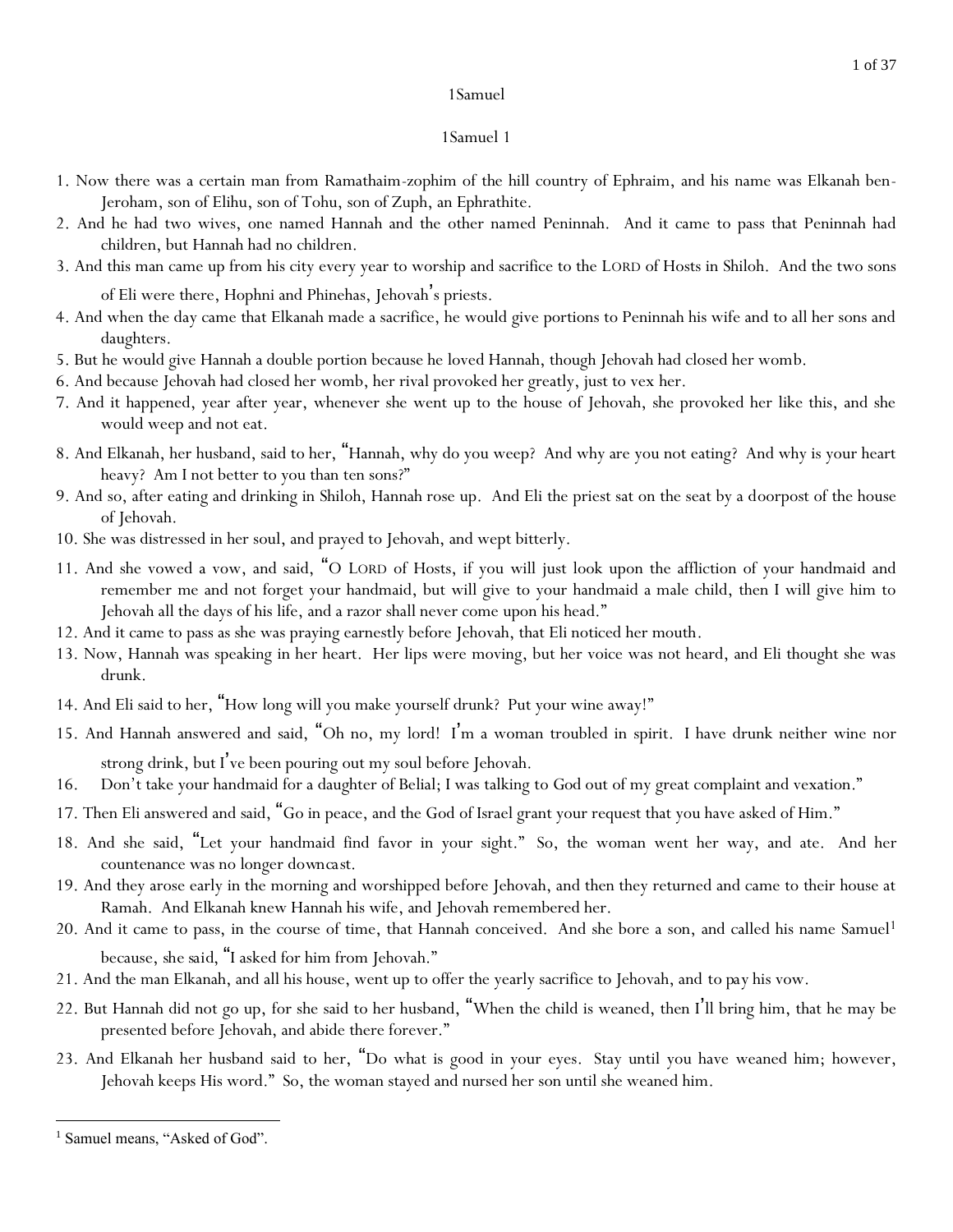# 1Samuel

## 1Samuel 1

1. Now there was a certain man from Ramathaim-zophim of the hill country of Ephraim, and his name was Elkanah ben-Jeroham, son of Elihu, son of Tohu, son of Zuph, an Ephrathite.
2. And he had two wives, one named Hannah and the other named Peninnah. And it came to pass that Peninnah had children, but Hannah had no children.
3. And this man came up from his city every year to worship and sacrifice to the LORD of Hosts in Shiloh. And the two sons of Eli were there, Hophni and Phinehas, Jehovah's priests.
4. And when the day came that Elkanah made a sacrifice, he would give portions to Peninnah his wife and to all her sons and daughters.
5. But he would give Hannah a double portion because he loved Hannah, though Jehovah had closed her womb.
6. And because Jehovah had closed her womb, her rival provoked her greatly, just to vex her.
7. And it happened, year after year, whenever she went up to the house of Jehovah, she provoked her like this, and she would weep and not eat.
8. And Elkanah, her husband, said to her, "Hannah, why do you weep? And why are you not eating? And why is your heart heavy? Am I not better to you than ten sons?"
9. And so, after eating and drinking in Shiloh, Hannah rose up. And Eli the priest sat on the seat by a doorpost of the house of Jehovah.
10. She was distressed in her soul, and prayed to Jehovah, and wept bitterly.
11. And she vowed a vow, and said, "O LORD of Hosts, if you will just look upon the affliction of your handmaid and remember me and not forget your handmaid, but will give to your handmaid a male child, then I will give him to Jehovah all the days of his life, and a razor shall never come upon his head."
12. And it came to pass as she was praying earnestly before Jehovah, that Eli noticed her mouth.
13. Now, Hannah was speaking in her heart. Her lips were moving, but her voice was not heard, and Eli thought she was drunk.
14. And Eli said to her, "How long will you make yourself drunk? Put your wine away!"
15. And Hannah answered and said, "Oh no, my lord! I'm a woman troubled in spirit. I have drunk neither wine nor strong drink, but I've been pouring out my soul before Jehovah.
16. Don't take your handmaid for a daughter of Belial; I was talking to God out of my great complaint and vexation."
17. Then Eli answered and said, "Go in peace, and the God of Israel grant your request that you have asked of Him."
18. And she said, "Let your handmaid find favor in your sight." So, the woman went her way, and ate. And her countenance was no longer downcast.
19. And they arose early in the morning and worshipped before Jehovah, and then they returned and came to their house at Ramah. And Elkanah knew Hannah his wife, and Jehovah remembered her.
20. And it came to pass, in the course of time, that Hannah conceived. And she bore a son, and called his name Samuel[1] because, she said, "I asked for him from Jehovah."
21. And the man Elkanah, and all his house, went up to offer the yearly sacrifice to Jehovah, and to pay his vow.
22. But Hannah did not go up, for she said to her husband, "When the child is weaned, then I'll bring him, that he may be presented before Jehovah, and abide there forever."
23. And Elkanah her husband said to her, "Do what is good in your eyes. Stay until you have weaned him; however, Jehovah keeps His word." So, the woman stayed and nursed her son until she weaned him.

---

[1] Samuel means, "Asked of God".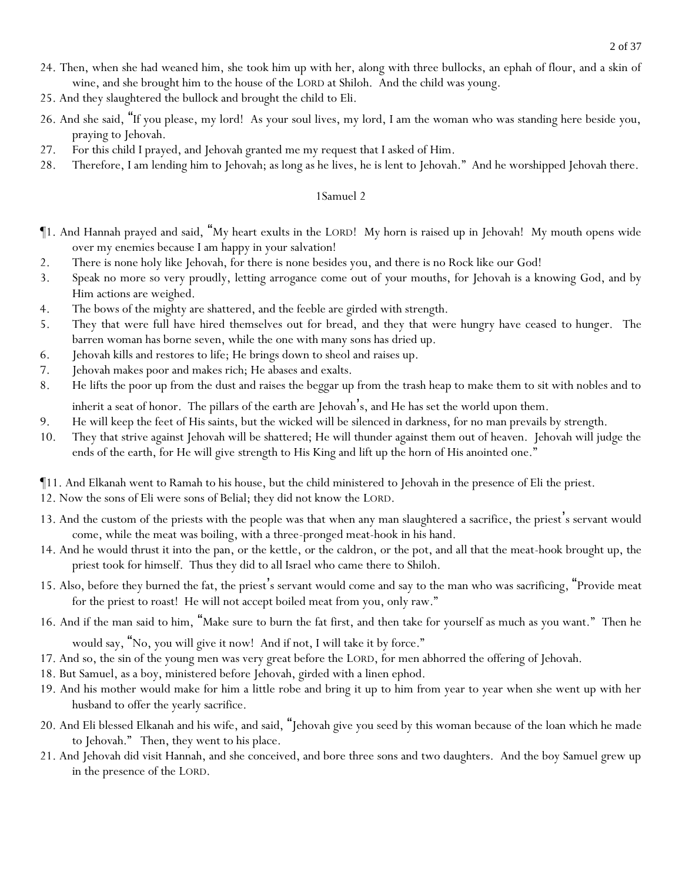24. Then, when she had weaned him, she took him up with her, along with three bullocks, an ephah of flour, and a skin of wine, and she brought him to the house of the LORD at Shiloh. And the child was young.
25. And they slaughtered the bullock and brought the child to Eli.
26. And she said, "If you please, my lord! As your soul lives, my lord, I am the woman who was standing here beside you, praying to Jehovah.
27. For this child I prayed, and Jehovah granted me my request that I asked of Him.
28. Therefore, I am lending him to Jehovah; as long as he lives, he is lent to Jehovah." And he worshipped Jehovah there.

## 1Samuel 2

¶1. And Hannah prayed and said, "My heart exults in the LORD! My horn is raised up in Jehovah! My mouth opens wide over my enemies because I am happy in your salvation!
2. There is none holy like Jehovah, for there is none besides you, and there is no Rock like our God!
3. Speak no more so very proudly, letting arrogance come out of your mouths, for Jehovah is a knowing God, and by Him actions are weighed.
4. The bows of the mighty are shattered, and the feeble are girded with strength.
5. They that were full have hired themselves out for bread, and they that were hungry have ceased to hunger. The barren woman has borne seven, while the one with many sons has dried up.
6. Jehovah kills and restores to life; He brings down to sheol and raises up.
7. Jehovah makes poor and makes rich; He abases and exalts.
8. He lifts the poor up from the dust and raises the beggar up from the trash heap to make them to sit with nobles and to inherit a seat of honor. The pillars of the earth are Jehovah's, and He has set the world upon them.
9. He will keep the feet of His saints, but the wicked will be silenced in darkness, for no man prevails by strength.
10. They that strive against Jehovah will be shattered; He will thunder against them out of heaven. Jehovah will judge the ends of the earth, for He will give strength to His King and lift up the horn of His anointed one."

¶11. And Elkanah went to Ramah to his house, but the child ministered to Jehovah in the presence of Eli the priest.
12. Now the sons of Eli were sons of Belial; they did not know the LORD.
13. And the custom of the priests with the people was that when any man slaughtered a sacrifice, the priest's servant would come, while the meat was boiling, with a three-pronged meat-hook in his hand.
14. And he would thrust it into the pan, or the kettle, or the caldron, or the pot, and all that the meat-hook brought up, the priest took for himself. Thus they did to all Israel who came there to Shiloh.
15. Also, before they burned the fat, the priest's servant would come and say to the man who was sacrificing, "Provide meat for the priest to roast! He will not accept boiled meat from you, only raw."
16. And if the man said to him, "Make sure to burn the fat first, and then take for yourself as much as you want." Then he would say, "No, you will give it now! And if not, I will take it by force."
17. And so, the sin of the young men was very great before the LORD, for men abhorred the offering of Jehovah.
18. But Samuel, as a boy, ministered before Jehovah, girded with a linen ephod.
19. And his mother would make for him a little robe and bring it up to him from year to year when she went up with her husband to offer the yearly sacrifice.
20. And Eli blessed Elkanah and his wife, and said, "Jehovah give you seed by this woman because of the loan which he made to Jehovah." Then, they went to his place.
21. And Jehovah did visit Hannah, and she conceived, and bore three sons and two daughters. And the boy Samuel grew up in the presence of the LORD.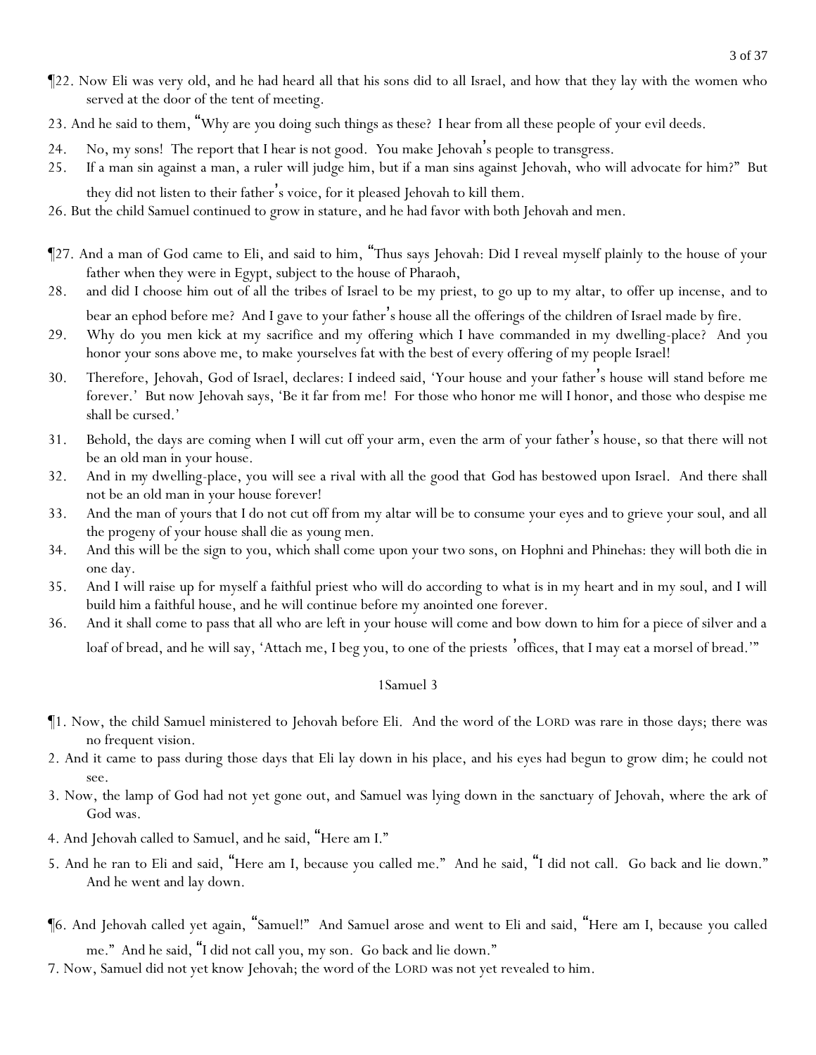¶22. Now Eli was very old, and he had heard all that his sons did to all Israel, and how that they lay with the women who served at the door of the tent of meeting.

23. And he said to them, "Why are you doing such things as these? I hear from all these people of your evil deeds.

24. No, my sons! The report that I hear is not good. You make Jehovah's people to transgress.

25. If a man sin against a man, a ruler will judge him, but if a man sins against Jehovah, who will advocate for him?" But they did not listen to their father's voice, for it pleased Jehovah to kill them.

26. But the child Samuel continued to grow in stature, and he had favor with both Jehovah and men.

¶27. And a man of God came to Eli, and said to him, "Thus says Jehovah: Did I reveal myself plainly to the house of your father when they were in Egypt, subject to the house of Pharaoh,

28. and did I choose him out of all the tribes of Israel to be my priest, to go up to my altar, to offer up incense, and to bear an ephod before me? And I gave to your father's house all the offerings of the children of Israel made by fire.

29. Why do you men kick at my sacrifice and my offering which I have commanded in my dwelling-place? And you honor your sons above me, to make yourselves fat with the best of every offering of my people Israel!

30. Therefore, Jehovah, God of Israel, declares: I indeed said, 'Your house and your father's house will stand before me forever.' But now Jehovah says, 'Be it far from me! For those who honor me will I honor, and those who despise me shall be cursed.'

31. Behold, the days are coming when I will cut off your arm, even the arm of your father's house, so that there will not be an old man in your house.

32. And in my dwelling-place, you will see a rival with all the good that God has bestowed upon Israel. And there shall not be an old man in your house forever!

33. And the man of yours that I do not cut off from my altar will be to consume your eyes and to grieve your soul, and all the progeny of your house shall die as young men.

34. And this will be the sign to you, which shall come upon your two sons, on Hophni and Phinehas: they will both die in one day.

35. And I will raise up for myself a faithful priest who will do according to what is in my heart and in my soul, and I will build him a faithful house, and he will continue before my anointed one forever.

36. And it shall come to pass that all who are left in your house will come and bow down to him for a piece of silver and a loaf of bread, and he will say, 'Attach me, I beg you, to one of the priests' offices, that I may eat a morsel of bread.'"

## 1Samuel 3

¶1. Now, the child Samuel ministered to Jehovah before Eli. And the word of the LORD was rare in those days; there was no frequent vision.

2. And it came to pass during those days that Eli lay down in his place, and his eyes had begun to grow dim; he could not see.

3. Now, the lamp of God had not yet gone out, and Samuel was lying down in the sanctuary of Jehovah, where the ark of God was.

4. And Jehovah called to Samuel, and he said, "Here am I."

5. And he ran to Eli and said, "Here am I, because you called me." And he said, "I did not call. Go back and lie down." And he went and lay down.

¶6. And Jehovah called yet again, "Samuel!" And Samuel arose and went to Eli and said, "Here am I, because you called me." And he said, "I did not call you, my son. Go back and lie down."

7. Now, Samuel did not yet know Jehovah; the word of the LORD was not yet revealed to him.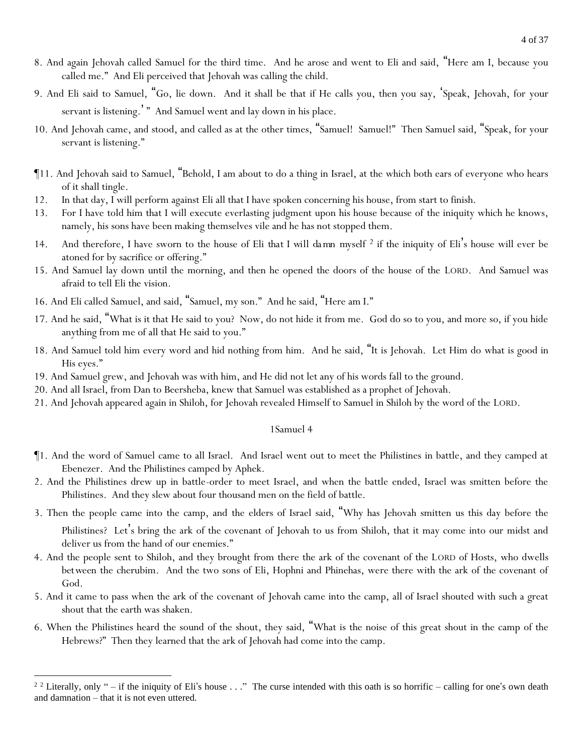8. And again Jehovah called Samuel for the third time. And he arose and went to Eli and said, "Here am I, because you called me." And Eli perceived that Jehovah was calling the child.

9. And Eli said to Samuel, "Go, lie down. And it shall be that if He calls you, then you say, 'Speak, Jehovah, for your servant is listening.' " And Samuel went and lay down in his place.

10. And Jehovah came, and stood, and called as at the other times, "Samuel! Samuel!" Then Samuel said, "Speak, for your servant is listening."

¶11. And Jehovah said to Samuel, "Behold, I am about to do a thing in Israel, at the which both ears of everyone who hears of it shall tingle.

12. In that day, I will perform against Eli all that I have spoken concerning his house, from start to finish.

13. For I have told him that I will execute everlasting judgment upon his house because of the iniquity which he knows, namely, his sons have been making themselves vile and he has not stopped them.

14. And therefore, I have sworn to the house of Eli that I will damn myself [2] if the iniquity of Eli's house will ever be atoned for by sacrifice or offering."

15. And Samuel lay down until the morning, and then he opened the doors of the house of the LORD. And Samuel was afraid to tell Eli the vision.

16. And Eli called Samuel, and said, "Samuel, my son." And he said, "Here am I."

17. And he said, "What is it that He said to you? Now, do not hide it from me. God do so to you, and more so, if you hide anything from me of all that He said to you."

18. And Samuel told him every word and hid nothing from him. And he said, "It is Jehovah. Let Him do what is good in His eyes."

19. And Samuel grew, and Jehovah was with him, and He did not let any of his words fall to the ground.

20. And all Israel, from Dan to Beersheba, knew that Samuel was established as a prophet of Jehovah.

21. And Jehovah appeared again in Shiloh, for Jehovah revealed Himself to Samuel in Shiloh by the word of the LORD.

## 1Samuel 4

¶1. And the word of Samuel came to all Israel. And Israel went out to meet the Philistines in battle, and they camped at Ebenezer. And the Philistines camped by Aphek.

2. And the Philistines drew up in battle-order to meet Israel, and when the battle ended, Israel was smitten before the Philistines. And they slew about four thousand men on the field of battle.

3. Then the people came into the camp, and the elders of Israel said, "Why has Jehovah smitten us this day before the Philistines? Let's bring the ark of the covenant of Jehovah to us from Shiloh, that it may come into our midst and deliver us from the hand of our enemies."

4. And the people sent to Shiloh, and they brought from there the ark of the covenant of the LORD of Hosts, who dwells between the cherubim. And the two sons of Eli, Hophni and Phinehas, were there with the ark of the covenant of God.

5. And it came to pass when the ark of the covenant of Jehovah came into the camp, all of Israel shouted with such a great shout that the earth was shaken.

6. When the Philistines heard the sound of the shout, they said, "What is the noise of this great shout in the camp of the Hebrews?" Then they learned that the ark of Jehovah had come into the camp.

---

[2] Literally, only " – if the iniquity of Eli's house . . ." The curse intended with this oath is so horrific – calling for one's own death and damnation – that it is not even uttered.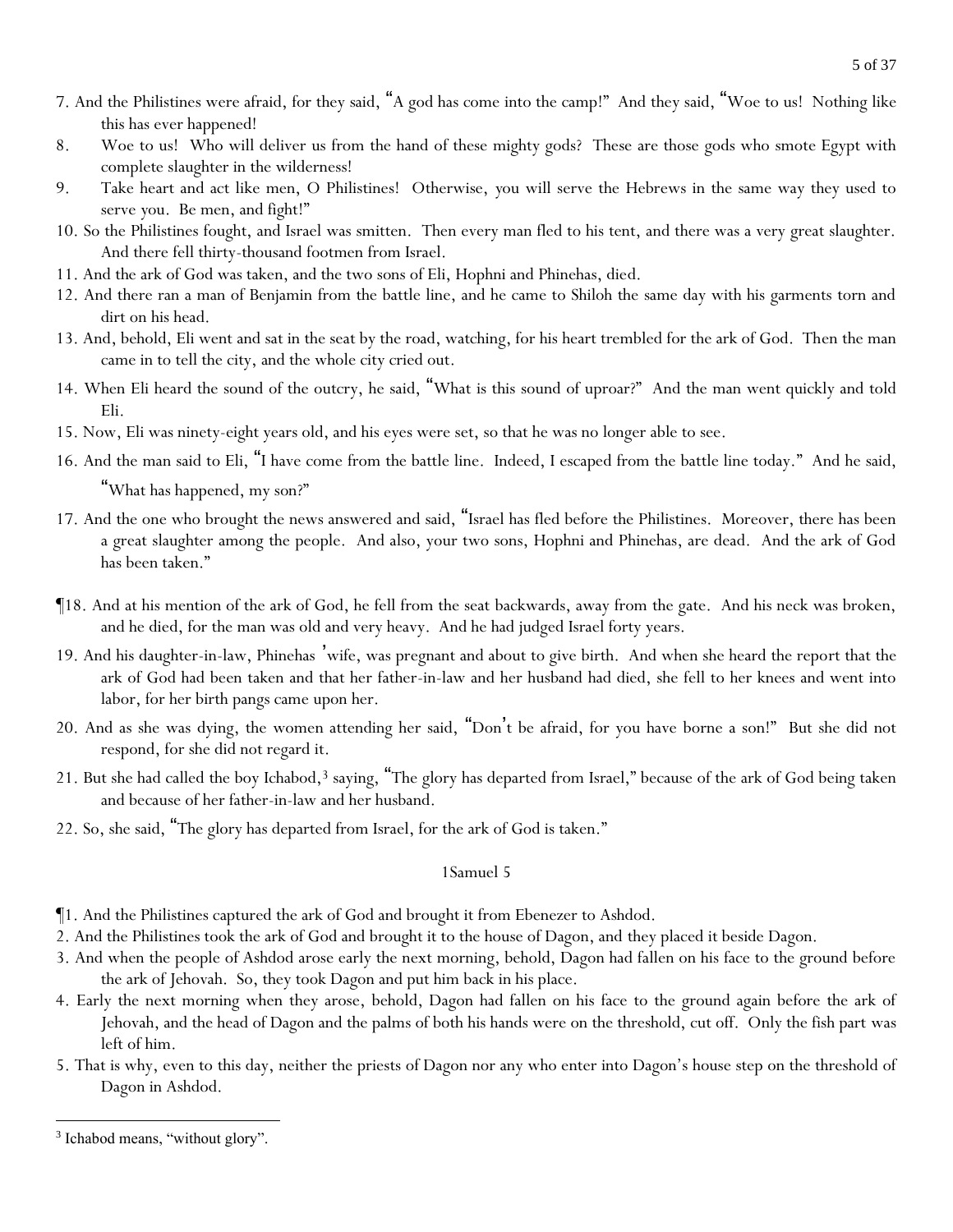7. And the Philistines were afraid, for they said, "A god has come into the camp!" And they said, "Woe to us! Nothing like this has ever happened!

8. Woe to us! Who will deliver us from the hand of these mighty gods? These are those gods who smote Egypt with complete slaughter in the wilderness!

9. Take heart and act like men, O Philistines! Otherwise, you will serve the Hebrews in the same way they used to serve you. Be men, and fight!"

10. So the Philistines fought, and Israel was smitten. Then every man fled to his tent, and there was a very great slaughter. And there fell thirty-thousand footmen from Israel.

11. And the ark of God was taken, and the two sons of Eli, Hophni and Phinehas, died.

12. And there ran a man of Benjamin from the battle line, and he came to Shiloh the same day with his garments torn and dirt on his head.

13. And, behold, Eli went and sat in the seat by the road, watching, for his heart trembled for the ark of God. Then the man came in to tell the city, and the whole city cried out.

14. When Eli heard the sound of the outcry, he said, "What is this sound of uproar?" And the man went quickly and told Eli.

15. Now, Eli was ninety-eight years old, and his eyes were set, so that he was no longer able to see.

16. And the man said to Eli, "I have come from the battle line. Indeed, I escaped from the battle line today." And he said, "What has happened, my son?"

17. And the one who brought the news answered and said, "Israel has fled before the Philistines. Moreover, there has been a great slaughter among the people. And also, your two sons, Hophni and Phinehas, are dead. And the ark of God has been taken."

¶18. And at his mention of the ark of God, he fell from the seat backwards, away from the gate. And his neck was broken, and he died, for the man was old and very heavy. And he had judged Israel forty years.

19. And his daughter-in-law, Phinehas' wife, was pregnant and about to give birth. And when she heard the report that the ark of God had been taken and that her father-in-law and her husband had died, she fell to her knees and went into labor, for her birth pangs came upon her.

20. And as she was dying, the women attending her said, "Don't be afraid, for you have borne a son!" But she did not respond, for she did not regard it.

21. But she had called the boy Ichabod,[3] saying, "The glory has departed from Israel," because of the ark of God being taken and because of her father-in-law and her husband.

22. So, she said, "The glory has departed from Israel, for the ark of God is taken."

## 1Samuel 5

¶1. And the Philistines captured the ark of God and brought it from Ebenezer to Ashdod.

2. And the Philistines took the ark of God and brought it to the house of Dagon, and they placed it beside Dagon.

3. And when the people of Ashdod arose early the next morning, behold, Dagon had fallen on his face to the ground before the ark of Jehovah. So, they took Dagon and put him back in his place.

4. Early the next morning when they arose, behold, Dagon had fallen on his face to the ground again before the ark of Jehovah, and the head of Dagon and the palms of both his hands were on the threshold, cut off. Only the fish part was left of him.

5. That is why, even to this day, neither the priests of Dagon nor any who enter into Dagon's house step on the threshold of Dagon in Ashdod.

---

[3] Ichabod means, "without glory".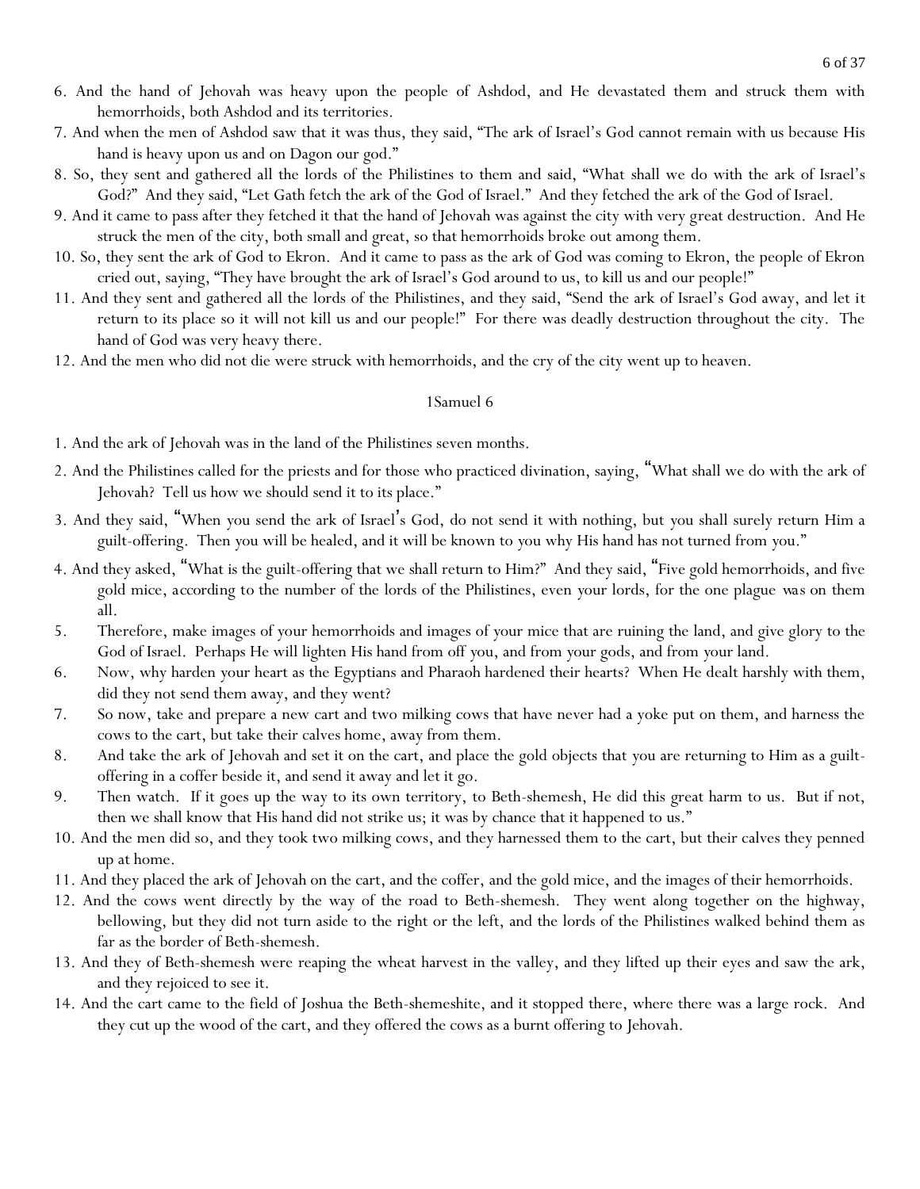6. And the hand of Jehovah was heavy upon the people of Ashdod, and He devastated them and struck them with hemorrhoids, both Ashdod and its territories.

7. And when the men of Ashdod saw that it was thus, they said, "The ark of Israel's God cannot remain with us because His hand is heavy upon us and on Dagon our god."

8. So, they sent and gathered all the lords of the Philistines to them and said, "What shall we do with the ark of Israel's God?" And they said, "Let Gath fetch the ark of the God of Israel." And they fetched the ark of the God of Israel.

9. And it came to pass after they fetched it that the hand of Jehovah was against the city with very great destruction. And He struck the men of the city, both small and great, so that hemorrhoids broke out among them.

10. So, they sent the ark of God to Ekron. And it came to pass as the ark of God was coming to Ekron, the people of Ekron cried out, saying, "They have brought the ark of Israel's God around to us, to kill us and our people!"

11. And they sent and gathered all the lords of the Philistines, and they said, "Send the ark of Israel's God away, and let it return to its place so it will not kill us and our people!" For there was deadly destruction throughout the city. The hand of God was very heavy there.

12. And the men who did not die were struck with hemorrhoids, and the cry of the city went up to heaven.

## 1Samuel 6

1. And the ark of Jehovah was in the land of the Philistines seven months.

2. And the Philistines called for the priests and for those who practiced divination, saying, "What shall we do with the ark of Jehovah? Tell us how we should send it to its place."

3. And they said, "When you send the ark of Israel's God, do not send it with nothing, but you shall surely return Him a guilt-offering. Then you will be healed, and it will be known to you why His hand has not turned from you."

4. And they asked, "What is the guilt-offering that we shall return to Him?" And they said, "Five gold hemorrhoids, and five gold mice, according to the number of the lords of the Philistines, even your lords, for the one plague was on them all.

5. Therefore, make images of your hemorrhoids and images of your mice that are ruining the land, and give glory to the God of Israel. Perhaps He will lighten His hand from off you, and from your gods, and from your land.

6. Now, why harden your heart as the Egyptians and Pharaoh hardened their hearts? When He dealt harshly with them, did they not send them away, and they went?

7. So now, take and prepare a new cart and two milking cows that have never had a yoke put on them, and harness the cows to the cart, but take their calves home, away from them.

8. And take the ark of Jehovah and set it on the cart, and place the gold objects that you are returning to Him as a guilt-offering in a coffer beside it, and send it away and let it go.

9. Then watch. If it goes up the way to its own territory, to Beth-shemesh, He did this great harm to us. But if not, then we shall know that His hand did not strike us; it was by chance that it happened to us."

10. And the men did so, and they took two milking cows, and they harnessed them to the cart, but their calves they penned up at home.

11. And they placed the ark of Jehovah on the cart, and the coffer, and the gold mice, and the images of their hemorrhoids.

12. And the cows went directly by the way of the road to Beth-shemesh. They went along together on the highway, bellowing, but they did not turn aside to the right or the left, and the lords of the Philistines walked behind them as far as the border of Beth-shemesh.

13. And they of Beth-shemesh were reaping the wheat harvest in the valley, and they lifted up their eyes and saw the ark, and they rejoiced to see it.

14. And the cart came to the field of Joshua the Beth-shemeshite, and it stopped there, where there was a large rock. And they cut up the wood of the cart, and they offered the cows as a burnt offering to Jehovah.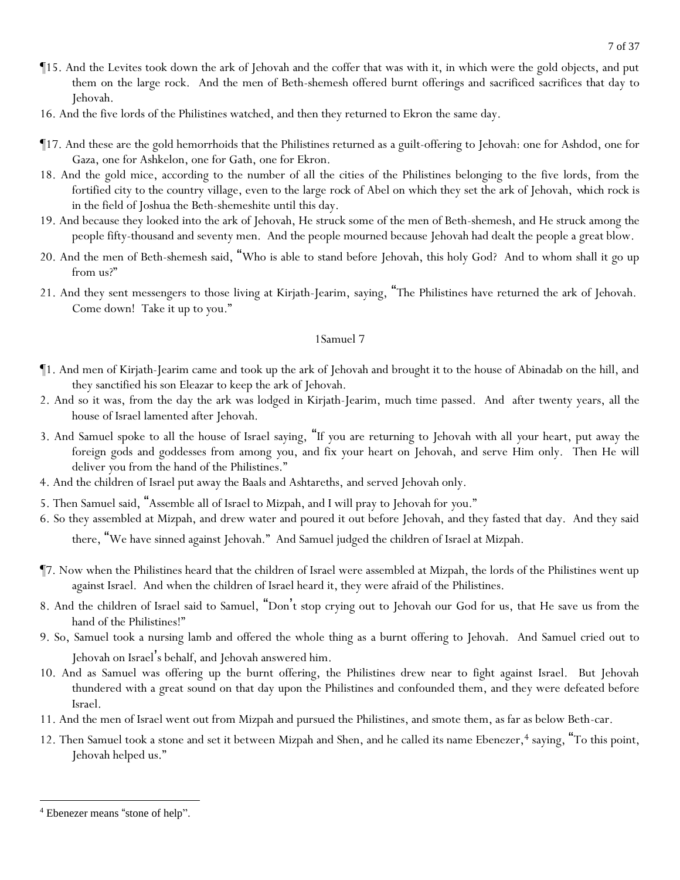¶15. And the Levites took down the ark of Jehovah and the coffer that was with it, in which were the gold objects, and put them on the large rock. And the men of Beth-shemesh offered burnt offerings and sacrificed sacrifices that day to Jehovah.

16. And the five lords of the Philistines watched, and then they returned to Ekron the same day.

¶17. And these are the gold hemorrhoids that the Philistines returned as a guilt-offering to Jehovah: one for Ashdod, one for Gaza, one for Ashkelon, one for Gath, one for Ekron.

18. And the gold mice, according to the number of all the cities of the Philistines belonging to the five lords, from the fortified city to the country village, even to the large rock of Abel on which they set the ark of Jehovah, which rock is in the field of Joshua the Beth-shemeshite until this day.

19. And because they looked into the ark of Jehovah, He struck some of the men of Beth-shemesh, and He struck among the people fifty-thousand and seventy men. And the people mourned because Jehovah had dealt the people a great blow.

20. And the men of Beth-shemesh said, "Who is able to stand before Jehovah, this holy God? And to whom shall it go up from us?"

21. And they sent messengers to those living at Kirjath-Jearim, saying, "The Philistines have returned the ark of Jehovah. Come down! Take it up to you."

## 1Samuel 7

¶1. And men of Kirjath-Jearim came and took up the ark of Jehovah and brought it to the house of Abinadab on the hill, and they sanctified his son Eleazar to keep the ark of Jehovah.

2. And so it was, from the day the ark was lodged in Kirjath-Jearim, much time passed. And after twenty years, all the house of Israel lamented after Jehovah.

3. And Samuel spoke to all the house of Israel saying, "If you are returning to Jehovah with all your heart, put away the foreign gods and goddesses from among you, and fix your heart on Jehovah, and serve Him only. Then He will deliver you from the hand of the Philistines."

4. And the children of Israel put away the Baals and Ashtareths, and served Jehovah only.

5. Then Samuel said, "Assemble all of Israel to Mizpah, and I will pray to Jehovah for you."

6. So they assembled at Mizpah, and drew water and poured it out before Jehovah, and they fasted that day. And they said there, "We have sinned against Jehovah." And Samuel judged the children of Israel at Mizpah.

¶7. Now when the Philistines heard that the children of Israel were assembled at Mizpah, the lords of the Philistines went up against Israel. And when the children of Israel heard it, they were afraid of the Philistines.

8. And the children of Israel said to Samuel, "Don't stop crying out to Jehovah our God for us, that He save us from the hand of the Philistines!"

9. So, Samuel took a nursing lamb and offered the whole thing as a burnt offering to Jehovah. And Samuel cried out to Jehovah on Israel's behalf, and Jehovah answered him.

10. And as Samuel was offering up the burnt offering, the Philistines drew near to fight against Israel. But Jehovah thundered with a great sound on that day upon the Philistines and confounded them, and they were defeated before Israel.

11. And the men of Israel went out from Mizpah and pursued the Philistines, and smote them, as far as below Beth-car.

12. Then Samuel took a stone and set it between Mizpah and Shen, and he called its name Ebenezer,[4] saying, "To this point, Jehovah helped us."

---

[4] Ebenezer means "stone of help".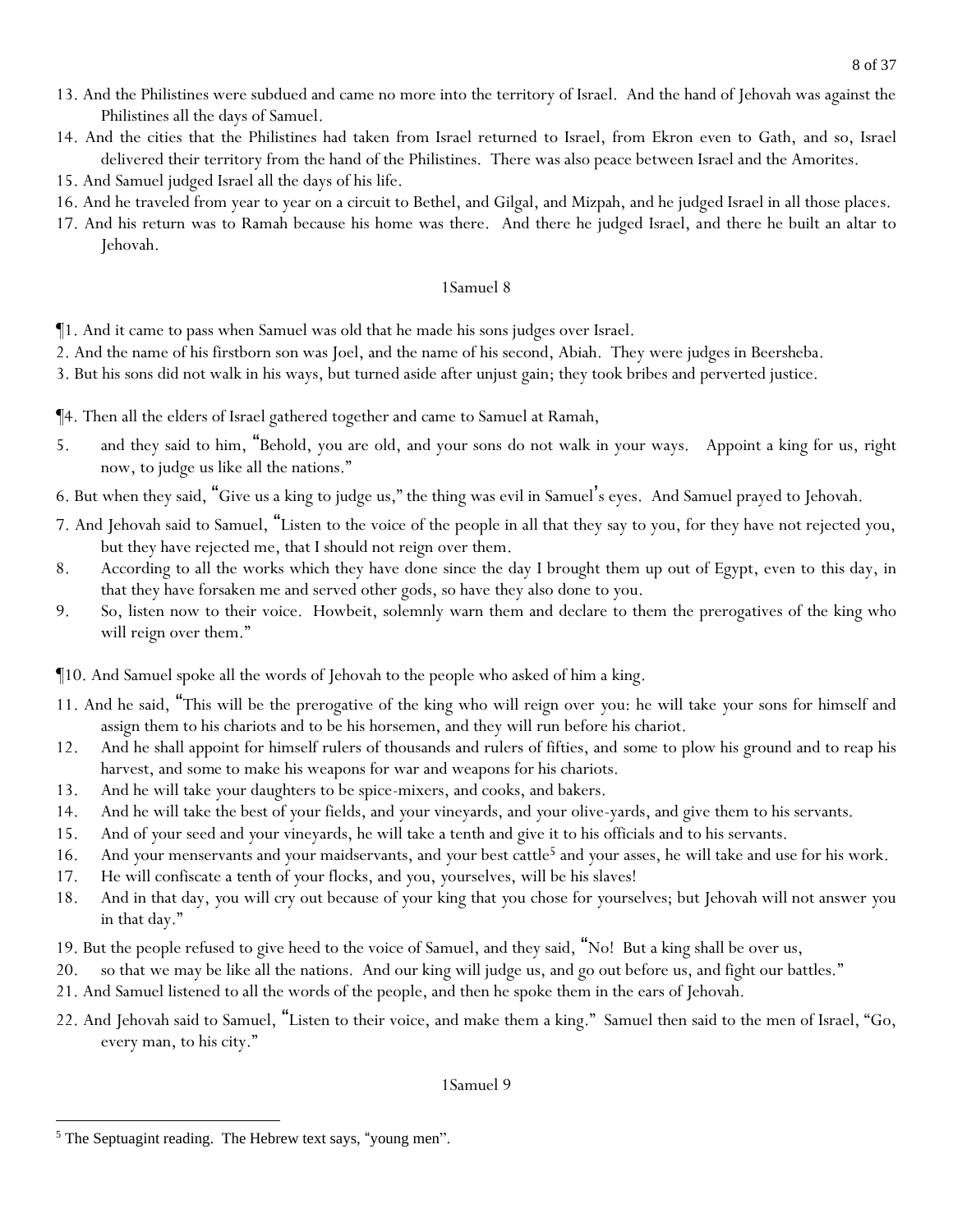13. And the Philistines were subdued and came no more into the territory of Israel. And the hand of Jehovah was against the Philistines all the days of Samuel.

14. And the cities that the Philistines had taken from Israel returned to Israel, from Ekron even to Gath, and so, Israel delivered their territory from the hand of the Philistines. There was also peace between Israel and the Amorites.

15. And Samuel judged Israel all the days of his life.

16. And he traveled from year to year on a circuit to Bethel, and Gilgal, and Mizpah, and he judged Israel in all those places.

17. And his return was to Ramah because his home was there. And there he judged Israel, and there he built an altar to Jehovah.

## 1Samuel 8

¶1. And it came to pass when Samuel was old that he made his sons judges over Israel.

2. And the name of his firstborn son was Joel, and the name of his second, Abiah. They were judges in Beersheba.

3. But his sons did not walk in his ways, but turned aside after unjust gain; they took bribes and perverted justice.

¶4. Then all the elders of Israel gathered together and came to Samuel at Ramah,

5. and they said to him, "Behold, you are old, and your sons do not walk in your ways. Appoint a king for us, right now, to judge us like all the nations."

6. But when they said, "Give us a king to judge us," the thing was evil in Samuel's eyes. And Samuel prayed to Jehovah.

7. And Jehovah said to Samuel, "Listen to the voice of the people in all that they say to you, for they have not rejected you, but they have rejected me, that I should not reign over them.

8. According to all the works which they have done since the day I brought them up out of Egypt, even to this day, in that they have forsaken me and served other gods, so have they also done to you.

9. So, listen now to their voice. Howbeit, solemnly warn them and declare to them the prerogatives of the king who will reign over them."

¶10. And Samuel spoke all the words of Jehovah to the people who asked of him a king.

11. And he said, "This will be the prerogative of the king who will reign over you: he will take your sons for himself and assign them to his chariots and to be his horsemen, and they will run before his chariot.

12. And he shall appoint for himself rulers of thousands and rulers of fifties, and some to plow his ground and to reap his harvest, and some to make his weapons for war and weapons for his chariots.

13. And he will take your daughters to be spice-mixers, and cooks, and bakers.

14. And he will take the best of your fields, and your vineyards, and your olive-yards, and give them to his servants.

15. And of your seed and your vineyards, he will take a tenth and give it to his officials and to his servants.

16. And your menservants and your maidservants, and your best cattle[5] and your asses, he will take and use for his work.

17. He will confiscate a tenth of your flocks, and you, yourselves, will be his slaves!

18. And in that day, you will cry out because of your king that you chose for yourselves; but Jehovah will not answer you in that day."

19. But the people refused to give heed to the voice of Samuel, and they said, "No! But a king shall be over us,

20. so that we may be like all the nations. And our king will judge us, and go out before us, and fight our battles."

21. And Samuel listened to all the words of the people, and then he spoke them in the ears of Jehovah.

22. And Jehovah said to Samuel, "Listen to their voice, and make them a king." Samuel then said to the men of Israel, "Go, every man, to his city."

## 1Samuel 9

---

[5] The Septuagint reading. The Hebrew text says, "young men".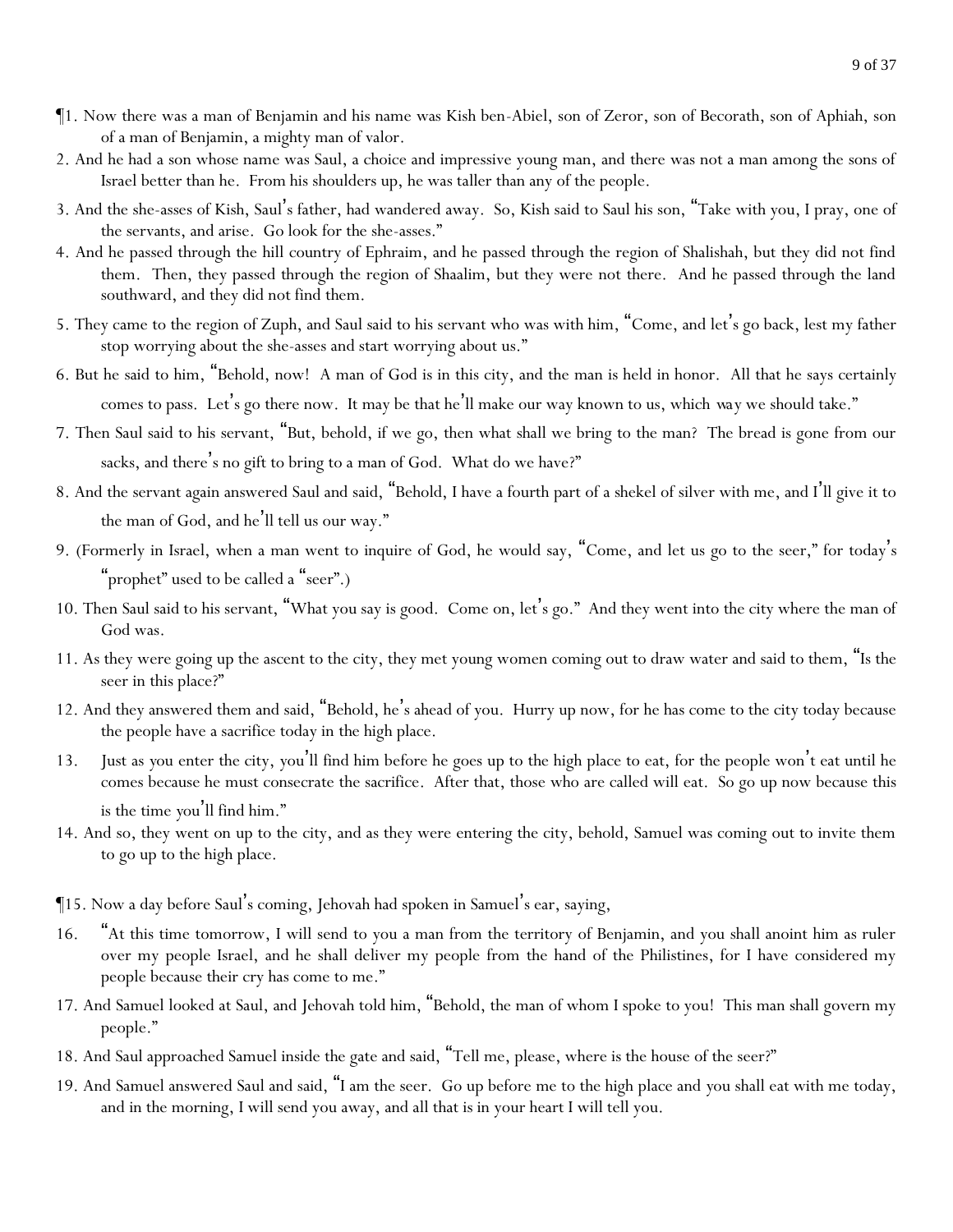¶1. Now there was a man of Benjamin and his name was Kish ben-Abiel, son of Zeror, son of Becorath, son of Aphiah, son of a man of Benjamin, a mighty man of valor.

2. And he had a son whose name was Saul, a choice and impressive young man, and there was not a man among the sons of Israel better than he. From his shoulders up, he was taller than any of the people.

3. And the she-asses of Kish, Saul's father, had wandered away. So, Kish said to Saul his son, "Take with you, I pray, one of the servants, and arise. Go look for the she-asses."

4. And he passed through the hill country of Ephraim, and he passed through the region of Shalishah, but they did not find them. Then, they passed through the region of Shaalim, but they were not there. And he passed through the land southward, and they did not find them.

5. They came to the region of Zuph, and Saul said to his servant who was with him, "Come, and let's go back, lest my father stop worrying about the she-asses and start worrying about us."

6. But he said to him, "Behold, now! A man of God is in this city, and the man is held in honor. All that he says certainly comes to pass. Let's go there now. It may be that he'll make our way known to us, which way we should take."

7. Then Saul said to his servant, "But, behold, if we go, then what shall we bring to the man? The bread is gone from our sacks, and there's no gift to bring to a man of God. What do we have?"

8. And the servant again answered Saul and said, "Behold, I have a fourth part of a shekel of silver with me, and I'll give it to the man of God, and he'll tell us our way."

9. (Formerly in Israel, when a man went to inquire of God, he would say, "Come, and let us go to the seer," for today's "prophet" used to be called a "seer".)

10. Then Saul said to his servant, "What you say is good. Come on, let's go." And they went into the city where the man of God was.

11. As they were going up the ascent to the city, they met young women coming out to draw water and said to them, "Is the seer in this place?"

12. And they answered them and said, "Behold, he's ahead of you. Hurry up now, for he has come to the city today because the people have a sacrifice today in the high place.

13. Just as you enter the city, you'll find him before he goes up to the high place to eat, for the people won't eat until he comes because he must consecrate the sacrifice. After that, those who are called will eat. So go up now because this is the time you'll find him."

14. And so, they went on up to the city, and as they were entering the city, behold, Samuel was coming out to invite them to go up to the high place.

¶15. Now a day before Saul's coming, Jehovah had spoken in Samuel's ear, saying,

16. "At this time tomorrow, I will send to you a man from the territory of Benjamin, and you shall anoint him as ruler over my people Israel, and he shall deliver my people from the hand of the Philistines, for I have considered my people because their cry has come to me."

17. And Samuel looked at Saul, and Jehovah told him, "Behold, the man of whom I spoke to you! This man shall govern my people."

18. And Saul approached Samuel inside the gate and said, "Tell me, please, where is the house of the seer?"

19. And Samuel answered Saul and said, "I am the seer. Go up before me to the high place and you shall eat with me today, and in the morning, I will send you away, and all that is in your heart I will tell you.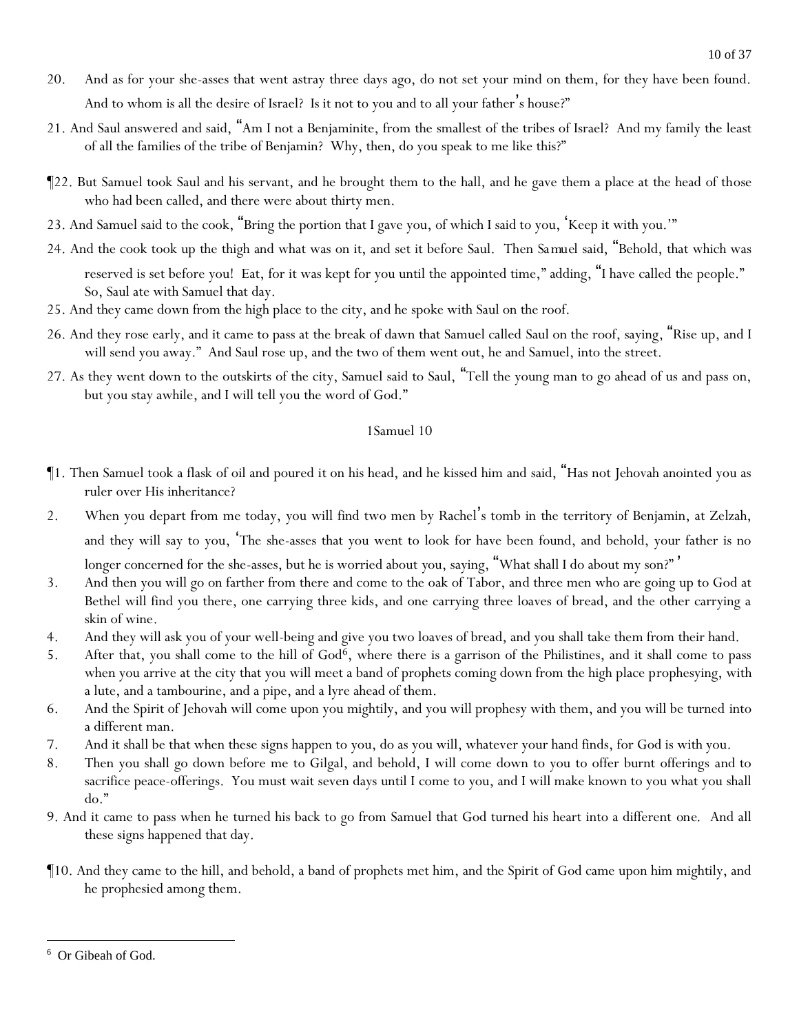20. And as for your she-asses that went astray three days ago, do not set your mind on them, for they have been found. And to whom is all the desire of Israel? Is it not to you and to all your father's house?"

21. And Saul answered and said, "Am I not a Benjaminite, from the smallest of the tribes of Israel? And my family the least of all the families of the tribe of Benjamin? Why, then, do you speak to me like this?"

¶22. But Samuel took Saul and his servant, and he brought them to the hall, and he gave them a place at the head of those who had been called, and there were about thirty men.

23. And Samuel said to the cook, "Bring the portion that I gave you, of which I said to you, 'Keep it with you.'"

24. And the cook took up the thigh and what was on it, and set it before Saul. Then Samuel said, "Behold, that which was reserved is set before you! Eat, for it was kept for you until the appointed time," adding, "I have called the people." So, Saul ate with Samuel that day.

25. And they came down from the high place to the city, and he spoke with Saul on the roof.

26. And they rose early, and it came to pass at the break of dawn that Samuel called Saul on the roof, saying, "Rise up, and I will send you away." And Saul rose up, and the two of them went out, he and Samuel, into the street.

27. As they went down to the outskirts of the city, Samuel said to Saul, "Tell the young man to go ahead of us and pass on, but you stay awhile, and I will tell you the word of God."

## 1Samuel 10

¶1. Then Samuel took a flask of oil and poured it on his head, and he kissed him and said, "Has not Jehovah anointed you as ruler over His inheritance?

2. When you depart from me today, you will find two men by Rachel's tomb in the territory of Benjamin, at Zelzah, and they will say to you, 'The she-asses that you went to look for have been found, and behold, your father is no longer concerned for the she-asses, but he is worried about you, saying, "What shall I do about my son?"'

3. And then you will go on farther from there and come to the oak of Tabor, and three men who are going up to God at Bethel will find you there, one carrying three kids, and one carrying three loaves of bread, and the other carrying a skin of wine.

4. And they will ask you of your well-being and give you two loaves of bread, and you shall take them from their hand.

5. After that, you shall come to the hill of God[6], where there is a garrison of the Philistines, and it shall come to pass when you arrive at the city that you will meet a band of prophets coming down from the high place prophesying, with a lute, and a tambourine, and a pipe, and a lyre ahead of them.

6. And the Spirit of Jehovah will come upon you mightily, and you will prophesy with them, and you will be turned into a different man.

7. And it shall be that when these signs happen to you, do as you will, whatever your hand finds, for God is with you.

8. Then you shall go down before me to Gilgal, and behold, I will come down to you to offer burnt offerings and to sacrifice peace-offerings. You must wait seven days until I come to you, and I will make known to you what you shall do."

9. And it came to pass when he turned his back to go from Samuel that God turned his heart into a different one. And all these signs happened that day.

¶10. And they came to the hill, and behold, a band of prophets met him, and the Spirit of God came upon him mightily, and he prophesied among them.

---

[6] Or Gibeah of God.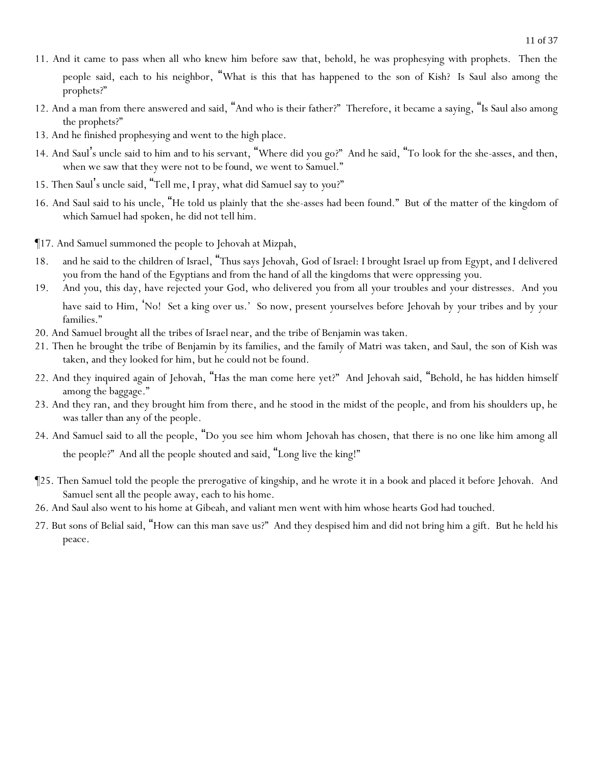11. And it came to pass when all who knew him before saw that, behold, he was prophesying with prophets. Then the people said, each to his neighbor, "What is this that has happened to the son of Kish? Is Saul also among the prophets?"

12. And a man from there answered and said, "And who is their father?" Therefore, it became a saying, "Is Saul also among the prophets?"

13. And he finished prophesying and went to the high place.

14. And Saul's uncle said to him and to his servant, "Where did you go?" And he said, "To look for the she-asses, and then, when we saw that they were not to be found, we went to Samuel."

15. Then Saul's uncle said, "Tell me, I pray, what did Samuel say to you?"

16. And Saul said to his uncle, "He told us plainly that the she-asses had been found." But of the matter of the kingdom of which Samuel had spoken, he did not tell him.

¶17. And Samuel summoned the people to Jehovah at Mizpah,

18. and he said to the children of Israel, "Thus says Jehovah, God of Israel: I brought Israel up from Egypt, and I delivered you from the hand of the Egyptians and from the hand of all the kingdoms that were oppressing you.

19. And you, this day, have rejected your God, who delivered you from all your troubles and your distresses. And you have said to Him, 'No! Set a king over us.' So now, present yourselves before Jehovah by your tribes and by your families."

20. And Samuel brought all the tribes of Israel near, and the tribe of Benjamin was taken.

21. Then he brought the tribe of Benjamin by its families, and the family of Matri was taken, and Saul, the son of Kish was taken, and they looked for him, but he could not be found.

22. And they inquired again of Jehovah, "Has the man come here yet?" And Jehovah said, "Behold, he has hidden himself among the baggage."

23. And they ran, and they brought him from there, and he stood in the midst of the people, and from his shoulders up, he was taller than any of the people.

24. And Samuel said to all the people, "Do you see him whom Jehovah has chosen, that there is no one like him among all the people?" And all the people shouted and said, "Long live the king!"

¶25. Then Samuel told the people the prerogative of kingship, and he wrote it in a book and placed it before Jehovah. And Samuel sent all the people away, each to his home.

26. And Saul also went to his home at Gibeah, and valiant men went with him whose hearts God had touched.

27. But sons of Belial said, "How can this man save us?" And they despised him and did not bring him a gift. But he held his peace.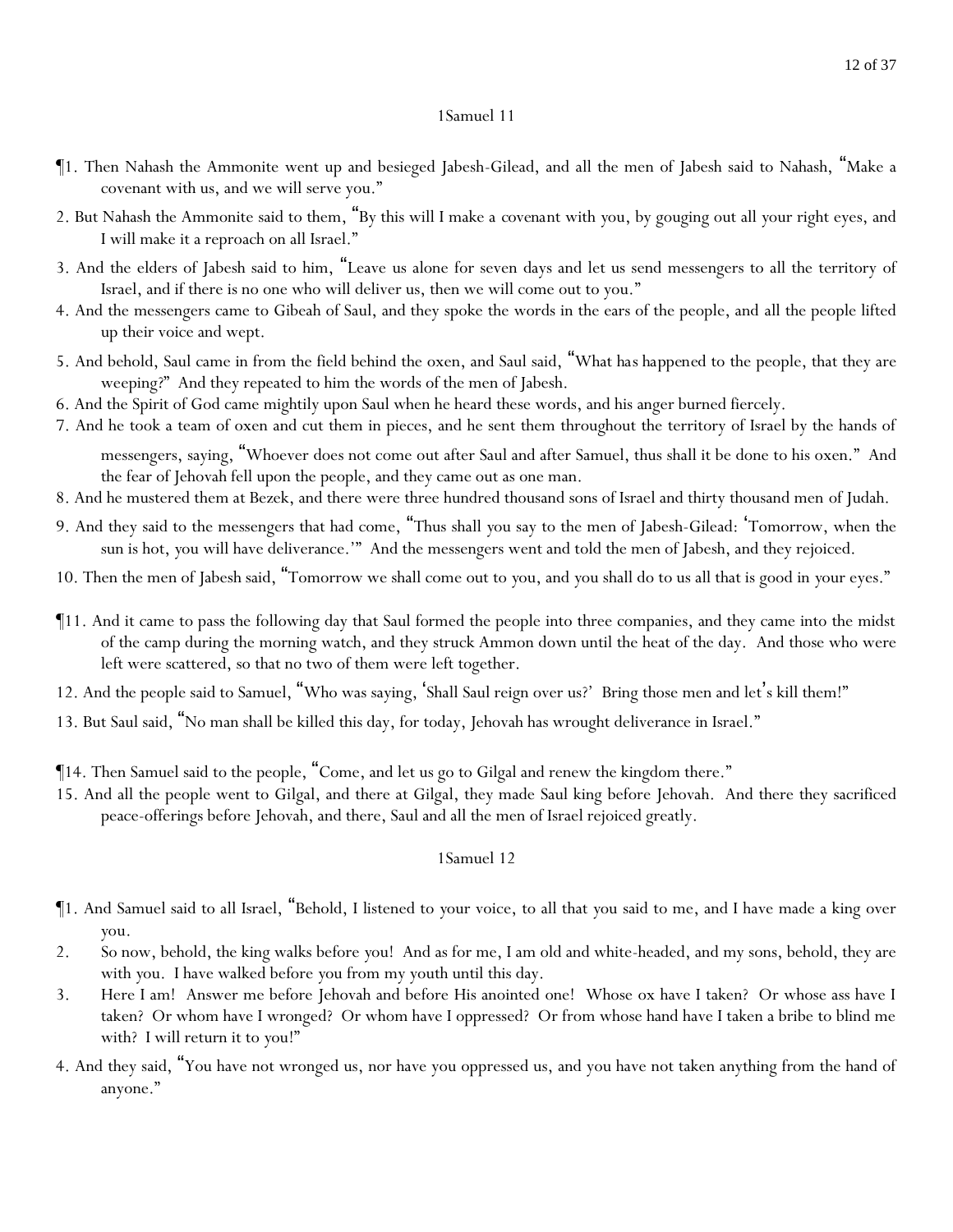## 1Samuel 11

¶1. Then Nahash the Ammonite went up and besieged Jabesh-Gilead, and all the men of Jabesh said to Nahash, "Make a covenant with us, and we will serve you."

2. But Nahash the Ammonite said to them, "By this will I make a covenant with you, by gouging out all your right eyes, and I will make it a reproach on all Israel."

3. And the elders of Jabesh said to him, "Leave us alone for seven days and let us send messengers to all the territory of Israel, and if there is no one who will deliver us, then we will come out to you."

4. And the messengers came to Gibeah of Saul, and they spoke the words in the ears of the people, and all the people lifted up their voice and wept.

5. And behold, Saul came in from the field behind the oxen, and Saul said, "What has happened to the people, that they are weeping?" And they repeated to him the words of the men of Jabesh.

6. And the Spirit of God came mightily upon Saul when he heard these words, and his anger burned fiercely.

7. And he took a team of oxen and cut them in pieces, and he sent them throughout the territory of Israel by the hands of messengers, saying, "Whoever does not come out after Saul and after Samuel, thus shall it be done to his oxen." And the fear of Jehovah fell upon the people, and they came out as one man.

8. And he mustered them at Bezek, and there were three hundred thousand sons of Israel and thirty thousand men of Judah.

9. And they said to the messengers that had come, "Thus shall you say to the men of Jabesh-Gilead: 'Tomorrow, when the sun is hot, you will have deliverance.'" And the messengers went and told the men of Jabesh, and they rejoiced.

10. Then the men of Jabesh said, "Tomorrow we shall come out to you, and you shall do to us all that is good in your eyes."

¶11. And it came to pass the following day that Saul formed the people into three companies, and they came into the midst of the camp during the morning watch, and they struck Ammon down until the heat of the day. And those who were left were scattered, so that no two of them were left together.

12. And the people said to Samuel, "Who was saying, 'Shall Saul reign over us?' Bring those men and let's kill them!"

13. But Saul said, "No man shall be killed this day, for today, Jehovah has wrought deliverance in Israel."

¶14. Then Samuel said to the people, "Come, and let us go to Gilgal and renew the kingdom there."

15. And all the people went to Gilgal, and there at Gilgal, they made Saul king before Jehovah. And there they sacrificed peace-offerings before Jehovah, and there, Saul and all the men of Israel rejoiced greatly.

## 1Samuel 12

¶1. And Samuel said to all Israel, "Behold, I listened to your voice, to all that you said to me, and I have made a king over you.

2. So now, behold, the king walks before you! And as for me, I am old and white-headed, and my sons, behold, they are with you. I have walked before you from my youth until this day.

3. Here I am! Answer me before Jehovah and before His anointed one! Whose ox have I taken? Or whose ass have I taken? Or whom have I wronged? Or whom have I oppressed? Or from whose hand have I taken a bribe to blind me with? I will return it to you!"

4. And they said, "You have not wronged us, nor have you oppressed us, and you have not taken anything from the hand of anyone."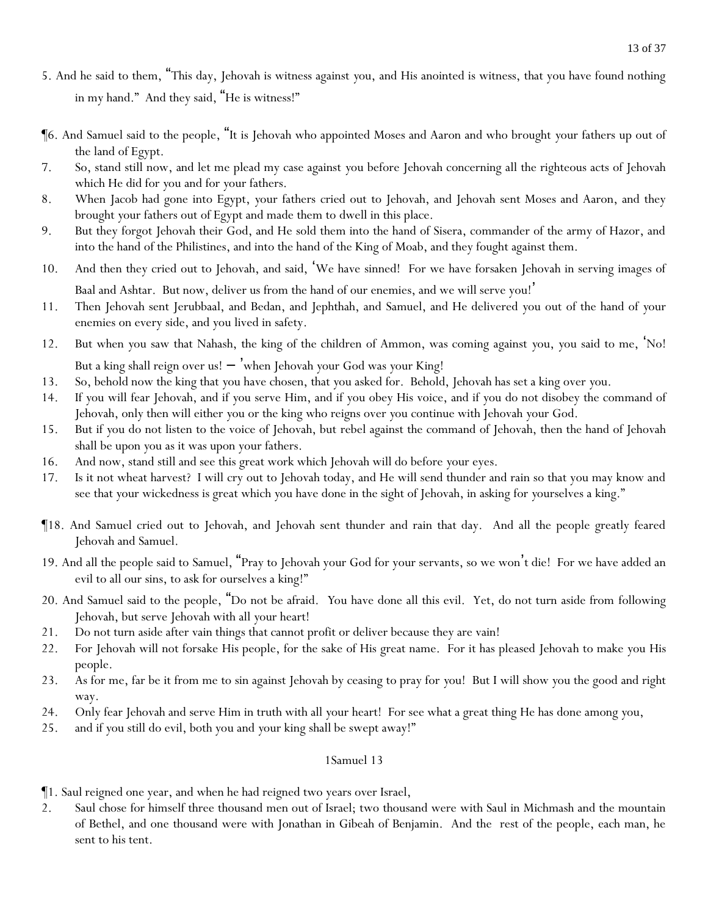5. And he said to them, "This day, Jehovah is witness against you, and His anointed is witness, that you have found nothing in my hand." And they said, "He is witness!"

¶6. And Samuel said to the people, "It is Jehovah who appointed Moses and Aaron and who brought your fathers up out of the land of Egypt.

7. So, stand still now, and let me plead my case against you before Jehovah concerning all the righteous acts of Jehovah which He did for you and for your fathers.

8. When Jacob had gone into Egypt, your fathers cried out to Jehovah, and Jehovah sent Moses and Aaron, and they brought your fathers out of Egypt and made them to dwell in this place.

9. But they forgot Jehovah their God, and He sold them into the hand of Sisera, commander of the army of Hazor, and into the hand of the Philistines, and into the hand of the King of Moab, and they fought against them.

10. And then they cried out to Jehovah, and said, 'We have sinned! For we have forsaken Jehovah in serving images of Baal and Ashtar. But now, deliver us from the hand of our enemies, and we will serve you!'

11. Then Jehovah sent Jerubbaal, and Bedan, and Jephthah, and Samuel, and He delivered you out of the hand of your enemies on every side, and you lived in safety.

12. But when you saw that Nahash, the king of the children of Ammon, was coming against you, you said to me, 'No! But a king shall reign over us! – 'when Jehovah your God was your King!

13. So, behold now the king that you have chosen, that you asked for. Behold, Jehovah has set a king over you.

14. If you will fear Jehovah, and if you serve Him, and if you obey His voice, and if you do not disobey the command of Jehovah, only then will either you or the king who reigns over you continue with Jehovah your God.

15. But if you do not listen to the voice of Jehovah, but rebel against the command of Jehovah, then the hand of Jehovah shall be upon you as it was upon your fathers.

16. And now, stand still and see this great work which Jehovah will do before your eyes.

17. Is it not wheat harvest? I will cry out to Jehovah today, and He will send thunder and rain so that you may know and see that your wickedness is great which you have done in the sight of Jehovah, in asking for yourselves a king."

¶18. And Samuel cried out to Jehovah, and Jehovah sent thunder and rain that day. And all the people greatly feared Jehovah and Samuel.

19. And all the people said to Samuel, "Pray to Jehovah your God for your servants, so we won't die! For we have added an evil to all our sins, to ask for ourselves a king!"

20. And Samuel said to the people, "Do not be afraid. You have done all this evil. Yet, do not turn aside from following Jehovah, but serve Jehovah with all your heart!

21. Do not turn aside after vain things that cannot profit or deliver because they are vain!

22. For Jehovah will not forsake His people, for the sake of His great name. For it has pleased Jehovah to make you His people.

23. As for me, far be it from me to sin against Jehovah by ceasing to pray for you! But I will show you the good and right way.

24. Only fear Jehovah and serve Him in truth with all your heart! For see what a great thing He has done among you,

25. and if you still do evil, both you and your king shall be swept away!"

## 1Samuel 13

¶1. Saul reigned one year, and when he had reigned two years over Israel,

2. Saul chose for himself three thousand men out of Israel; two thousand were with Saul in Michmash and the mountain of Bethel, and one thousand were with Jonathan in Gibeah of Benjamin. And the rest of the people, each man, he sent to his tent.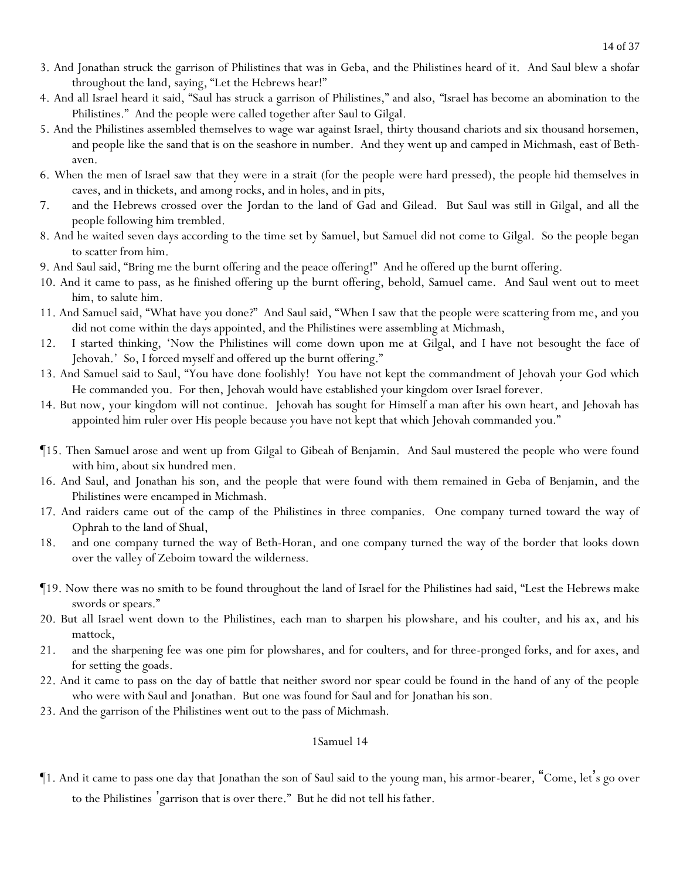3. And Jonathan struck the garrison of Philistines that was in Geba, and the Philistines heard of it. And Saul blew a shofar throughout the land, saying, "Let the Hebrews hear!"

4. And all Israel heard it said, "Saul has struck a garrison of Philistines," and also, "Israel has become an abomination to the Philistines." And the people were called together after Saul to Gilgal.

5. And the Philistines assembled themselves to wage war against Israel, thirty thousand chariots and six thousand horsemen, and people like the sand that is on the seashore in number. And they went up and camped in Michmash, east of Beth-aven.

6. When the men of Israel saw that they were in a strait (for the people were hard pressed), the people hid themselves in caves, and in thickets, and among rocks, and in holes, and in pits,

7. and the Hebrews crossed over the Jordan to the land of Gad and Gilead. But Saul was still in Gilgal, and all the people following him trembled.

8. And he waited seven days according to the time set by Samuel, but Samuel did not come to Gilgal. So the people began to scatter from him.

9. And Saul said, "Bring me the burnt offering and the peace offering!" And he offered up the burnt offering.

10. And it came to pass, as he finished offering up the burnt offering, behold, Samuel came. And Saul went out to meet him, to salute him.

11. And Samuel said, "What have you done?" And Saul said, "When I saw that the people were scattering from me, and you did not come within the days appointed, and the Philistines were assembling at Michmash,

12. I started thinking, 'Now the Philistines will come down upon me at Gilgal, and I have not besought the face of Jehovah.' So, I forced myself and offered up the burnt offering."

13. And Samuel said to Saul, "You have done foolishly! You have not kept the commandment of Jehovah your God which He commanded you. For then, Jehovah would have established your kingdom over Israel forever.

14. But now, your kingdom will not continue. Jehovah has sought for Himself a man after his own heart, and Jehovah has appointed him ruler over His people because you have not kept that which Jehovah commanded you."

¶15. Then Samuel arose and went up from Gilgal to Gibeah of Benjamin. And Saul mustered the people who were found with him, about six hundred men.

16. And Saul, and Jonathan his son, and the people that were found with them remained in Geba of Benjamin, and the Philistines were encamped in Michmash.

17. And raiders came out of the camp of the Philistines in three companies. One company turned toward the way of Ophrah to the land of Shual,

18. and one company turned the way of Beth-Horan, and one company turned the way of the border that looks down over the valley of Zeboim toward the wilderness.

¶19. Now there was no smith to be found throughout the land of Israel for the Philistines had said, "Lest the Hebrews make swords or spears."

20. But all Israel went down to the Philistines, each man to sharpen his plowshare, and his coulter, and his ax, and his mattock,

21. and the sharpening fee was one pim for plowshares, and for coulters, and for three-pronged forks, and for axes, and for setting the goads.

22. And it came to pass on the day of battle that neither sword nor spear could be found in the hand of any of the people who were with Saul and Jonathan. But one was found for Saul and for Jonathan his son.

23. And the garrison of the Philistines went out to the pass of Michmash.

1Samuel 14

¶1. And it came to pass one day that Jonathan the son of Saul said to the young man, his armor-bearer, "Come, let's go over to the Philistines' garrison that is over there." But he did not tell his father.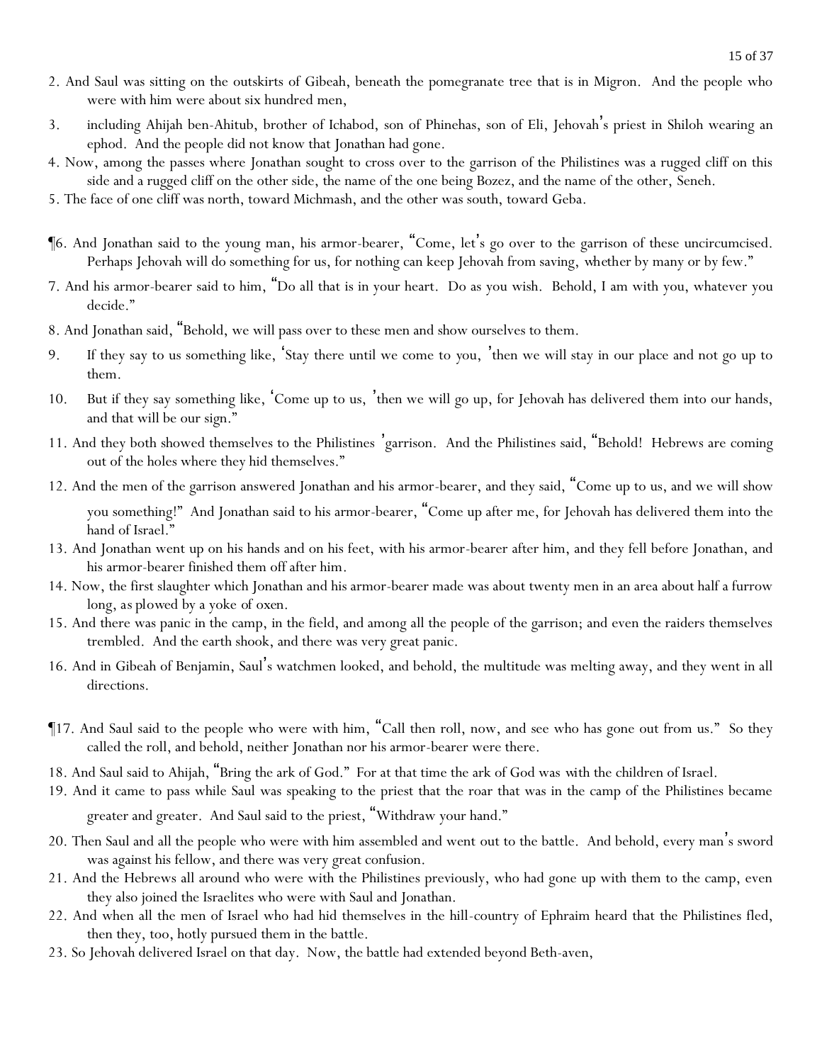2. And Saul was sitting on the outskirts of Gibeah, beneath the pomegranate tree that is in Migron. And the people who were with him were about six hundred men,

3. including Ahijah ben-Ahitub, brother of Ichabod, son of Phinehas, son of Eli, Jehovah's priest in Shiloh wearing an ephod. And the people did not know that Jonathan had gone.

4. Now, among the passes where Jonathan sought to cross over to the garrison of the Philistines was a rugged cliff on this side and a rugged cliff on the other side, the name of the one being Bozez, and the name of the other, Seneh.

5. The face of one cliff was north, toward Michmash, and the other was south, toward Geba.

¶6. And Jonathan said to the young man, his armor-bearer, "Come, let's go over to the garrison of these uncircumcised. Perhaps Jehovah will do something for us, for nothing can keep Jehovah from saving, whether by many or by few."

7. And his armor-bearer said to him, "Do all that is in your heart. Do as you wish. Behold, I am with you, whatever you decide."

8. And Jonathan said, "Behold, we will pass over to these men and show ourselves to them.

9. If they say to us something like, 'Stay there until we come to you, 'then we will stay in our place and not go up to them.

10. But if they say something like, 'Come up to us, 'then we will go up, for Jehovah has delivered them into our hands, and that will be our sign."

11. And they both showed themselves to the Philistines 'garrison. And the Philistines said, "Behold! Hebrews are coming out of the holes where they hid themselves."

12. And the men of the garrison answered Jonathan and his armor-bearer, and they said, "Come up to us, and we will show you something!" And Jonathan said to his armor-bearer, "Come up after me, for Jehovah has delivered them into the hand of Israel."

13. And Jonathan went up on his hands and on his feet, with his armor-bearer after him, and they fell before Jonathan, and his armor-bearer finished them off after him.

14. Now, the first slaughter which Jonathan and his armor-bearer made was about twenty men in an area about half a furrow long, as plowed by a yoke of oxen.

15. And there was panic in the camp, in the field, and among all the people of the garrison; and even the raiders themselves trembled. And the earth shook, and there was very great panic.

16. And in Gibeah of Benjamin, Saul's watchmen looked, and behold, the multitude was melting away, and they went in all directions.

¶17. And Saul said to the people who were with him, "Call then roll, now, and see who has gone out from us." So they called the roll, and behold, neither Jonathan nor his armor-bearer were there.

18. And Saul said to Ahijah, "Bring the ark of God." For at that time the ark of God was with the children of Israel.

19. And it came to pass while Saul was speaking to the priest that the roar that was in the camp of the Philistines became greater and greater. And Saul said to the priest, "Withdraw your hand."

20. Then Saul and all the people who were with him assembled and went out to the battle. And behold, every man's sword was against his fellow, and there was very great confusion.

21. And the Hebrews all around who were with the Philistines previously, who had gone up with them to the camp, even they also joined the Israelites who were with Saul and Jonathan.

22. And when all the men of Israel who had hid themselves in the hill-country of Ephraim heard that the Philistines fled, then they, too, hotly pursued them in the battle.

23. So Jehovah delivered Israel on that day. Now, the battle had extended beyond Beth-aven,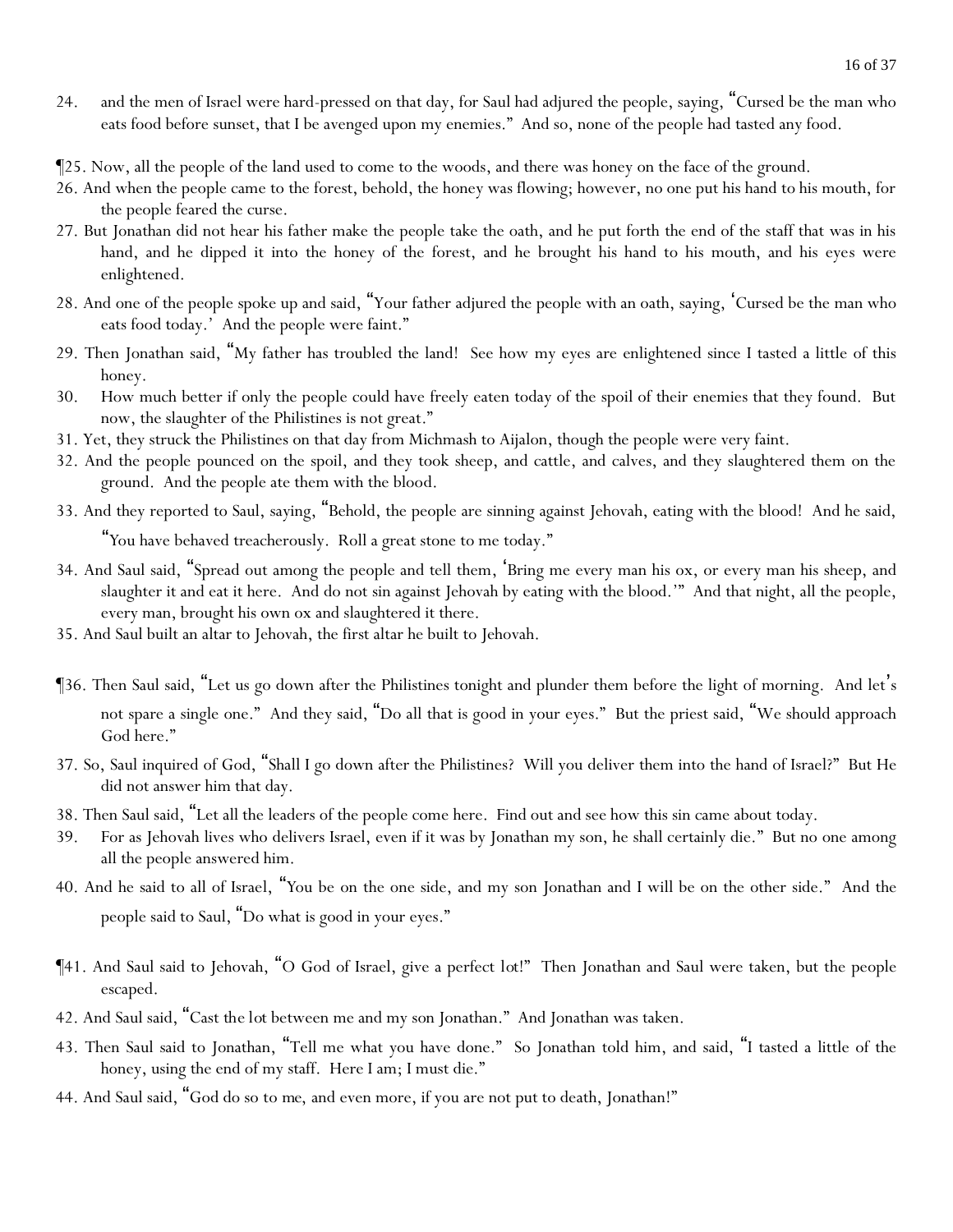24. and the men of Israel were hard-pressed on that day, for Saul had adjured the people, saying, "Cursed be the man who eats food before sunset, that I be avenged upon my enemies." And so, none of the people had tasted any food.

¶25. Now, all the people of the land used to come to the woods, and there was honey on the face of the ground.

26. And when the people came to the forest, behold, the honey was flowing; however, no one put his hand to his mouth, for the people feared the curse.

27. But Jonathan did not hear his father make the people take the oath, and he put forth the end of the staff that was in his hand, and he dipped it into the honey of the forest, and he brought his hand to his mouth, and his eyes were enlightened.

28. And one of the people spoke up and said, "Your father adjured the people with an oath, saying, 'Cursed be the man who eats food today.' And the people were faint."

29. Then Jonathan said, "My father has troubled the land! See how my eyes are enlightened since I tasted a little of this honey.

30. How much better if only the people could have freely eaten today of the spoil of their enemies that they found. But now, the slaughter of the Philistines is not great."

31. Yet, they struck the Philistines on that day from Michmash to Aijalon, though the people were very faint.

32. And the people pounced on the spoil, and they took sheep, and cattle, and calves, and they slaughtered them on the ground. And the people ate them with the blood.

33. And they reported to Saul, saying, "Behold, the people are sinning against Jehovah, eating with the blood! And he said, "You have behaved treacherously. Roll a great stone to me today."

34. And Saul said, "Spread out among the people and tell them, 'Bring me every man his ox, or every man his sheep, and slaughter it and eat it here. And do not sin against Jehovah by eating with the blood.'" And that night, all the people, every man, brought his own ox and slaughtered it there.

35. And Saul built an altar to Jehovah, the first altar he built to Jehovah.

¶36. Then Saul said, "Let us go down after the Philistines tonight and plunder them before the light of morning. And let's not spare a single one." And they said, "Do all that is good in your eyes." But the priest said, "We should approach God here."

37. So, Saul inquired of God, "Shall I go down after the Philistines? Will you deliver them into the hand of Israel?" But He did not answer him that day.

38. Then Saul said, "Let all the leaders of the people come here. Find out and see how this sin came about today.

39. For as Jehovah lives who delivers Israel, even if it was by Jonathan my son, he shall certainly die." But no one among all the people answered him.

40. And he said to all of Israel, "You be on the one side, and my son Jonathan and I will be on the other side." And the people said to Saul, "Do what is good in your eyes."

¶41. And Saul said to Jehovah, "O God of Israel, give a perfect lot!" Then Jonathan and Saul were taken, but the people escaped.

42. And Saul said, "Cast the lot between me and my son Jonathan." And Jonathan was taken.

43. Then Saul said to Jonathan, "Tell me what you have done." So Jonathan told him, and said, "I tasted a little of the honey, using the end of my staff. Here I am; I must die."

44. And Saul said, "God do so to me, and even more, if you are not put to death, Jonathan!"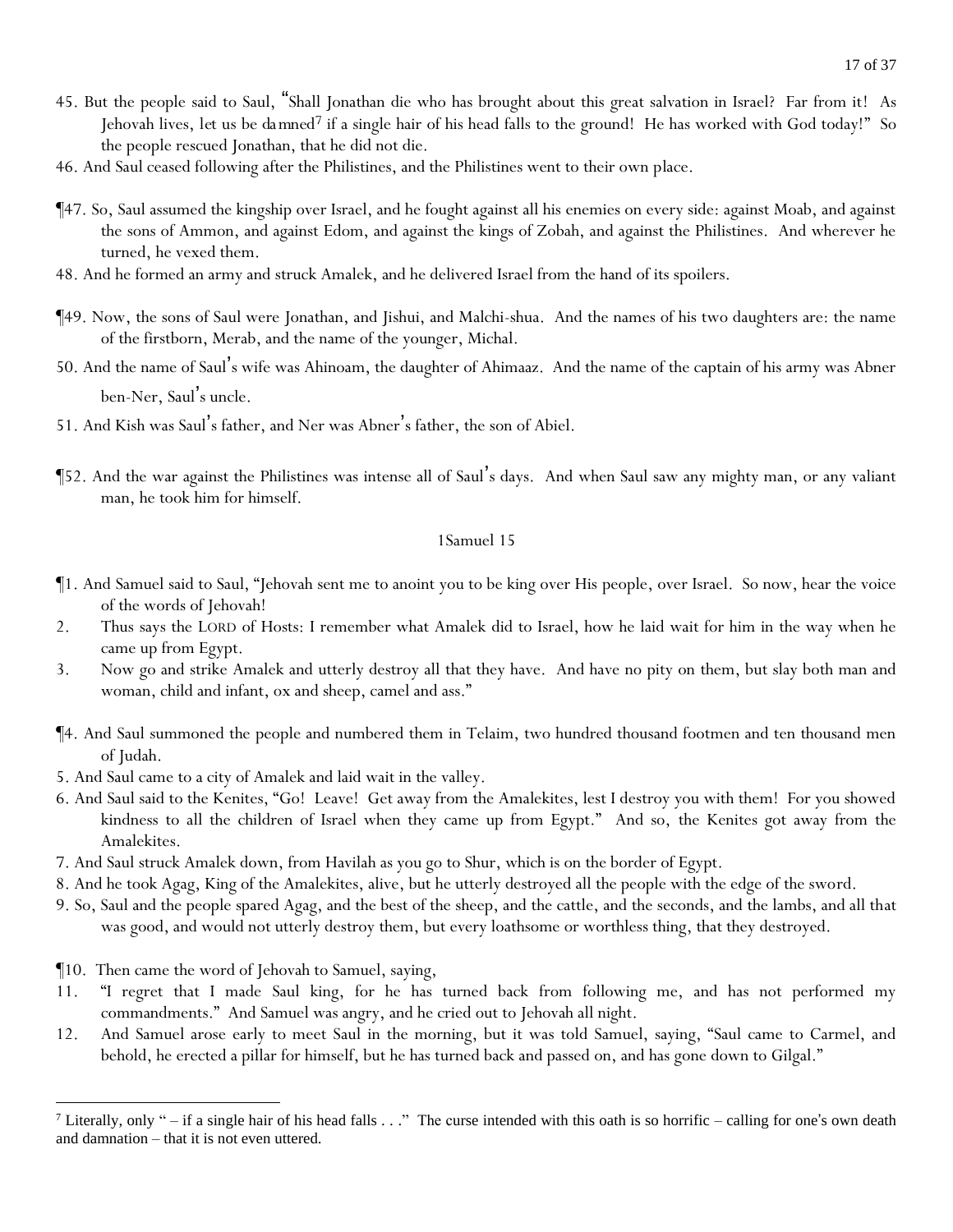45. But the people said to Saul, "Shall Jonathan die who has brought about this great salvation in Israel? Far from it! As Jehovah lives, let us be damned[7] if a single hair of his head falls to the ground! He has worked with God today!" So the people rescued Jonathan, that he did not die.
46. And Saul ceased following after the Philistines, and the Philistines went to their own place.

¶47. So, Saul assumed the kingship over Israel, and he fought against all his enemies on every side: against Moab, and against the sons of Ammon, and against Edom, and against the kings of Zobah, and against the Philistines. And wherever he turned, he vexed them.
48. And he formed an army and struck Amalek, and he delivered Israel from the hand of its spoilers.

¶49. Now, the sons of Saul were Jonathan, and Jishui, and Malchi-shua. And the names of his two daughters are: the name of the firstborn, Merab, and the name of the younger, Michal.
50. And the name of Saul's wife was Ahinoam, the daughter of Ahimaaz. And the name of the captain of his army was Abner ben-Ner, Saul's uncle.
51. And Kish was Saul's father, and Ner was Abner's father, the son of Abiel.

¶52. And the war against the Philistines was intense all of Saul's days. And when Saul saw any mighty man, or any valiant man, he took him for himself.

## 1Samuel 15

¶1. And Samuel said to Saul, "Jehovah sent me to anoint you to be king over His people, over Israel. So now, hear the voice of the words of Jehovah!
2. Thus says the LORD of Hosts: I remember what Amalek did to Israel, how he laid wait for him in the way when he came up from Egypt.
3. Now go and strike Amalek and utterly destroy all that they have. And have no pity on them, but slay both man and woman, child and infant, ox and sheep, camel and ass."

¶4. And Saul summoned the people and numbered them in Telaim, two hundred thousand footmen and ten thousand men of Judah.
5. And Saul came to a city of Amalek and laid wait in the valley.
6. And Saul said to the Kenites, "Go! Leave! Get away from the Amalekites, lest I destroy you with them! For you showed kindness to all the children of Israel when they came up from Egypt." And so, the Kenites got away from the Amalekites.
7. And Saul struck Amalek down, from Havilah as you go to Shur, which is on the border of Egypt.
8. And he took Agag, King of the Amalekites, alive, but he utterly destroyed all the people with the edge of the sword.
9. So, Saul and the people spared Agag, and the best of the sheep, and the cattle, and the seconds, and the lambs, and all that was good, and would not utterly destroy them, but every loathsome or worthless thing, that they destroyed.

¶10. Then came the word of Jehovah to Samuel, saying,
11. "I regret that I made Saul king, for he has turned back from following me, and has not performed my commandments." And Samuel was angry, and he cried out to Jehovah all night.
12. And Samuel arose early to meet Saul in the morning, but it was told Samuel, saying, "Saul came to Carmel, and behold, he erected a pillar for himself, but he has turned back and passed on, and has gone down to Gilgal."

---

[7] Literally, only " – if a single hair of his head falls . . ." The curse intended with this oath is so horrific – calling for one's own death and damnation – that it is not even uttered.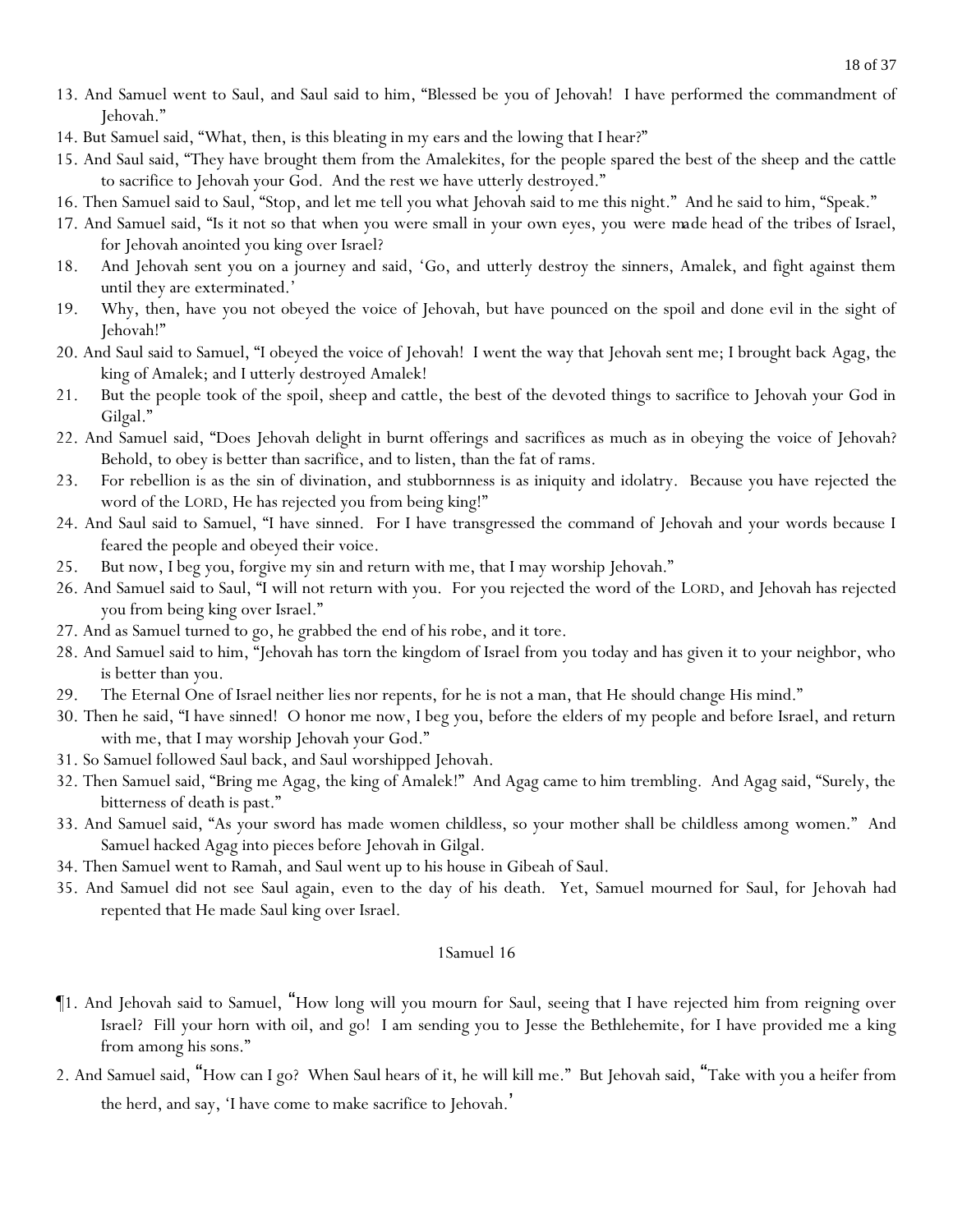13. And Samuel went to Saul, and Saul said to him, "Blessed be you of Jehovah! I have performed the commandment of Jehovah."
14. But Samuel said, "What, then, is this bleating in my ears and the lowing that I hear?"
15. And Saul said, "They have brought them from the Amalekites, for the people spared the best of the sheep and the cattle to sacrifice to Jehovah your God. And the rest we have utterly destroyed."
16. Then Samuel said to Saul, "Stop, and let me tell you what Jehovah said to me this night." And he said to him, "Speak."
17. And Samuel said, "Is it not so that when you were small in your own eyes, you were made head of the tribes of Israel, for Jehovah anointed you king over Israel?
18. And Jehovah sent you on a journey and said, 'Go, and utterly destroy the sinners, Amalek, and fight against them until they are exterminated.'
19. Why, then, have you not obeyed the voice of Jehovah, but have pounced on the spoil and done evil in the sight of Jehovah!"
20. And Saul said to Samuel, "I obeyed the voice of Jehovah! I went the way that Jehovah sent me; I brought back Agag, the king of Amalek; and I utterly destroyed Amalek!
21. But the people took of the spoil, sheep and cattle, the best of the devoted things to sacrifice to Jehovah your God in Gilgal."
22. And Samuel said, "Does Jehovah delight in burnt offerings and sacrifices as much as in obeying the voice of Jehovah? Behold, to obey is better than sacrifice, and to listen, than the fat of rams.
23. For rebellion is as the sin of divination, and stubbornness is as iniquity and idolatry. Because you have rejected the word of the LORD, He has rejected you from being king!"
24. And Saul said to Samuel, "I have sinned. For I have transgressed the command of Jehovah and your words because I feared the people and obeyed their voice.
25. But now, I beg you, forgive my sin and return with me, that I may worship Jehovah."
26. And Samuel said to Saul, "I will not return with you. For you rejected the word of the LORD, and Jehovah has rejected you from being king over Israel."
27. And as Samuel turned to go, he grabbed the end of his robe, and it tore.
28. And Samuel said to him, "Jehovah has torn the kingdom of Israel from you today and has given it to your neighbor, who is better than you.
29. The Eternal One of Israel neither lies nor repents, for he is not a man, that He should change His mind."
30. Then he said, "I have sinned! O honor me now, I beg you, before the elders of my people and before Israel, and return with me, that I may worship Jehovah your God."
31. So Samuel followed Saul back, and Saul worshipped Jehovah.
32. Then Samuel said, "Bring me Agag, the king of Amalek!" And Agag came to him trembling. And Agag said, "Surely, the bitterness of death is past."
33. And Samuel said, "As your sword has made women childless, so your mother shall be childless among women." And Samuel hacked Agag into pieces before Jehovah in Gilgal.
34. Then Samuel went to Ramah, and Saul went up to his house in Gibeah of Saul.
35. And Samuel did not see Saul again, even to the day of his death. Yet, Samuel mourned for Saul, for Jehovah had repented that He made Saul king over Israel.

## 1Samuel 16

¶1. And Jehovah said to Samuel, "How long will you mourn for Saul, seeing that I have rejected him from reigning over Israel? Fill your horn with oil, and go! I am sending you to Jesse the Bethlehemite, for I have provided me a king from among his sons."

2. And Samuel said, "How can I go? When Saul hears of it, he will kill me." But Jehovah said, "Take with you a heifer from the herd, and say, 'I have come to make sacrifice to Jehovah.'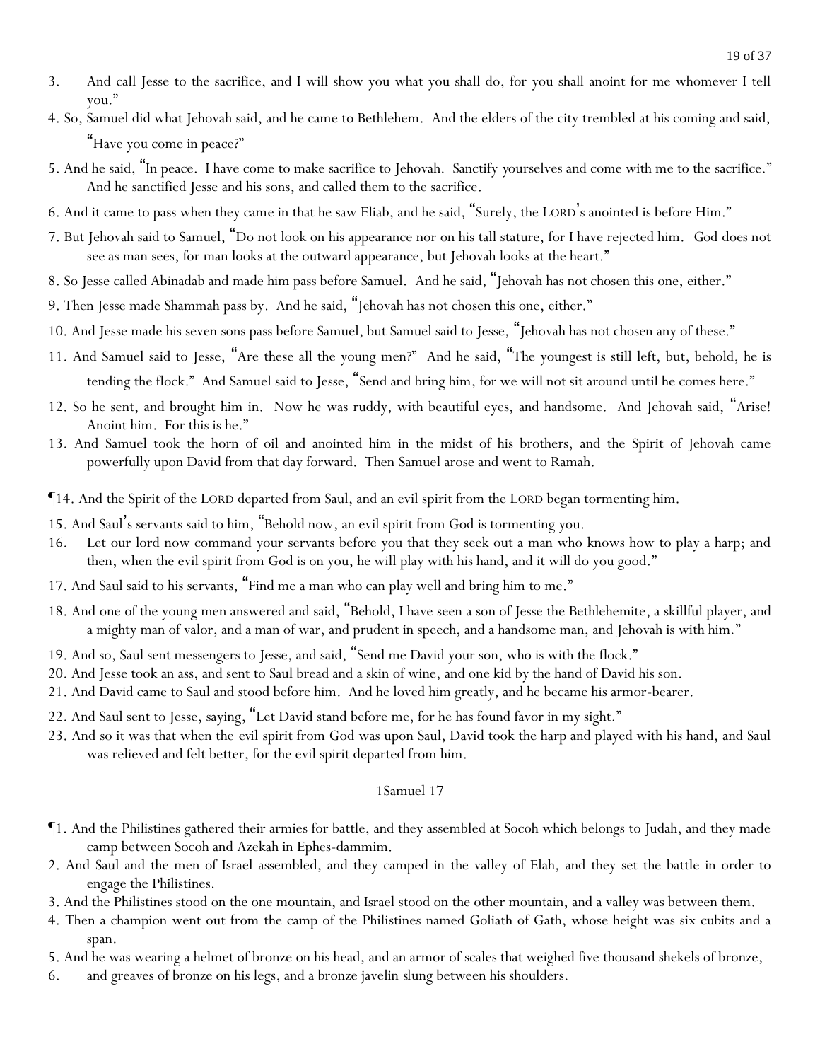3. And call Jesse to the sacrifice, and I will show you what you shall do, for you shall anoint for me whomever I tell you."

4. So, Samuel did what Jehovah said, and he came to Bethlehem. And the elders of the city trembled at his coming and said, "Have you come in peace?"

5. And he said, "In peace. I have come to make sacrifice to Jehovah. Sanctify yourselves and come with me to the sacrifice." And he sanctified Jesse and his sons, and called them to the sacrifice.

6. And it came to pass when they came in that he saw Eliab, and he said, "Surely, the LORD's anointed is before Him."

7. But Jehovah said to Samuel, "Do not look on his appearance nor on his tall stature, for I have rejected him. God does not see as man sees, for man looks at the outward appearance, but Jehovah looks at the heart."

8. So Jesse called Abinadab and made him pass before Samuel. And he said, "Jehovah has not chosen this one, either."

9. Then Jesse made Shammah pass by. And he said, "Jehovah has not chosen this one, either."

10. And Jesse made his seven sons pass before Samuel, but Samuel said to Jesse, "Jehovah has not chosen any of these."

11. And Samuel said to Jesse, "Are these all the young men?" And he said, "The youngest is still left, but, behold, he is tending the flock." And Samuel said to Jesse, "Send and bring him, for we will not sit around until he comes here."

12. So he sent, and brought him in. Now he was ruddy, with beautiful eyes, and handsome. And Jehovah said, "Arise! Anoint him. For this is he."

13. And Samuel took the horn of oil and anointed him in the midst of his brothers, and the Spirit of Jehovah came powerfully upon David from that day forward. Then Samuel arose and went to Ramah.

¶14. And the Spirit of the LORD departed from Saul, and an evil spirit from the LORD began tormenting him.

15. And Saul's servants said to him, "Behold now, an evil spirit from God is tormenting you.

16. Let our lord now command your servants before you that they seek out a man who knows how to play a harp; and then, when the evil spirit from God is on you, he will play with his hand, and it will do you good."

17. And Saul said to his servants, "Find me a man who can play well and bring him to me."

18. And one of the young men answered and said, "Behold, I have seen a son of Jesse the Bethlehemite, a skillful player, and a mighty man of valor, and a man of war, and prudent in speech, and a handsome man, and Jehovah is with him."

19. And so, Saul sent messengers to Jesse, and said, "Send me David your son, who is with the flock."

20. And Jesse took an ass, and sent to Saul bread and a skin of wine, and one kid by the hand of David his son.

21. And David came to Saul and stood before him. And he loved him greatly, and he became his armor-bearer.

22. And Saul sent to Jesse, saying, "Let David stand before me, for he has found favor in my sight."

23. And so it was that when the evil spirit from God was upon Saul, David took the harp and played with his hand, and Saul was relieved and felt better, for the evil spirit departed from him.

## 1Samuel 17

¶1. And the Philistines gathered their armies for battle, and they assembled at Socoh which belongs to Judah, and they made camp between Socoh and Azekah in Ephes-dammim.

2. And Saul and the men of Israel assembled, and they camped in the valley of Elah, and they set the battle in order to engage the Philistines.

3. And the Philistines stood on the one mountain, and Israel stood on the other mountain, and a valley was between them.

4. Then a champion went out from the camp of the Philistines named Goliath of Gath, whose height was six cubits and a span.

5. And he was wearing a helmet of bronze on his head, and an armor of scales that weighed five thousand shekels of bronze,

6. and greaves of bronze on his legs, and a bronze javelin slung between his shoulders.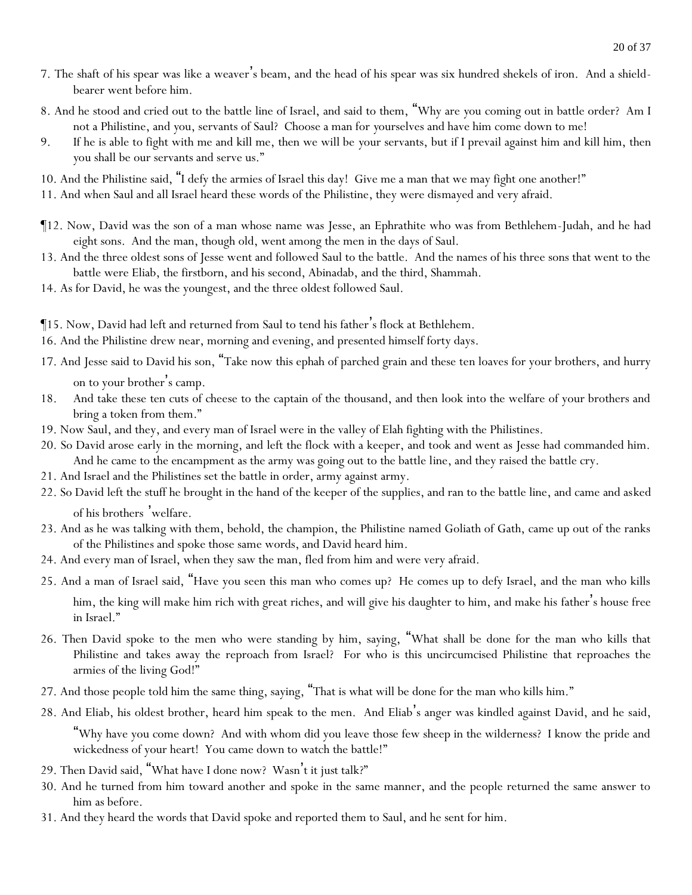7. The shaft of his spear was like a weaver's beam, and the head of his spear was six hundred shekels of iron. And a shield-bearer went before him.

8. And he stood and cried out to the battle line of Israel, and said to them, "Why are you coming out in battle order? Am I not a Philistine, and you, servants of Saul? Choose a man for yourselves and have him come down to me!

9. If he is able to fight with me and kill me, then we will be your servants, but if I prevail against him and kill him, then you shall be our servants and serve us."

10. And the Philistine said, "I defy the armies of Israel this day! Give me a man that we may fight one another!"

11. And when Saul and all Israel heard these words of the Philistine, they were dismayed and very afraid.

¶12. Now, David was the son of a man whose name was Jesse, an Ephrathite who was from Bethlehem-Judah, and he had eight sons. And the man, though old, went among the men in the days of Saul.

13. And the three oldest sons of Jesse went and followed Saul to the battle. And the names of his three sons that went to the battle were Eliab, the firstborn, and his second, Abinadab, and the third, Shammah.

14. As for David, he was the youngest, and the three oldest followed Saul.

¶15. Now, David had left and returned from Saul to tend his father's flock at Bethlehem.

16. And the Philistine drew near, morning and evening, and presented himself forty days.

17. And Jesse said to David his son, "Take now this ephah of parched grain and these ten loaves for your brothers, and hurry on to your brother's camp.

18. And take these ten cuts of cheese to the captain of the thousand, and then look into the welfare of your brothers and bring a token from them."

19. Now Saul, and they, and every man of Israel were in the valley of Elah fighting with the Philistines.

20. So David arose early in the morning, and left the flock with a keeper, and took and went as Jesse had commanded him. And he came to the encampment as the army was going out to the battle line, and they raised the battle cry.

21. And Israel and the Philistines set the battle in order, army against army.

22. So David left the stuff he brought in the hand of the keeper of the supplies, and ran to the battle line, and came and asked of his brothers' welfare.

23. And as he was talking with them, behold, the champion, the Philistine named Goliath of Gath, came up out of the ranks of the Philistines and spoke those same words, and David heard him.

24. And every man of Israel, when they saw the man, fled from him and were very afraid.

25. And a man of Israel said, "Have you seen this man who comes up? He comes up to defy Israel, and the man who kills him, the king will make him rich with great riches, and will give his daughter to him, and make his father's house free in Israel."

26. Then David spoke to the men who were standing by him, saying, "What shall be done for the man who kills that Philistine and takes away the reproach from Israel? For who is this uncircumcised Philistine that reproaches the armies of the living God!"

27. And those people told him the same thing, saying, "That is what will be done for the man who kills him."

28. And Eliab, his oldest brother, heard him speak to the men. And Eliab's anger was kindled against David, and he said, "Why have you come down? And with whom did you leave those few sheep in the wilderness? I know the pride and wickedness of your heart! You came down to watch the battle!"

29. Then David said, "What have I done now? Wasn't it just talk?"

30. And he turned from him toward another and spoke in the same manner, and the people returned the same answer to him as before.

31. And they heard the words that David spoke and reported them to Saul, and he sent for him.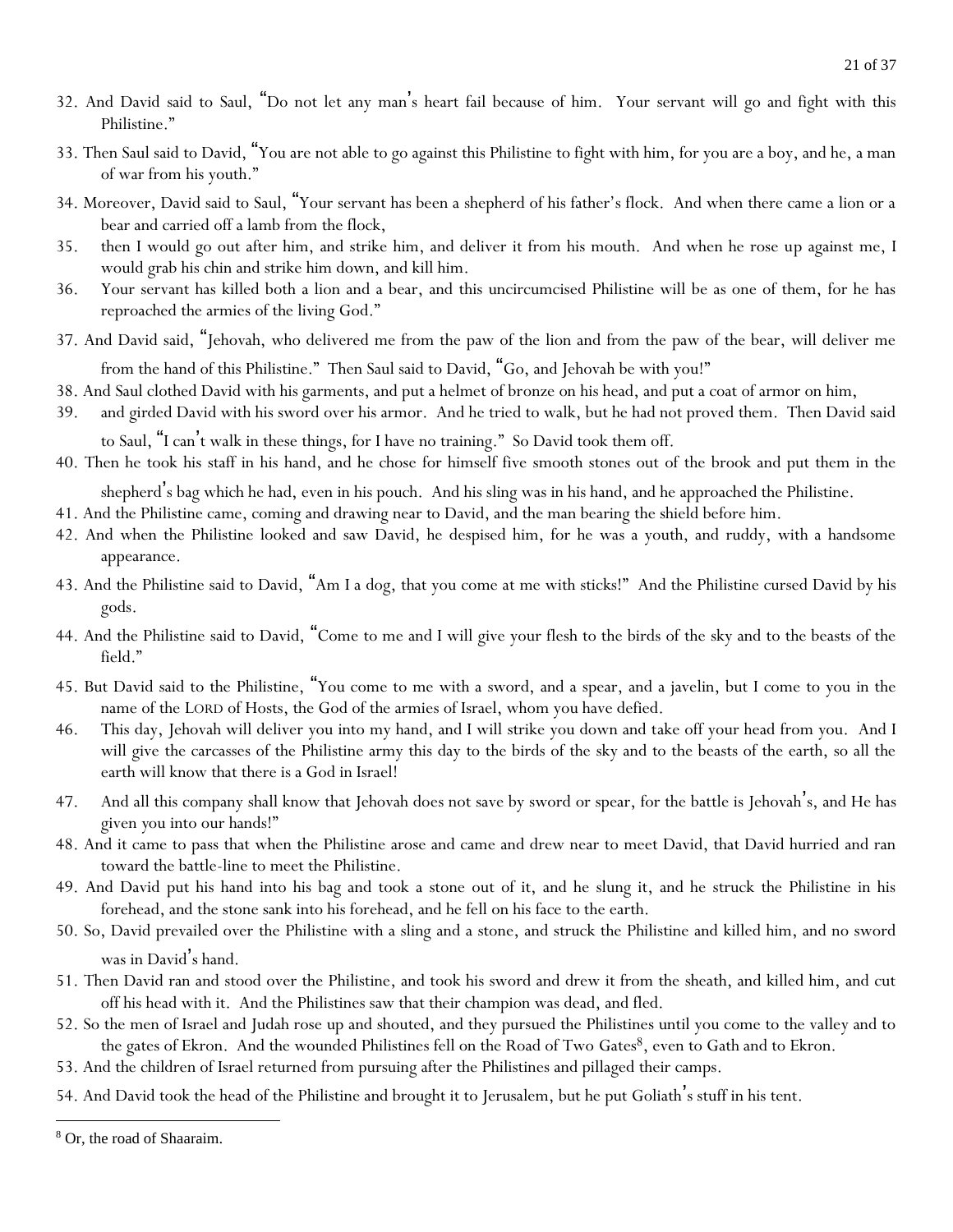32. And David said to Saul, "Do not let any man's heart fail because of him. Your servant will go and fight with this Philistine."

33. Then Saul said to David, "You are not able to go against this Philistine to fight with him, for you are a boy, and he, a man of war from his youth."

34. Moreover, David said to Saul, "Your servant has been a shepherd of his father's flock. And when there came a lion or a bear and carried off a lamb from the flock,

35. then I would go out after him, and strike him, and deliver it from his mouth. And when he rose up against me, I would grab his chin and strike him down, and kill him.

36. Your servant has killed both a lion and a bear, and this uncircumcised Philistine will be as one of them, for he has reproached the armies of the living God."

37. And David said, "Jehovah, who delivered me from the paw of the lion and from the paw of the bear, will deliver me from the hand of this Philistine." Then Saul said to David, "Go, and Jehovah be with you!"

38. And Saul clothed David with his garments, and put a helmet of bronze on his head, and put a coat of armor on him,

39. and girded David with his sword over his armor. And he tried to walk, but he had not proved them. Then David said to Saul, "I can't walk in these things, for I have no training." So David took them off.

40. Then he took his staff in his hand, and he chose for himself five smooth stones out of the brook and put them in the shepherd's bag which he had, even in his pouch. And his sling was in his hand, and he approached the Philistine.

41. And the Philistine came, coming and drawing near to David, and the man bearing the shield before him.

42. And when the Philistine looked and saw David, he despised him, for he was a youth, and ruddy, with a handsome appearance.

43. And the Philistine said to David, "Am I a dog, that you come at me with sticks!" And the Philistine cursed David by his gods.

44. And the Philistine said to David, "Come to me and I will give your flesh to the birds of the sky and to the beasts of the field."

45. But David said to the Philistine, "You come to me with a sword, and a spear, and a javelin, but I come to you in the name of the LORD of Hosts, the God of the armies of Israel, whom you have defied.

46. This day, Jehovah will deliver you into my hand, and I will strike you down and take off your head from you. And I will give the carcasses of the Philistine army this day to the birds of the sky and to the beasts of the earth, so all the earth will know that there is a God in Israel!

47. And all this company shall know that Jehovah does not save by sword or spear, for the battle is Jehovah's, and He has given you into our hands!"

48. And it came to pass that when the Philistine arose and came and drew near to meet David, that David hurried and ran toward the battle-line to meet the Philistine.

49. And David put his hand into his bag and took a stone out of it, and he slung it, and he struck the Philistine in his forehead, and the stone sank into his forehead, and he fell on his face to the earth.

50. So, David prevailed over the Philistine with a sling and a stone, and struck the Philistine and killed him, and no sword was in David's hand.

51. Then David ran and stood over the Philistine, and took his sword and drew it from the sheath, and killed him, and cut off his head with it. And the Philistines saw that their champion was dead, and fled.

52. So the men of Israel and Judah rose up and shouted, and they pursued the Philistines until you come to the valley and to the gates of Ekron. And the wounded Philistines fell on the Road of Two Gates[8], even to Gath and to Ekron.

53. And the children of Israel returned from pursuing after the Philistines and pillaged their camps.

54. And David took the head of the Philistine and brought it to Jerusalem, but he put Goliath's stuff in his tent.

---

[8] Or, the road of Shaaraim.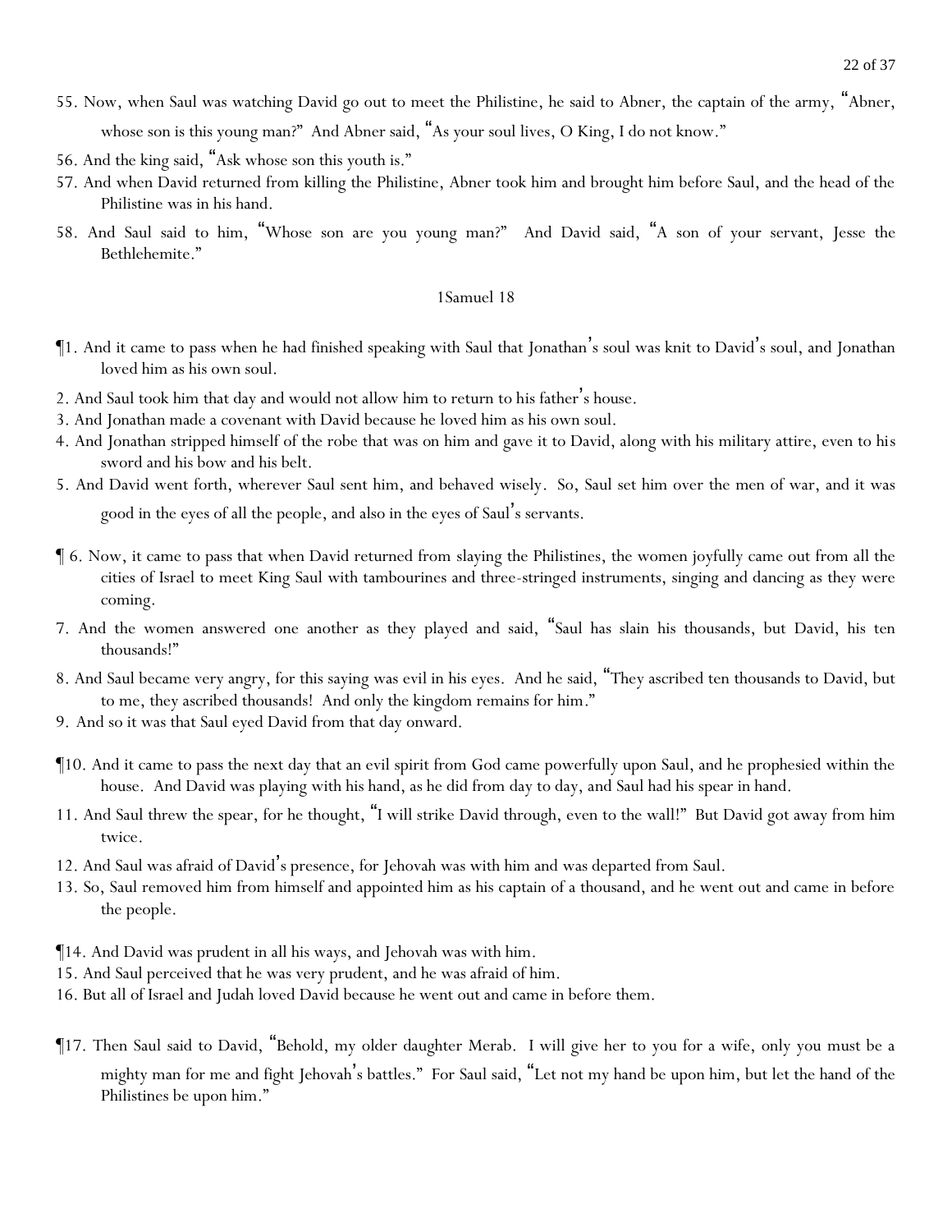55. Now, when Saul was watching David go out to meet the Philistine, he said to Abner, the captain of the army, "Abner, whose son is this young man?" And Abner said, "As your soul lives, O King, I do not know."

56. And the king said, "Ask whose son this youth is."

57. And when David returned from killing the Philistine, Abner took him and brought him before Saul, and the head of the Philistine was in his hand.

58. And Saul said to him, "Whose son are you young man?" And David said, "A son of your servant, Jesse the Bethlehemite."

## 1Samuel 18

¶1. And it came to pass when he had finished speaking with Saul that Jonathan's soul was knit to David's soul, and Jonathan loved him as his own soul.

2. And Saul took him that day and would not allow him to return to his father's house.

3. And Jonathan made a covenant with David because he loved him as his own soul.

4. And Jonathan stripped himself of the robe that was on him and gave it to David, along with his military attire, even to his sword and his bow and his belt.

5. And David went forth, wherever Saul sent him, and behaved wisely. So, Saul set him over the men of war, and it was good in the eyes of all the people, and also in the eyes of Saul's servants.

¶ 6. Now, it came to pass that when David returned from slaying the Philistines, the women joyfully came out from all the cities of Israel to meet King Saul with tambourines and three-stringed instruments, singing and dancing as they were coming.

7. And the women answered one another as they played and said, "Saul has slain his thousands, but David, his ten thousands!"

8. And Saul became very angry, for this saying was evil in his eyes. And he said, "They ascribed ten thousands to David, but to me, they ascribed thousands! And only the kingdom remains for him."

9. And so it was that Saul eyed David from that day onward.

¶10. And it came to pass the next day that an evil spirit from God came powerfully upon Saul, and he prophesied within the house. And David was playing with his hand, as he did from day to day, and Saul had his spear in hand.

11. And Saul threw the spear, for he thought, "I will strike David through, even to the wall!" But David got away from him twice.

12. And Saul was afraid of David's presence, for Jehovah was with him and was departed from Saul.

13. So, Saul removed him from himself and appointed him as his captain of a thousand, and he went out and came in before the people.

¶14. And David was prudent in all his ways, and Jehovah was with him.

15. And Saul perceived that he was very prudent, and he was afraid of him.

16. But all of Israel and Judah loved David because he went out and came in before them.

¶17. Then Saul said to David, "Behold, my older daughter Merab. I will give her to you for a wife, only you must be a mighty man for me and fight Jehovah's battles." For Saul said, "Let not my hand be upon him, but let the hand of the Philistines be upon him."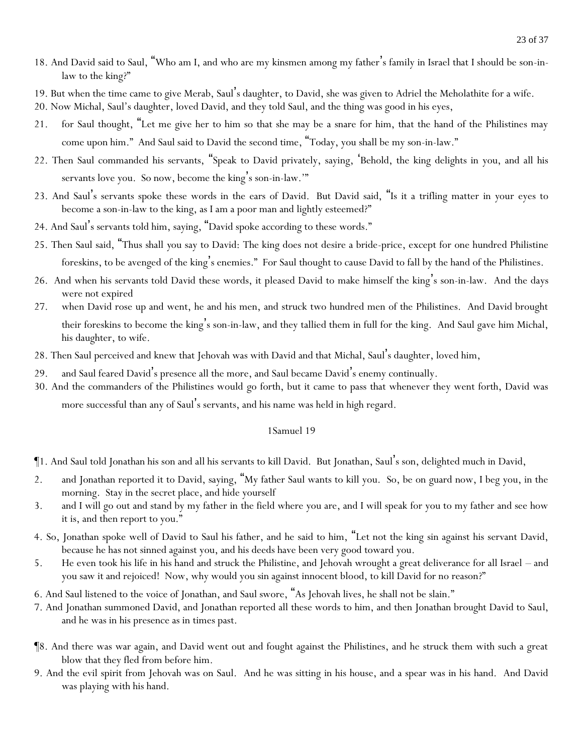18. And David said to Saul, "Who am I, and who are my kinsmen among my father's family in Israel that I should be son-in-law to the king?"

19. But when the time came to give Merab, Saul's daughter, to David, she was given to Adriel the Meholathite for a wife.

20. Now Michal, Saul's daughter, loved David, and they told Saul, and the thing was good in his eyes,

21. for Saul thought, "Let me give her to him so that she may be a snare for him, that the hand of the Philistines may come upon him." And Saul said to David the second time, "Today, you shall be my son-in-law."

22. Then Saul commanded his servants, "Speak to David privately, saying, 'Behold, the king delights in you, and all his servants love you. So now, become the king's son-in-law.'"

23. And Saul's servants spoke these words in the ears of David. But David said, "Is it a trifling matter in your eyes to become a son-in-law to the king, as I am a poor man and lightly esteemed?"

24. And Saul's servants told him, saying, "David spoke according to these words."

25. Then Saul said, "Thus shall you say to David: The king does not desire a bride-price, except for one hundred Philistine foreskins, to be avenged of the king's enemies." For Saul thought to cause David to fall by the hand of the Philistines.

26. And when his servants told David these words, it pleased David to make himself the king's son-in-law. And the days were not expired

27. when David rose up and went, he and his men, and struck two hundred men of the Philistines. And David brought their foreskins to become the king's son-in-law, and they tallied them in full for the king. And Saul gave him Michal, his daughter, to wife.

28. Then Saul perceived and knew that Jehovah was with David and that Michal, Saul's daughter, loved him,

29. and Saul feared David's presence all the more, and Saul became David's enemy continually.

30. And the commanders of the Philistines would go forth, but it came to pass that whenever they went forth, David was more successful than any of Saul's servants, and his name was held in high regard.

## 1Samuel 19

¶1. And Saul told Jonathan his son and all his servants to kill David. But Jonathan, Saul's son, delighted much in David,

2. and Jonathan reported it to David, saying, "My father Saul wants to kill you. So, be on guard now, I beg you, in the morning. Stay in the secret place, and hide yourself

3. and I will go out and stand by my father in the field where you are, and I will speak for you to my father and see how it is, and then report to you."

4. So, Jonathan spoke well of David to Saul his father, and he said to him, "Let not the king sin against his servant David, because he has not sinned against you, and his deeds have been very good toward you.

5. He even took his life in his hand and struck the Philistine, and Jehovah wrought a great deliverance for all Israel – and you saw it and rejoiced! Now, why would you sin against innocent blood, to kill David for no reason?"

6. And Saul listened to the voice of Jonathan, and Saul swore, "As Jehovah lives, he shall not be slain."

7. And Jonathan summoned David, and Jonathan reported all these words to him, and then Jonathan brought David to Saul, and he was in his presence as in times past.

¶8. And there was war again, and David went out and fought against the Philistines, and he struck them with such a great blow that they fled from before him.

9. And the evil spirit from Jehovah was on Saul. And he was sitting in his house, and a spear was in his hand. And David was playing with his hand.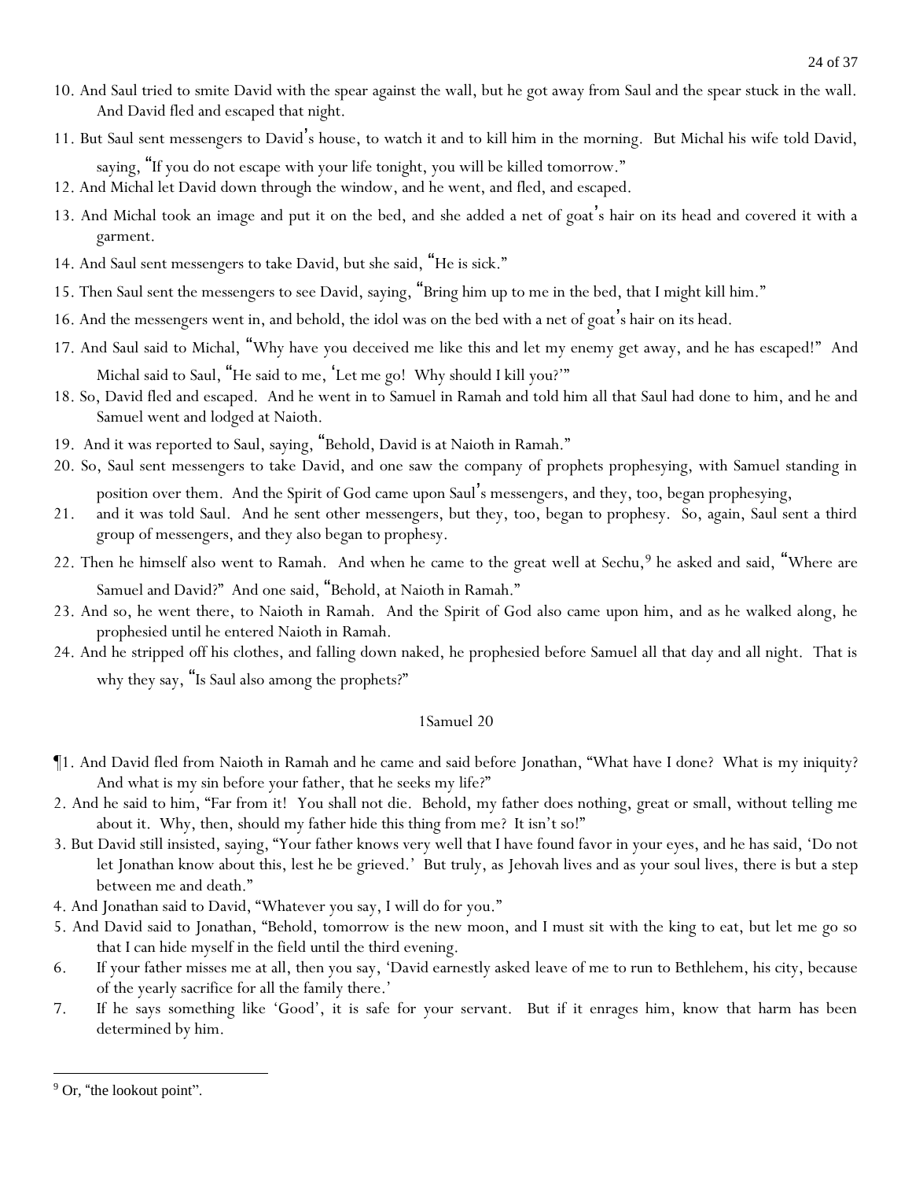10. And Saul tried to smite David with the spear against the wall, but he got away from Saul and the spear stuck in the wall. And David fled and escaped that night.

11. But Saul sent messengers to David's house, to watch it and to kill him in the morning. But Michal his wife told David, saying, "If you do not escape with your life tonight, you will be killed tomorrow."

12. And Michal let David down through the window, and he went, and fled, and escaped.

13. And Michal took an image and put it on the bed, and she added a net of goat's hair on its head and covered it with a garment.

14. And Saul sent messengers to take David, but she said, "He is sick."

15. Then Saul sent the messengers to see David, saying, "Bring him up to me in the bed, that I might kill him."

16. And the messengers went in, and behold, the idol was on the bed with a net of goat's hair on its head.

17. And Saul said to Michal, "Why have you deceived me like this and let my enemy get away, and he has escaped!" And Michal said to Saul, "He said to me, 'Let me go! Why should I kill you?'"

18. So, David fled and escaped. And he went in to Samuel in Ramah and told him all that Saul had done to him, and he and Samuel went and lodged at Naioth.

19. And it was reported to Saul, saying, "Behold, David is at Naioth in Ramah."

20. So, Saul sent messengers to take David, and one saw the company of prophets prophesying, with Samuel standing in position over them. And the Spirit of God came upon Saul's messengers, and they, too, began prophesying,

21. and it was told Saul. And he sent other messengers, but they, too, began to prophesy. So, again, Saul sent a third group of messengers, and they also began to prophesy.

22. Then he himself also went to Ramah. And when he came to the great well at Sechu,[9] he asked and said, "Where are Samuel and David?" And one said, "Behold, at Naioth in Ramah."

23. And so, he went there, to Naioth in Ramah. And the Spirit of God also came upon him, and as he walked along, he prophesied until he entered Naioth in Ramah.

24. And he stripped off his clothes, and falling down naked, he prophesied before Samuel all that day and all night. That is why they say, "Is Saul also among the prophets?"

## 1Samuel 20

¶1. And David fled from Naioth in Ramah and he came and said before Jonathan, "What have I done? What is my iniquity? And what is my sin before your father, that he seeks my life?"

2. And he said to him, "Far from it! You shall not die. Behold, my father does nothing, great or small, without telling me about it. Why, then, should my father hide this thing from me? It isn't so!"

3. But David still insisted, saying, "Your father knows very well that I have found favor in your eyes, and he has said, 'Do not let Jonathan know about this, lest he be grieved.' But truly, as Jehovah lives and as your soul lives, there is but a step between me and death."

4. And Jonathan said to David, "Whatever you say, I will do for you."

5. And David said to Jonathan, "Behold, tomorrow is the new moon, and I must sit with the king to eat, but let me go so that I can hide myself in the field until the third evening.

6. If your father misses me at all, then you say, 'David earnestly asked leave of me to run to Bethlehem, his city, because of the yearly sacrifice for all the family there.'

7. If he says something like 'Good', it is safe for your servant. But if it enrages him, know that harm has been determined by him.

---

[9] Or, "the lookout point".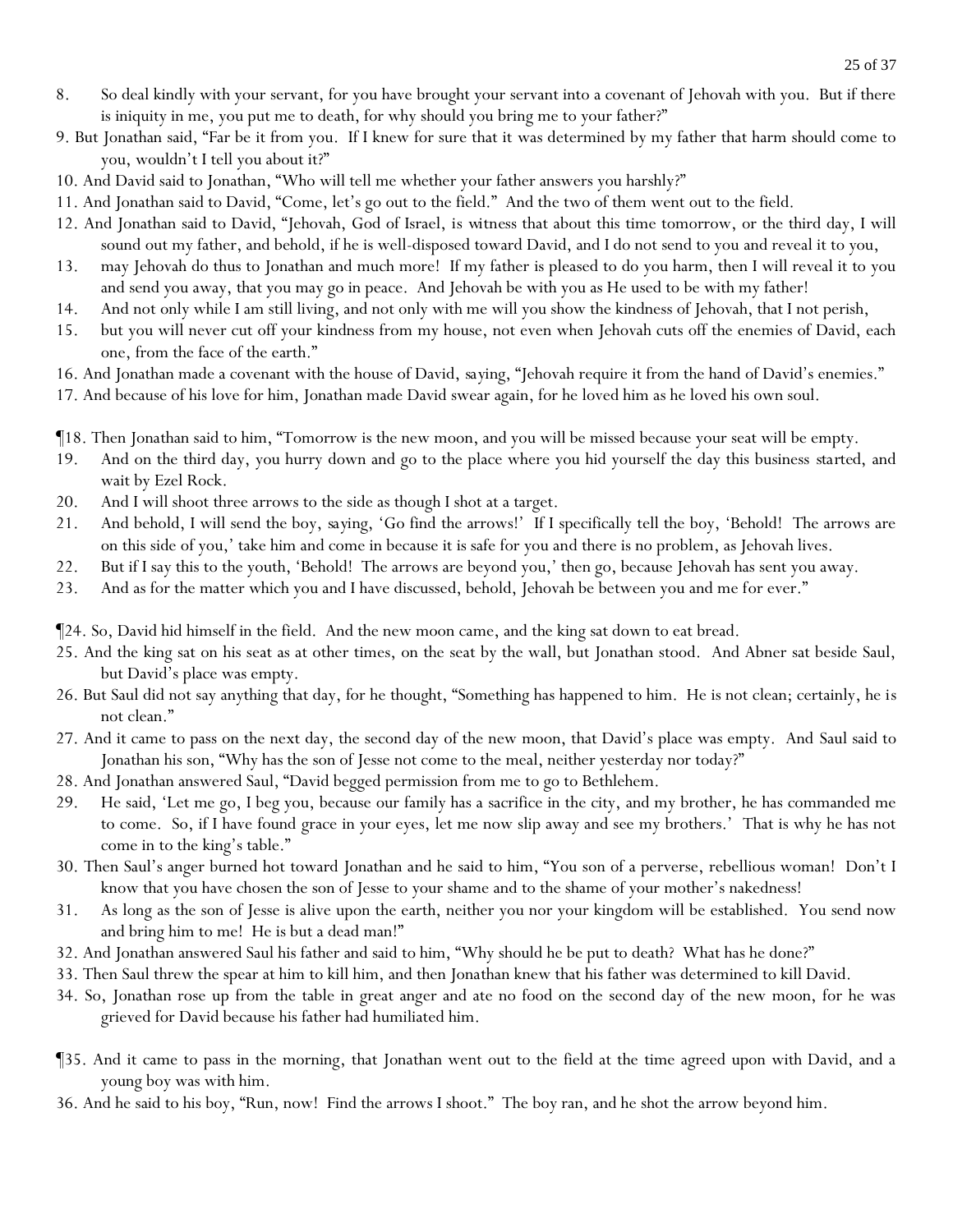8. So deal kindly with your servant, for you have brought your servant into a covenant of Jehovah with you. But if there is iniquity in me, you put me to death, for why should you bring me to your father?"

9. But Jonathan said, "Far be it from you. If I knew for sure that it was determined by my father that harm should come to you, wouldn't I tell you about it?"

10. And David said to Jonathan, "Who will tell me whether your father answers you harshly?"

11. And Jonathan said to David, "Come, let's go out to the field." And the two of them went out to the field.

12. And Jonathan said to David, "Jehovah, God of Israel, is witness that about this time tomorrow, or the third day, I will sound out my father, and behold, if he is well-disposed toward David, and I do not send to you and reveal it to you,

13. may Jehovah do thus to Jonathan and much more! If my father is pleased to do you harm, then I will reveal it to you and send you away, that you may go in peace. And Jehovah be with you as He used to be with my father!

14. And not only while I am still living, and not only with me will you show the kindness of Jehovah, that I not perish,

15. but you will never cut off your kindness from my house, not even when Jehovah cuts off the enemies of David, each one, from the face of the earth."

16. And Jonathan made a covenant with the house of David, saying, "Jehovah require it from the hand of David's enemies."

17. And because of his love for him, Jonathan made David swear again, for he loved him as he loved his own soul.

¶18. Then Jonathan said to him, "Tomorrow is the new moon, and you will be missed because your seat will be empty.

19. And on the third day, you hurry down and go to the place where you hid yourself the day this business started, and wait by Ezel Rock.

20. And I will shoot three arrows to the side as though I shot at a target.

21. And behold, I will send the boy, saying, 'Go find the arrows!' If I specifically tell the boy, 'Behold! The arrows are on this side of you,' take him and come in because it is safe for you and there is no problem, as Jehovah lives.

22. But if I say this to the youth, 'Behold! The arrows are beyond you,' then go, because Jehovah has sent you away.

23. And as for the matter which you and I have discussed, behold, Jehovah be between you and me for ever."

¶24. So, David hid himself in the field. And the new moon came, and the king sat down to eat bread.

25. And the king sat on his seat as at other times, on the seat by the wall, but Jonathan stood. And Abner sat beside Saul, but David's place was empty.

26. But Saul did not say anything that day, for he thought, "Something has happened to him. He is not clean; certainly, he is not clean."

27. And it came to pass on the next day, the second day of the new moon, that David's place was empty. And Saul said to Jonathan his son, "Why has the son of Jesse not come to the meal, neither yesterday nor today?"

28. And Jonathan answered Saul, "David begged permission from me to go to Bethlehem.

29. He said, 'Let me go, I beg you, because our family has a sacrifice in the city, and my brother, he has commanded me to come. So, if I have found grace in your eyes, let me now slip away and see my brothers.' That is why he has not come in to the king's table."

30. Then Saul's anger burned hot toward Jonathan and he said to him, "You son of a perverse, rebellious woman! Don't I know that you have chosen the son of Jesse to your shame and to the shame of your mother's nakedness!

31. As long as the son of Jesse is alive upon the earth, neither you nor your kingdom will be established. You send now and bring him to me! He is but a dead man!"

32. And Jonathan answered Saul his father and said to him, "Why should he be put to death? What has he done?"

33. Then Saul threw the spear at him to kill him, and then Jonathan knew that his father was determined to kill David.

34. So, Jonathan rose up from the table in great anger and ate no food on the second day of the new moon, for he was grieved for David because his father had humiliated him.

¶35. And it came to pass in the morning, that Jonathan went out to the field at the time agreed upon with David, and a young boy was with him.

36. And he said to his boy, "Run, now! Find the arrows I shoot." The boy ran, and he shot the arrow beyond him.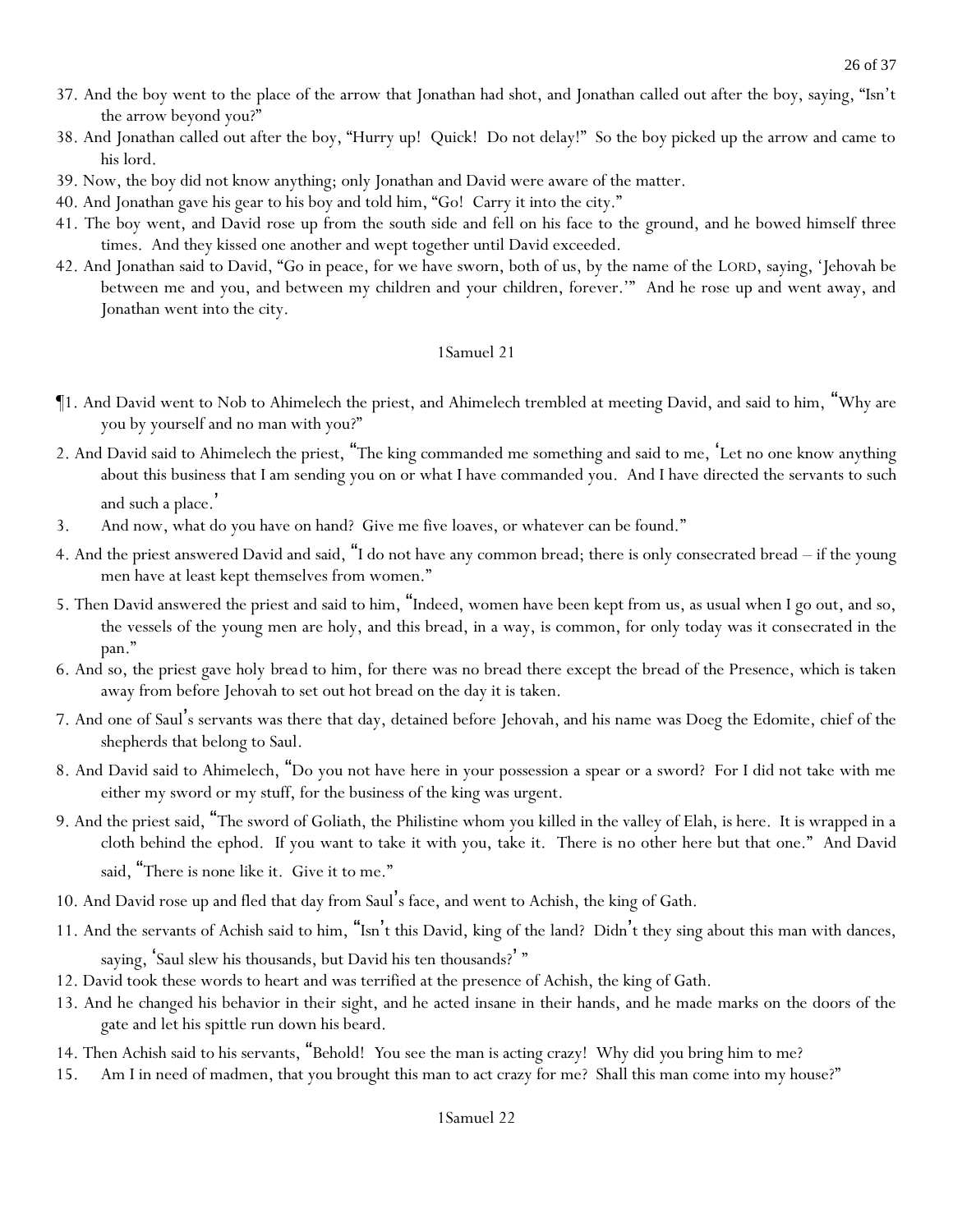37. And the boy went to the place of the arrow that Jonathan had shot, and Jonathan called out after the boy, saying, "Isn't the arrow beyond you?"
38. And Jonathan called out after the boy, "Hurry up! Quick! Do not delay!" So the boy picked up the arrow and came to his lord.
39. Now, the boy did not know anything; only Jonathan and David were aware of the matter.
40. And Jonathan gave his gear to his boy and told him, "Go! Carry it into the city."
41. The boy went, and David rose up from the south side and fell on his face to the ground, and he bowed himself three times. And they kissed one another and wept together until David exceeded.
42. And Jonathan said to David, "Go in peace, for we have sworn, both of us, by the name of the LORD, saying, 'Jehovah be between me and you, and between my children and your children, forever.'" And he rose up and went away, and Jonathan went into the city.

## 1Samuel 21

¶1. And David went to Nob to Ahimelech the priest, and Ahimelech trembled at meeting David, and said to him, "Why are you by yourself and no man with you?"
2. And David said to Ahimelech the priest, "The king commanded me something and said to me, 'Let no one know anything about this business that I am sending you on or what I have commanded you. And I have directed the servants to such and such a place.'
3. And now, what do you have on hand? Give me five loaves, or whatever can be found."
4. And the priest answered David and said, "I do not have any common bread; there is only consecrated bread – if the young men have at least kept themselves from women."
5. Then David answered the priest and said to him, "Indeed, women have been kept from us, as usual when I go out, and so, the vessels of the young men are holy, and this bread, in a way, is common, for only today was it consecrated in the pan."
6. And so, the priest gave holy bread to him, for there was no bread there except the bread of the Presence, which is taken away from before Jehovah to set out hot bread on the day it is taken.
7. And one of Saul's servants was there that day, detained before Jehovah, and his name was Doeg the Edomite, chief of the shepherds that belong to Saul.
8. And David said to Ahimelech, "Do you not have here in your possession a spear or a sword? For I did not take with me either my sword or my stuff, for the business of the king was urgent.
9. And the priest said, "The sword of Goliath, the Philistine whom you killed in the valley of Elah, is here. It is wrapped in a cloth behind the ephod. If you want to take it with you, take it. There is no other here but that one." And David said, "There is none like it. Give it to me."
10. And David rose up and fled that day from Saul's face, and went to Achish, the king of Gath.
11. And the servants of Achish said to him, "Isn't this David, king of the land? Didn't they sing about this man with dances, saying, 'Saul slew his thousands, but David his ten thousands?' "
12. David took these words to heart and was terrified at the presence of Achish, the king of Gath.
13. And he changed his behavior in their sight, and he acted insane in their hands, and he made marks on the doors of the gate and let his spittle run down his beard.
14. Then Achish said to his servants, "Behold! You see the man is acting crazy! Why did you bring him to me?
15. Am I in need of madmen, that you brought this man to act crazy for me? Shall this man come into my house?"

## 1Samuel 22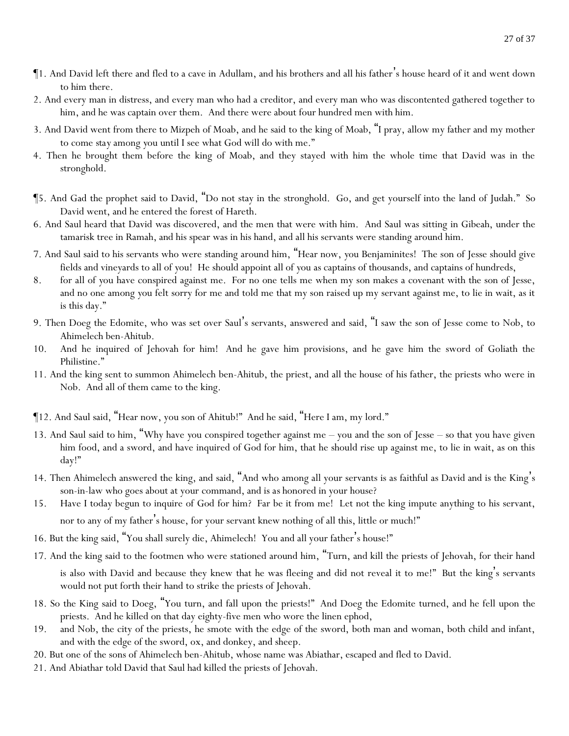¶1. And David left there and fled to a cave in Adullam, and his brothers and all his father's house heard of it and went down to him there.

2. And every man in distress, and every man who had a creditor, and every man who was discontented gathered together to him, and he was captain over them. And there were about four hundred men with him.

3. And David went from there to Mizpeh of Moab, and he said to the king of Moab, "I pray, allow my father and my mother to come stay among you until I see what God will do with me."

4. Then he brought them before the king of Moab, and they stayed with him the whole time that David was in the stronghold.

¶5. And Gad the prophet said to David, "Do not stay in the stronghold. Go, and get yourself into the land of Judah." So David went, and he entered the forest of Hareth.

6. And Saul heard that David was discovered, and the men that were with him. And Saul was sitting in Gibeah, under the tamarisk tree in Ramah, and his spear was in his hand, and all his servants were standing around him.

7. And Saul said to his servants who were standing around him, "Hear now, you Benjaminites! The son of Jesse should give fields and vineyards to all of you! He should appoint all of you as captains of thousands, and captains of hundreds,

8. for all of you have conspired against me. For no one tells me when my son makes a covenant with the son of Jesse, and no one among you felt sorry for me and told me that my son raised up my servant against me, to lie in wait, as it is this day."

9. Then Doeg the Edomite, who was set over Saul's servants, answered and said, "I saw the son of Jesse come to Nob, to Ahimelech ben-Ahitub.

10. And he inquired of Jehovah for him! And he gave him provisions, and he gave him the sword of Goliath the Philistine."

11. And the king sent to summon Ahimelech ben-Ahitub, the priest, and all the house of his father, the priests who were in Nob. And all of them came to the king.

¶12. And Saul said, "Hear now, you son of Ahitub!" And he said, "Here I am, my lord."

13. And Saul said to him, "Why have you conspired together against me – you and the son of Jesse – so that you have given him food, and a sword, and have inquired of God for him, that he should rise up against me, to lie in wait, as on this day!"

14. Then Ahimelech answered the king, and said, "And who among all your servants is as faithful as David and is the King's son-in-law who goes about at your command, and is as honored in your house?

15. Have I today begun to inquire of God for him? Far be it from me! Let not the king impute anything to his servant, nor to any of my father's house, for your servant knew nothing of all this, little or much!"

16. But the king said, "You shall surely die, Ahimelech! You and all your father's house!"

17. And the king said to the footmen who were stationed around him, "Turn, and kill the priests of Jehovah, for their hand is also with David and because they knew that he was fleeing and did not reveal it to me!" But the king's servants would not put forth their hand to strike the priests of Jehovah.

18. So the King said to Doeg, "You turn, and fall upon the priests!" And Doeg the Edomite turned, and he fell upon the priests. And he killed on that day eighty-five men who wore the linen ephod,

19. and Nob, the city of the priests, he smote with the edge of the sword, both man and woman, both child and infant, and with the edge of the sword, ox, and donkey, and sheep.

20. But one of the sons of Ahimelech ben-Ahitub, whose name was Abiathar, escaped and fled to David.

21. And Abiathar told David that Saul had killed the priests of Jehovah.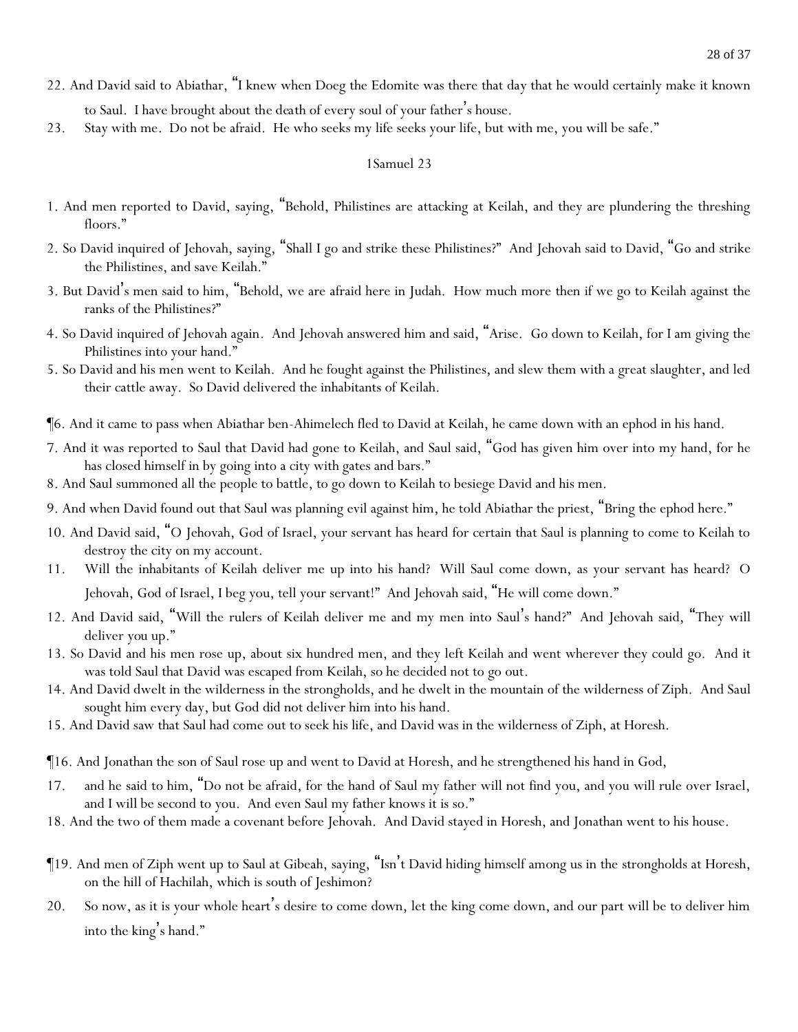22. And David said to Abiathar, "I knew when Doeg the Edomite was there that day that he would certainly make it known to Saul. I have brought about the death of every soul of your father's house.

23. Stay with me. Do not be afraid. He who seeks my life seeks your life, but with me, you will be safe."

1Samuel 23

1. And men reported to David, saying, "Behold, Philistines are attacking at Keilah, and they are plundering the threshing floors."

2. So David inquired of Jehovah, saying, "Shall I go and strike these Philistines?" And Jehovah said to David, "Go and strike the Philistines, and save Keilah."

3. But David's men said to him, "Behold, we are afraid here in Judah. How much more then if we go to Keilah against the ranks of the Philistines?"

4. So David inquired of Jehovah again. And Jehovah answered him and said, "Arise. Go down to Keilah, for I am giving the Philistines into your hand."

5. So David and his men went to Keilah. And he fought against the Philistines, and slew them with a great slaughter, and led their cattle away. So David delivered the inhabitants of Keilah.

¶6. And it came to pass when Abiathar ben-Ahimelech fled to David at Keilah, he came down with an ephod in his hand.

7. And it was reported to Saul that David had gone to Keilah, and Saul said, "God has given him over into my hand, for he has closed himself in by going into a city with gates and bars."

8. And Saul summoned all the people to battle, to go down to Keilah to besiege David and his men.

9. And when David found out that Saul was planning evil against him, he told Abiathar the priest, "Bring the ephod here."

10. And David said, "O Jehovah, God of Israel, your servant has heard for certain that Saul is planning to come to Keilah to destroy the city on my account.

11. Will the inhabitants of Keilah deliver me up into his hand? Will Saul come down, as your servant has heard? O Jehovah, God of Israel, I beg you, tell your servant!" And Jehovah said, "He will come down."

12. And David said, "Will the rulers of Keilah deliver me and my men into Saul's hand?" And Jehovah said, "They will deliver you up."

13. So David and his men rose up, about six hundred men, and they left Keilah and went wherever they could go. And it was told Saul that David was escaped from Keilah, so he decided not to go out.

14. And David dwelt in the wilderness in the strongholds, and he dwelt in the mountain of the wilderness of Ziph. And Saul sought him every day, but God did not deliver him into his hand.

15. And David saw that Saul had come out to seek his life, and David was in the wilderness of Ziph, at Horesh.

¶16. And Jonathan the son of Saul rose up and went to David at Horesh, and he strengthened his hand in God,

17. and he said to him, "Do not be afraid, for the hand of Saul my father will not find you, and you will rule over Israel, and I will be second to you. And even Saul my father knows it is so."

18. And the two of them made a covenant before Jehovah. And David stayed in Horesh, and Jonathan went to his house.

¶19. And men of Ziph went up to Saul at Gibeah, saying, "Isn't David hiding himself among us in the strongholds at Horesh, on the hill of Hachilah, which is south of Jeshimon?

20. So now, as it is your whole heart's desire to come down, let the king come down, and our part will be to deliver him into the king's hand."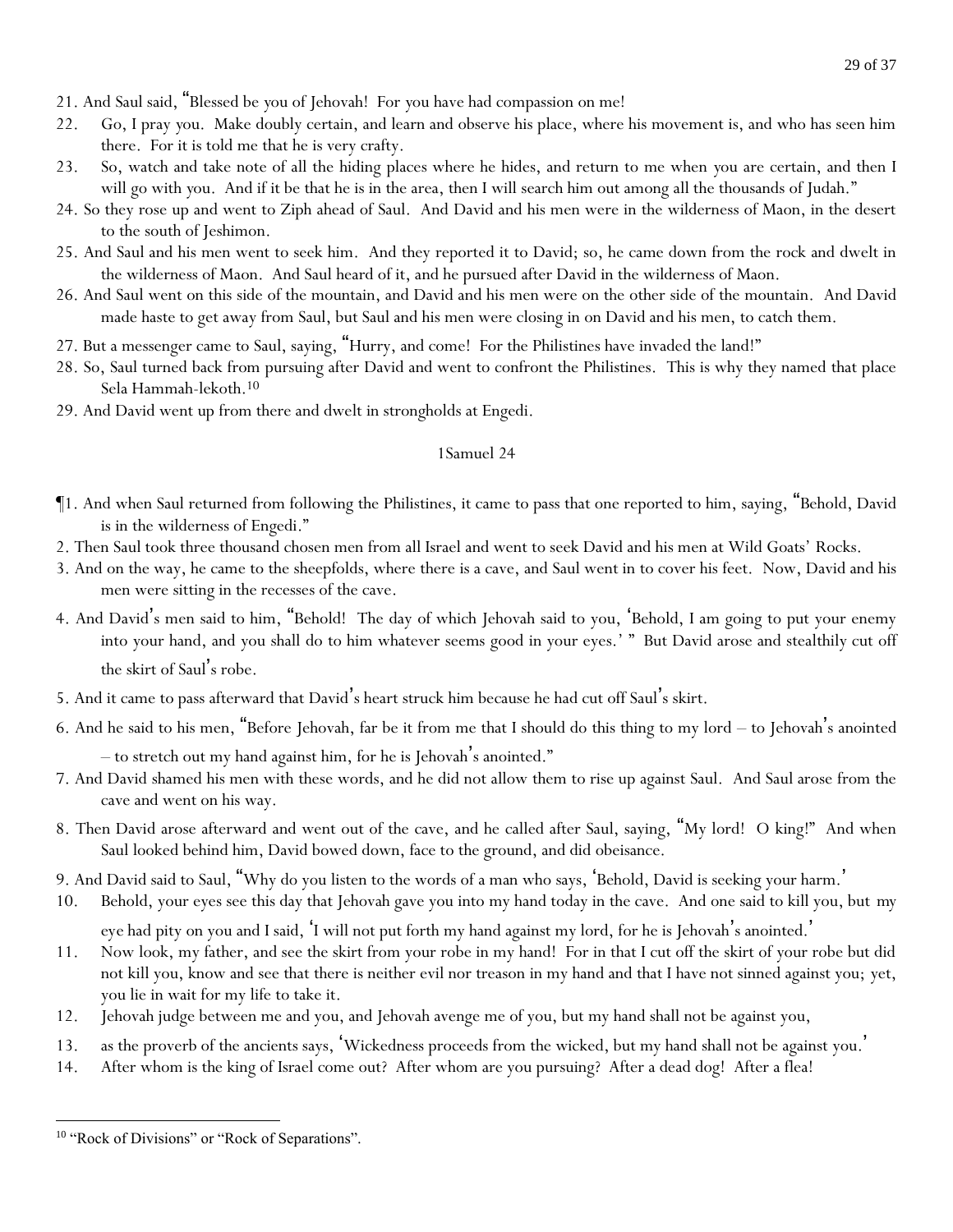21. And Saul said, "Blessed be you of Jehovah! For you have had compassion on me!
22. Go, I pray you. Make doubly certain, and learn and observe his place, where his movement is, and who has seen him there. For it is told me that he is very crafty.
23. So, watch and take note of all the hiding places where he hides, and return to me when you are certain, and then I will go with you. And if it be that he is in the area, then I will search him out among all the thousands of Judah."
24. So they rose up and went to Ziph ahead of Saul. And David and his men were in the wilderness of Maon, in the desert to the south of Jeshimon.
25. And Saul and his men went to seek him. And they reported it to David; so, he came down from the rock and dwelt in the wilderness of Maon. And Saul heard of it, and he pursued after David in the wilderness of Maon.
26. And Saul went on this side of the mountain, and David and his men were on the other side of the mountain. And David made haste to get away from Saul, but Saul and his men were closing in on David and his men, to catch them.
27. But a messenger came to Saul, saying, "Hurry, and come! For the Philistines have invaded the land!"
28. So, Saul turned back from pursuing after David and went to confront the Philistines. This is why they named that place Sela Hammah-lekoth.[10]
29. And David went up from there and dwelt in strongholds at Engedi.

## 1Samuel 24

¶1. And when Saul returned from following the Philistines, it came to pass that one reported to him, saying, "Behold, David is in the wilderness of Engedi."
2. Then Saul took three thousand chosen men from all Israel and went to seek David and his men at Wild Goats' Rocks.
3. And on the way, he came to the sheepfolds, where there is a cave, and Saul went in to cover his feet. Now, David and his men were sitting in the recesses of the cave.
4. And David's men said to him, "Behold! The day of which Jehovah said to you, 'Behold, I am going to put your enemy into your hand, and you shall do to him whatever seems good in your eyes.' " But David arose and stealthily cut off the skirt of Saul's robe.
5. And it came to pass afterward that David's heart struck him because he had cut off Saul's skirt.
6. And he said to his men, "Before Jehovah, far be it from me that I should do this thing to my lord – to Jehovah's anointed – to stretch out my hand against him, for he is Jehovah's anointed."
7. And David shamed his men with these words, and he did not allow them to rise up against Saul. And Saul arose from the cave and went on his way.
8. Then David arose afterward and went out of the cave, and he called after Saul, saying, "My lord! O king!" And when Saul looked behind him, David bowed down, face to the ground, and did obeisance.
9. And David said to Saul, "Why do you listen to the words of a man who says, 'Behold, David is seeking your harm.'
10. Behold, your eyes see this day that Jehovah gave you into my hand today in the cave. And one said to kill you, but my eye had pity on you and I said, 'I will not put forth my hand against my lord, for he is Jehovah's anointed.'
11. Now look, my father, and see the skirt from your robe in my hand! For in that I cut off the skirt of your robe but did not kill you, know and see that there is neither evil nor treason in my hand and that I have not sinned against you; yet, you lie in wait for my life to take it.
12. Jehovah judge between me and you, and Jehovah avenge me of you, but my hand shall not be against you,
13. as the proverb of the ancients says, 'Wickedness proceeds from the wicked, but my hand shall not be against you.'
14. After whom is the king of Israel come out? After whom are you pursuing? After a dead dog! After a flea!

---

[10] "Rock of Divisions" or "Rock of Separations".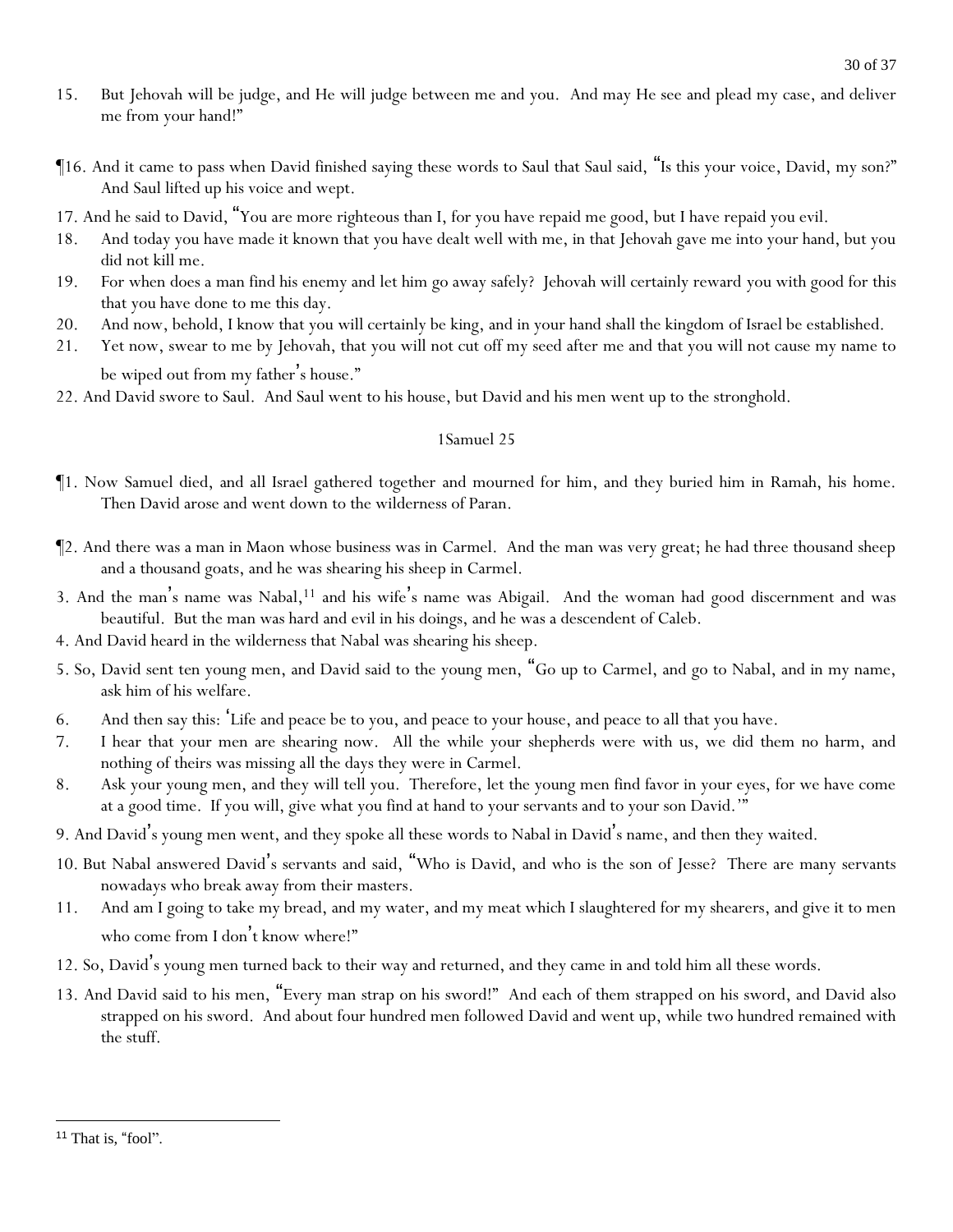15. But Jehovah will be judge, and He will judge between me and you. And may He see and plead my case, and deliver me from your hand!"

¶16. And it came to pass when David finished saying these words to Saul that Saul said, "Is this your voice, David, my son?" And Saul lifted up his voice and wept.

17. And he said to David, "You are more righteous than I, for you have repaid me good, but I have repaid you evil.

18. And today you have made it known that you have dealt well with me, in that Jehovah gave me into your hand, but you did not kill me.

19. For when does a man find his enemy and let him go away safely? Jehovah will certainly reward you with good for this that you have done to me this day.

20. And now, behold, I know that you will certainly be king, and in your hand shall the kingdom of Israel be established.

21. Yet now, swear to me by Jehovah, that you will not cut off my seed after me and that you will not cause my name to be wiped out from my father's house."

22. And David swore to Saul. And Saul went to his house, but David and his men went up to the stronghold.

## 1Samuel 25

¶1. Now Samuel died, and all Israel gathered together and mourned for him, and they buried him in Ramah, his home. Then David arose and went down to the wilderness of Paran.

¶2. And there was a man in Maon whose business was in Carmel. And the man was very great; he had three thousand sheep and a thousand goats, and he was shearing his sheep in Carmel.

3. And the man's name was Nabal,[11] and his wife's name was Abigail. And the woman had good discernment and was beautiful. But the man was hard and evil in his doings, and he was a descendent of Caleb.

4. And David heard in the wilderness that Nabal was shearing his sheep.

5. So, David sent ten young men, and David said to the young men, "Go up to Carmel, and go to Nabal, and in my name, ask him of his welfare.

6. And then say this: 'Life and peace be to you, and peace to your house, and peace to all that you have.

7. I hear that your men are shearing now. All the while your shepherds were with us, we did them no harm, and nothing of theirs was missing all the days they were in Carmel.

8. Ask your young men, and they will tell you. Therefore, let the young men find favor in your eyes, for we have come at a good time. If you will, give what you find at hand to your servants and to your son David.'"

9. And David's young men went, and they spoke all these words to Nabal in David's name, and then they waited.

10. But Nabal answered David's servants and said, "Who is David, and who is the son of Jesse? There are many servants nowadays who break away from their masters.

11. And am I going to take my bread, and my water, and my meat which I slaughtered for my shearers, and give it to men who come from I don't know where!"

12. So, David's young men turned back to their way and returned, and they came in and told him all these words.

13. And David said to his men, "Every man strap on his sword!" And each of them strapped on his sword, and David also strapped on his sword. And about four hundred men followed David and went up, while two hundred remained with the stuff.

[11] That is, "fool".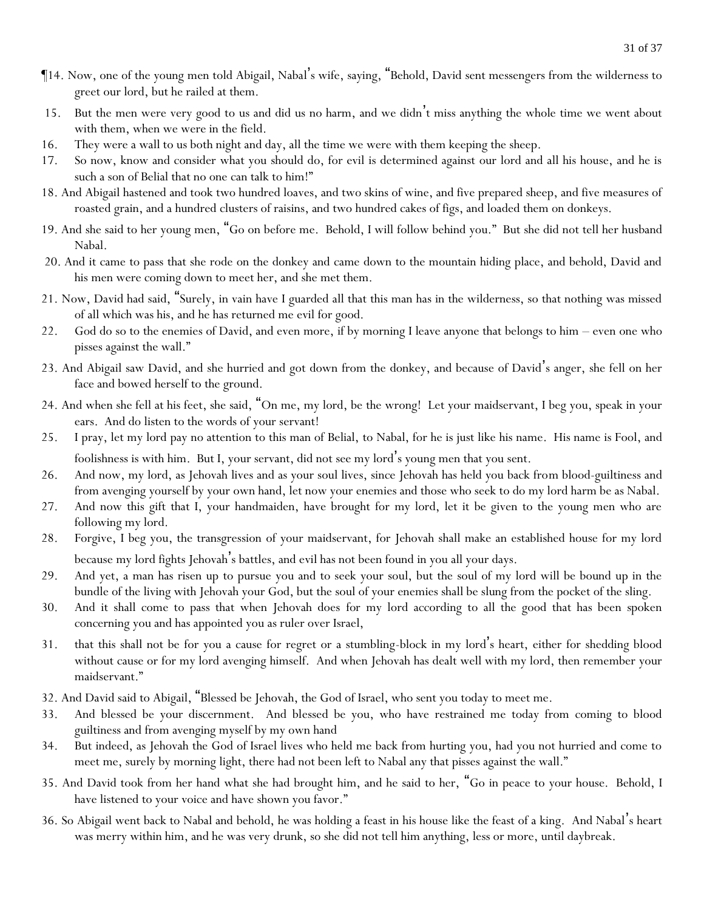¶14. Now, one of the young men told Abigail, Nabal's wife, saying, "Behold, David sent messengers from the wilderness to greet our lord, but he railed at them.

15. But the men were very good to us and did us no harm, and we didn't miss anything the whole time we went about with them, when we were in the field.

16. They were a wall to us both night and day, all the time we were with them keeping the sheep.

17. So now, know and consider what you should do, for evil is determined against our lord and all his house, and he is such a son of Belial that no one can talk to him!"

18. And Abigail hastened and took two hundred loaves, and two skins of wine, and five prepared sheep, and five measures of roasted grain, and a hundred clusters of raisins, and two hundred cakes of figs, and loaded them on donkeys.

19. And she said to her young men, "Go on before me. Behold, I will follow behind you." But she did not tell her husband Nabal.

20. And it came to pass that she rode on the donkey and came down to the mountain hiding place, and behold, David and his men were coming down to meet her, and she met them.

21. Now, David had said, "Surely, in vain have I guarded all that this man has in the wilderness, so that nothing was missed of all which was his, and he has returned me evil for good.

22. God do so to the enemies of David, and even more, if by morning I leave anyone that belongs to him – even one who pisses against the wall."

23. And Abigail saw David, and she hurried and got down from the donkey, and because of David's anger, she fell on her face and bowed herself to the ground.

24. And when she fell at his feet, she said, "On me, my lord, be the wrong! Let your maidservant, I beg you, speak in your ears. And do listen to the words of your servant!

25. I pray, let my lord pay no attention to this man of Belial, to Nabal, for he is just like his name. His name is Fool, and foolishness is with him. But I, your servant, did not see my lord's young men that you sent.

26. And now, my lord, as Jehovah lives and as your soul lives, since Jehovah has held you back from blood-guiltiness and from avenging yourself by your own hand, let now your enemies and those who seek to do my lord harm be as Nabal.

27. And now this gift that I, your handmaiden, have brought for my lord, let it be given to the young men who are following my lord.

28. Forgive, I beg you, the transgression of your maidservant, for Jehovah shall make an established house for my lord because my lord fights Jehovah's battles, and evil has not been found in you all your days.

29. And yet, a man has risen up to pursue you and to seek your soul, but the soul of my lord will be bound up in the bundle of the living with Jehovah your God, but the soul of your enemies shall be slung from the pocket of the sling.

30. And it shall come to pass that when Jehovah does for my lord according to all the good that has been spoken concerning you and has appointed you as ruler over Israel,

31. that this shall not be for you a cause for regret or a stumbling-block in my lord's heart, either for shedding blood without cause or for my lord avenging himself. And when Jehovah has dealt well with my lord, then remember your maidservant."

32. And David said to Abigail, "Blessed be Jehovah, the God of Israel, who sent you today to meet me.

33. And blessed be your discernment. And blessed be you, who have restrained me today from coming to blood guiltiness and from avenging myself by my own hand

34. But indeed, as Jehovah the God of Israel lives who held me back from hurting you, had you not hurried and come to meet me, surely by morning light, there had not been left to Nabal any that pisses against the wall."

35. And David took from her hand what she had brought him, and he said to her, "Go in peace to your house. Behold, I have listened to your voice and have shown you favor."

36. So Abigail went back to Nabal and behold, he was holding a feast in his house like the feast of a king. And Nabal's heart was merry within him, and he was very drunk, so she did not tell him anything, less or more, until daybreak.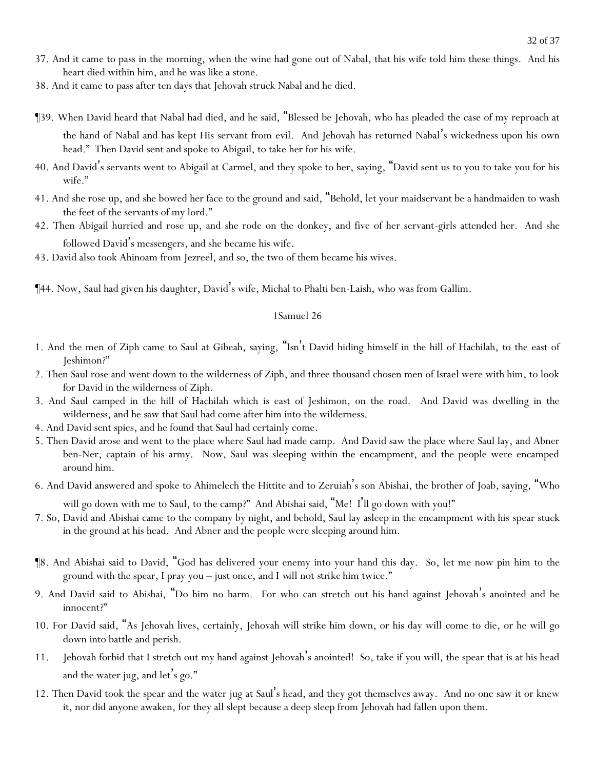37. And it came to pass in the morning, when the wine had gone out of Nabal, that his wife told him these things. And his heart died within him, and he was like a stone.

38. And it came to pass after ten days that Jehovah struck Nabal and he died.

¶39. When David heard that Nabal had died, and he said, "Blessed be Jehovah, who has pleaded the case of my reproach at the hand of Nabal and has kept His servant from evil. And Jehovah has returned Nabal's wickedness upon his own head." Then David sent and spoke to Abigail, to take her for his wife.

40. And David's servants went to Abigail at Carmel, and they spoke to her, saying, "David sent us to you to take you for his wife."

41. And she rose up, and she bowed her face to the ground and said, "Behold, let your maidservant be a handmaiden to wash the feet of the servants of my lord."

42. Then Abigail hurried and rose up, and she rode on the donkey, and five of her servant-girls attended her. And she followed David's messengers, and she became his wife.

43. David also took Ahinoam from Jezreel, and so, the two of them became his wives.

¶44. Now, Saul had given his daughter, David's wife, Michal to Phalti ben-Laish, who was from Gallim.

## 1Samuel 26

1. And the men of Ziph came to Saul at Gibeah, saying, "Isn't David hiding himself in the hill of Hachilah, to the east of Jeshimon?"

2. Then Saul rose and went down to the wilderness of Ziph, and three thousand chosen men of Israel were with him, to look for David in the wilderness of Ziph.

3. And Saul camped in the hill of Hachilah which is east of Jeshimon, on the road. And David was dwelling in the wilderness, and he saw that Saul had come after him into the wilderness.

4. And David sent spies, and he found that Saul had certainly come.

5. Then David arose and went to the place where Saul had made camp. And David saw the place where Saul lay, and Abner ben-Ner, captain of his army. Now, Saul was sleeping within the encampment, and the people were encamped around him.

6. And David answered and spoke to Ahimelech the Hittite and to Zeruiah's son Abishai, the brother of Joab, saying, "Who will go down with me to Saul, to the camp?" And Abishai said, "Me! I'll go down with you!"

7. So, David and Abishai came to the company by night, and behold, Saul lay asleep in the encampment with his spear stuck in the ground at his head. And Abner and the people were sleeping around him.

¶8. And Abishai said to David, "God has delivered your enemy into your hand this day. So, let me now pin him to the ground with the spear, I pray you – just once, and I will not strike him twice."

9. And David said to Abishai, "Do him no harm. For who can stretch out his hand against Jehovah's anointed and be innocent?"

10. For David said, "As Jehovah lives, certainly, Jehovah will strike him down, or his day will come to die, or he will go down into battle and perish.

11. Jehovah forbid that I stretch out my hand against Jehovah's anointed! So, take if you will, the spear that is at his head and the water jug, and let's go."

12. Then David took the spear and the water jug at Saul's head, and they got themselves away. And no one saw it or knew it, nor did anyone awaken, for they all slept because a deep sleep from Jehovah had fallen upon them.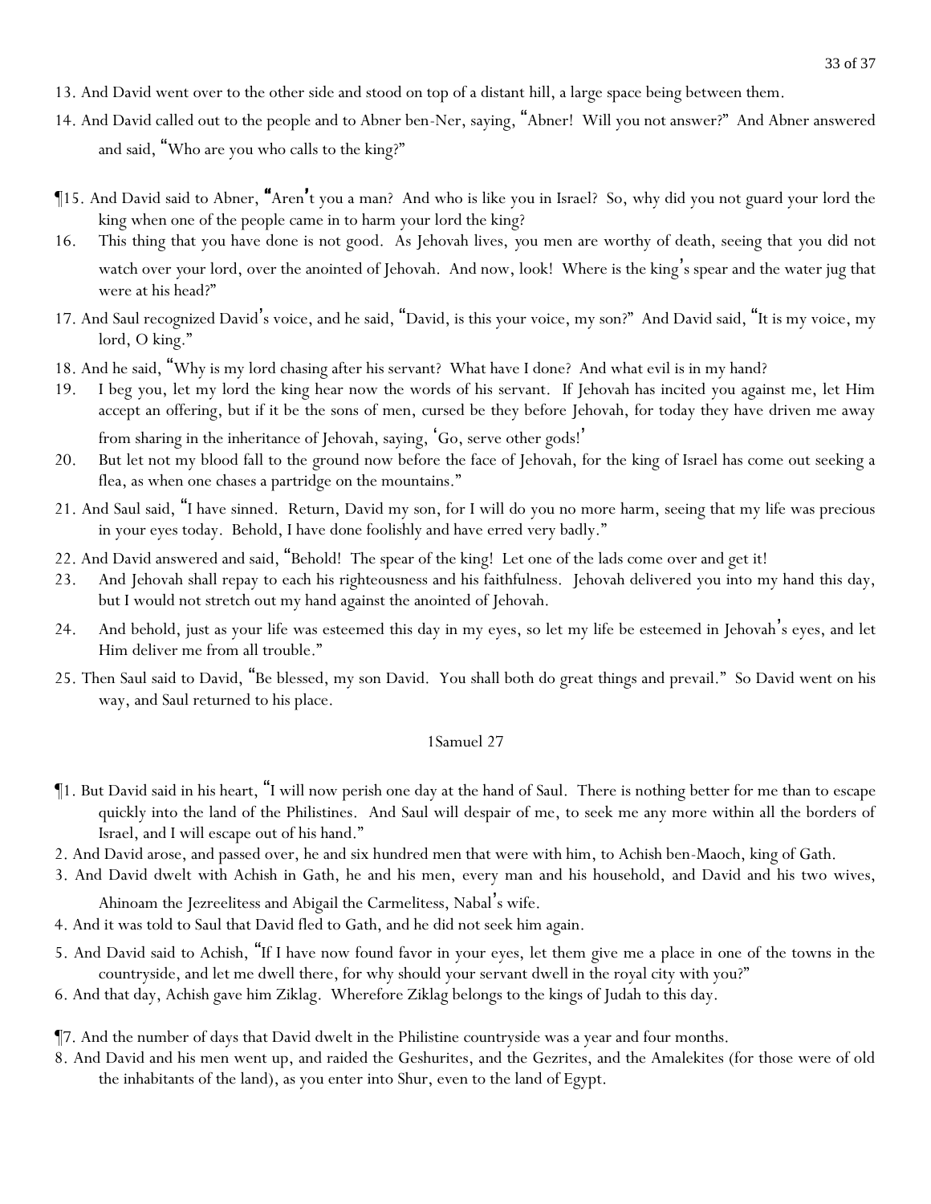13. And David went over to the other side and stood on top of a distant hill, a large space being between them.

14. And David called out to the people and to Abner ben-Ner, saying, "Abner! Will you not answer?" And Abner answered and said, "Who are you who calls to the king?"

¶15. And David said to Abner, "Aren't you a man? And who is like you in Israel? So, why did you not guard your lord the king when one of the people came in to harm your lord the king?

16. This thing that you have done is not good. As Jehovah lives, you men are worthy of death, seeing that you did not watch over your lord, over the anointed of Jehovah. And now, look! Where is the king's spear and the water jug that were at his head?"

17. And Saul recognized David's voice, and he said, "David, is this your voice, my son?" And David said, "It is my voice, my lord, O king."

18. And he said, "Why is my lord chasing after his servant? What have I done? And what evil is in my hand?

19. I beg you, let my lord the king hear now the words of his servant. If Jehovah has incited you against me, let Him accept an offering, but if it be the sons of men, cursed be they before Jehovah, for today they have driven me away from sharing in the inheritance of Jehovah, saying, 'Go, serve other gods!'

20. But let not my blood fall to the ground now before the face of Jehovah, for the king of Israel has come out seeking a flea, as when one chases a partridge on the mountains."

21. And Saul said, "I have sinned. Return, David my son, for I will do you no more harm, seeing that my life was precious in your eyes today. Behold, I have done foolishly and have erred very badly."

22. And David answered and said, "Behold! The spear of the king! Let one of the lads come over and get it!

23. And Jehovah shall repay to each his righteousness and his faithfulness. Jehovah delivered you into my hand this day, but I would not stretch out my hand against the anointed of Jehovah.

24. And behold, just as your life was esteemed this day in my eyes, so let my life be esteemed in Jehovah's eyes, and let Him deliver me from all trouble."

25. Then Saul said to David, "Be blessed, my son David. You shall both do great things and prevail." So David went on his way, and Saul returned to his place.

## 1Samuel 27

¶1. But David said in his heart, "I will now perish one day at the hand of Saul. There is nothing better for me than to escape quickly into the land of the Philistines. And Saul will despair of me, to seek me any more within all the borders of Israel, and I will escape out of his hand."

2. And David arose, and passed over, he and six hundred men that were with him, to Achish ben-Maoch, king of Gath.

3. And David dwelt with Achish in Gath, he and his men, every man and his household, and David and his two wives, Ahinoam the Jezreelitess and Abigail the Carmelitess, Nabal's wife.

4. And it was told to Saul that David fled to Gath, and he did not seek him again.

5. And David said to Achish, "If I have now found favor in your eyes, let them give me a place in one of the towns in the countryside, and let me dwell there, for why should your servant dwell in the royal city with you?"

6. And that day, Achish gave him Ziklag. Wherefore Ziklag belongs to the kings of Judah to this day.

¶7. And the number of days that David dwelt in the Philistine countryside was a year and four months.

8. And David and his men went up, and raided the Geshurites, and the Gezrites, and the Amalekites (for those were of old the inhabitants of the land), as you enter into Shur, even to the land of Egypt.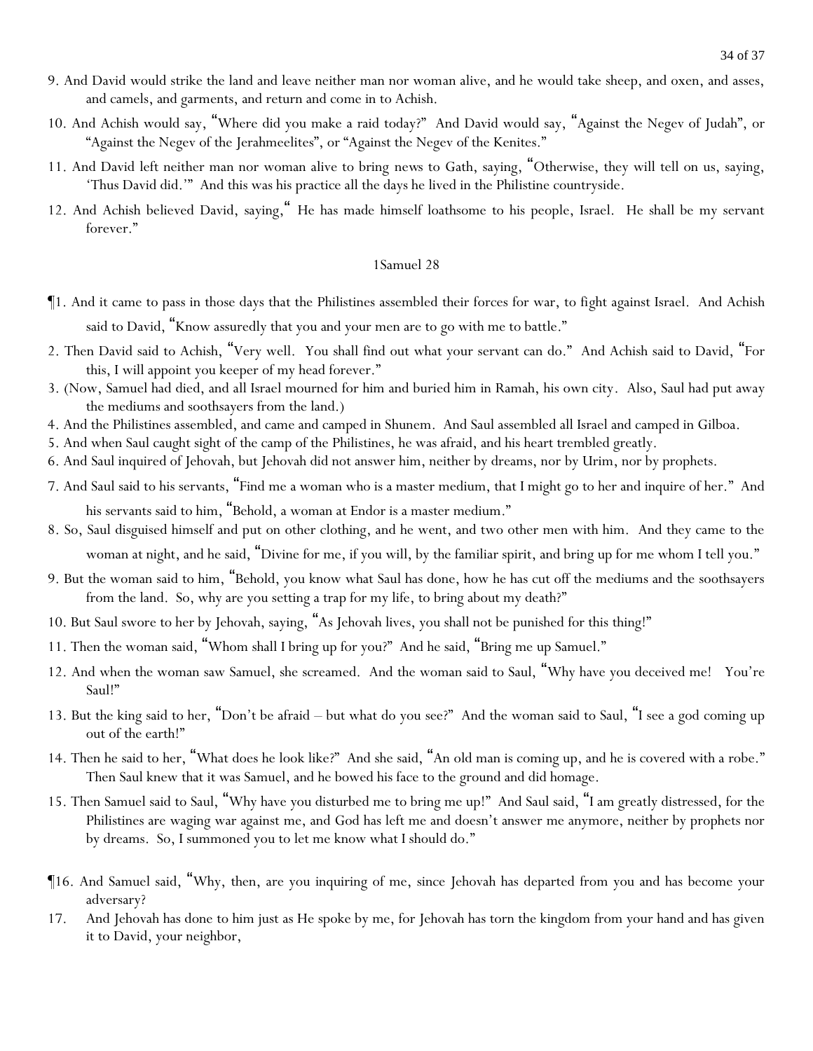9. And David would strike the land and leave neither man nor woman alive, and he would take sheep, and oxen, and asses, and camels, and garments, and return and come in to Achish.

10. And Achish would say, "Where did you make a raid today?" And David would say, "Against the Negev of Judah", or "Against the Negev of the Jerahmeelites", or "Against the Negev of the Kenites."

11. And David left neither man nor woman alive to bring news to Gath, saying, "Otherwise, they will tell on us, saying, 'Thus David did.'" And this was his practice all the days he lived in the Philistine countryside.

12. And Achish believed David, saying," He has made himself loathsome to his people, Israel. He shall be my servant forever."

## 1Samuel 28

¶1. And it came to pass in those days that the Philistines assembled their forces for war, to fight against Israel. And Achish said to David, "Know assuredly that you and your men are to go with me to battle."

2. Then David said to Achish, "Very well. You shall find out what your servant can do." And Achish said to David, "For this, I will appoint you keeper of my head forever."

3. (Now, Samuel had died, and all Israel mourned for him and buried him in Ramah, his own city. Also, Saul had put away the mediums and soothsayers from the land.)

4. And the Philistines assembled, and came and camped in Shunem. And Saul assembled all Israel and camped in Gilboa.

5. And when Saul caught sight of the camp of the Philistines, he was afraid, and his heart trembled greatly.

6. And Saul inquired of Jehovah, but Jehovah did not answer him, neither by dreams, nor by Urim, nor by prophets.

7. And Saul said to his servants, "Find me a woman who is a master medium, that I might go to her and inquire of her." And his servants said to him, "Behold, a woman at Endor is a master medium."

8. So, Saul disguised himself and put on other clothing, and he went, and two other men with him. And they came to the woman at night, and he said, "Divine for me, if you will, by the familiar spirit, and bring up for me whom I tell you."

9. But the woman said to him, "Behold, you know what Saul has done, how he has cut off the mediums and the soothsayers from the land. So, why are you setting a trap for my life, to bring about my death?"

10. But Saul swore to her by Jehovah, saying, "As Jehovah lives, you shall not be punished for this thing!"

11. Then the woman said, "Whom shall I bring up for you?" And he said, "Bring me up Samuel."

12. And when the woman saw Samuel, she screamed. And the woman said to Saul, "Why have you deceived me! You're Saul!"

13. But the king said to her, "Don't be afraid – but what do you see?" And the woman said to Saul, "I see a god coming up out of the earth!"

14. Then he said to her, "What does he look like?" And she said, "An old man is coming up, and he is covered with a robe." Then Saul knew that it was Samuel, and he bowed his face to the ground and did homage.

15. Then Samuel said to Saul, "Why have you disturbed me to bring me up!" And Saul said, "I am greatly distressed, for the Philistines are waging war against me, and God has left me and doesn't answer me anymore, neither by prophets nor by dreams. So, I summoned you to let me know what I should do."

¶16. And Samuel said, "Why, then, are you inquiring of me, since Jehovah has departed from you and has become your adversary?

17. And Jehovah has done to him just as He spoke by me, for Jehovah has torn the kingdom from your hand and has given it to David, your neighbor,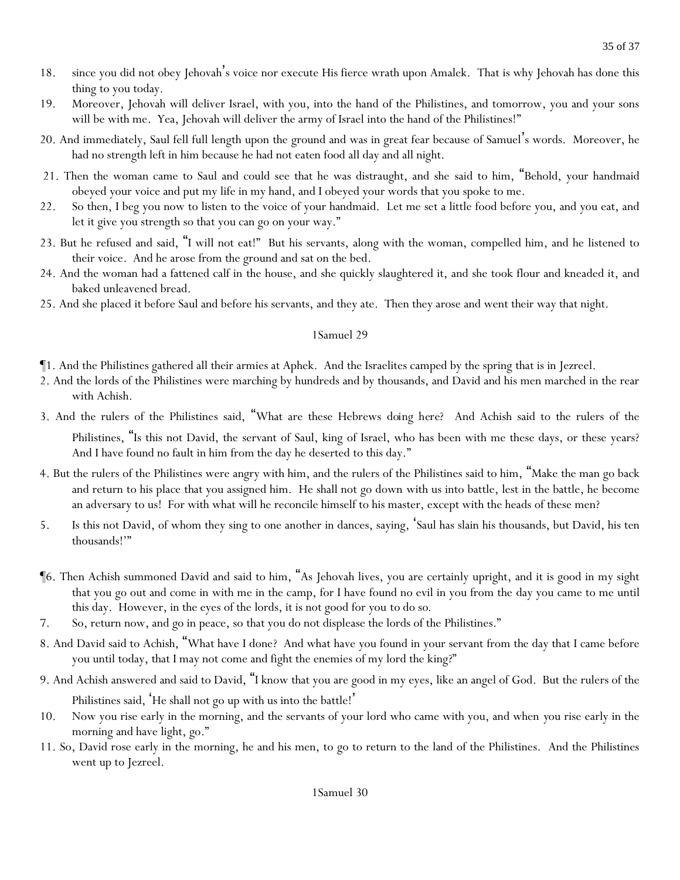18. since you did not obey Jehovah's voice nor execute His fierce wrath upon Amalek. That is why Jehovah has done this thing to you today.
19. Moreover, Jehovah will deliver Israel, with you, into the hand of the Philistines, and tomorrow, you and your sons will be with me. Yea, Jehovah will deliver the army of Israel into the hand of the Philistines!"
20. And immediately, Saul fell full length upon the ground and was in great fear because of Samuel's words. Moreover, he had no strength left in him because he had not eaten food all day and all night.
21. Then the woman came to Saul and could see that he was distraught, and she said to him, "Behold, your handmaid obeyed your voice and put my life in my hand, and I obeyed your words that you spoke to me.
22. So then, I beg you now to listen to the voice of your handmaid. Let me set a little food before you, and you eat, and let it give you strength so that you can go on your way."
23. But he refused and said, "I will not eat!" But his servants, along with the woman, compelled him, and he listened to their voice. And he arose from the ground and sat on the bed.
24. And the woman had a fattened calf in the house, and she quickly slaughtered it, and she took flour and kneaded it, and baked unleavened bread.
25. And she placed it before Saul and before his servants, and they ate. Then they arose and went their way that night.

## 1Samuel 29

¶1. And the Philistines gathered all their armies at Aphek. And the Israelites camped by the spring that is in Jezreel.
2. And the lords of the Philistines were marching by hundreds and by thousands, and David and his men marched in the rear with Achish.
3. And the rulers of the Philistines said, "What are these Hebrews doing here? And Achish said to the rulers of the Philistines, "Is this not David, the servant of Saul, king of Israel, who has been with me these days, or these years? And I have found no fault in him from the day he deserted to this day."
4. But the rulers of the Philistines were angry with him, and the rulers of the Philistines said to him, "Make the man go back and return to his place that you assigned him. He shall not go down with us into battle, lest in the battle, he become an adversary to us! For with what will he reconcile himself to his master, except with the heads of these men?
5. Is this not David, of whom they sing to one another in dances, saying, 'Saul has slain his thousands, but David, his ten thousands!'"

¶6. Then Achish summoned David and said to him, "As Jehovah lives, you are certainly upright, and it is good in my sight that you go out and come in with me in the camp, for I have found no evil in you from the day you came to me until this day. However, in the eyes of the lords, it is not good for you to do so.
7. So, return now, and go in peace, so that you do not displease the lords of the Philistines."
8. And David said to Achish, "What have I done? And what have you found in your servant from the day that I came before you until today, that I may not come and fight the enemies of my lord the king?"
9. And Achish answered and said to David, "I know that you are good in my eyes, like an angel of God. But the rulers of the Philistines said, 'He shall not go up with us into the battle!'
10. Now you rise early in the morning, and the servants of your lord who came with you, and when you rise early in the morning and have light, go."
11. So, David rose early in the morning, he and his men, to go to return to the land of the Philistines. And the Philistines went up to Jezreel.

## 1Samuel 30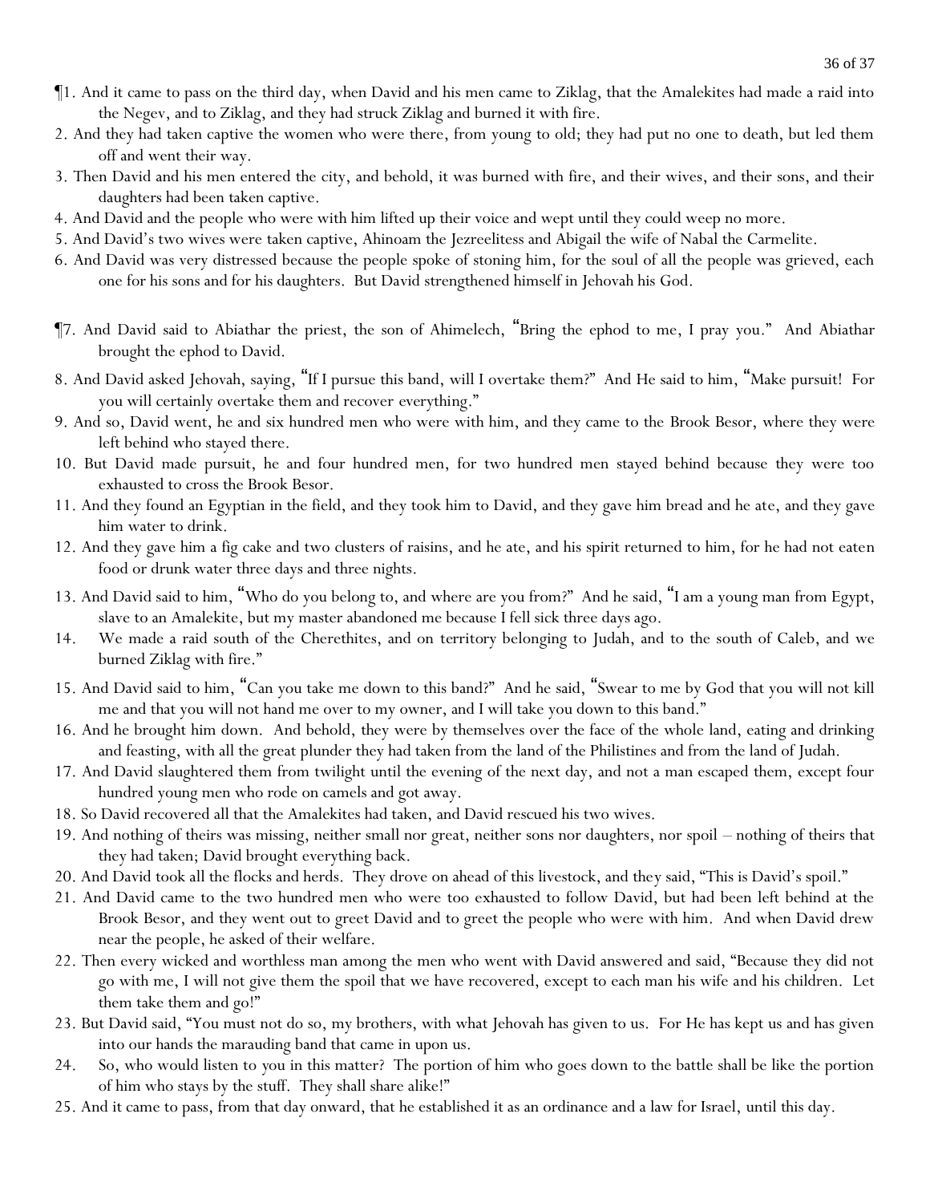¶1. And it came to pass on the third day, when David and his men came to Ziklag, that the Amalekites had made a raid into the Negev, and to Ziklag, and they had struck Ziklag and burned it with fire.

2. And they had taken captive the women who were there, from young to old; they had put no one to death, but led them off and went their way.

3. Then David and his men entered the city, and behold, it was burned with fire, and their wives, and their sons, and their daughters had been taken captive.

4. And David and the people who were with him lifted up their voice and wept until they could weep no more.

5. And David's two wives were taken captive, Ahinoam the Jezreelitess and Abigail the wife of Nabal the Carmelite.

6. And David was very distressed because the people spoke of stoning him, for the soul of all the people was grieved, each one for his sons and for his daughters. But David strengthened himself in Jehovah his God.

¶7. And David said to Abiathar the priest, the son of Ahimelech, "Bring the ephod to me, I pray you." And Abiathar brought the ephod to David.

8. And David asked Jehovah, saying, "If I pursue this band, will I overtake them?" And He said to him, "Make pursuit! For you will certainly overtake them and recover everything."

9. And so, David went, he and six hundred men who were with him, and they came to the Brook Besor, where they were left behind who stayed there.

10. But David made pursuit, he and four hundred men, for two hundred men stayed behind because they were too exhausted to cross the Brook Besor.

11. And they found an Egyptian in the field, and they took him to David, and they gave him bread and he ate, and they gave him water to drink.

12. And they gave him a fig cake and two clusters of raisins, and he ate, and his spirit returned to him, for he had not eaten food or drunk water three days and three nights.

13. And David said to him, "Who do you belong to, and where are you from?" And he said, "I am a young man from Egypt, slave to an Amalekite, but my master abandoned me because I fell sick three days ago.

14. We made a raid south of the Cherethites, and on territory belonging to Judah, and to the south of Caleb, and we burned Ziklag with fire."

15. And David said to him, "Can you take me down to this band?" And he said, "Swear to me by God that you will not kill me and that you will not hand me over to my owner, and I will take you down to this band."

16. And he brought him down. And behold, they were by themselves over the face of the whole land, eating and drinking and feasting, with all the great plunder they had taken from the land of the Philistines and from the land of Judah.

17. And David slaughtered them from twilight until the evening of the next day, and not a man escaped them, except four hundred young men who rode on camels and got away.

18. So David recovered all that the Amalekites had taken, and David rescued his two wives.

19. And nothing of theirs was missing, neither small nor great, neither sons nor daughters, nor spoil – nothing of theirs that they had taken; David brought everything back.

20. And David took all the flocks and herds. They drove on ahead of this livestock, and they said, "This is David's spoil."

21. And David came to the two hundred men who were too exhausted to follow David, but had been left behind at the Brook Besor, and they went out to greet David and to greet the people who were with him. And when David drew near the people, he asked of their welfare.

22. Then every wicked and worthless man among the men who went with David answered and said, "Because they did not go with me, I will not give them the spoil that we have recovered, except to each man his wife and his children. Let them take them and go!"

23. But David said, "You must not do so, my brothers, with what Jehovah has given to us. For He has kept us and has given into our hands the marauding band that came in upon us.

24. So, who would listen to you in this matter? The portion of him who goes down to the battle shall be like the portion of him who stays by the stuff. They shall share alike!"

25. And it came to pass, from that day onward, that he established it as an ordinance and a law for Israel, until this day.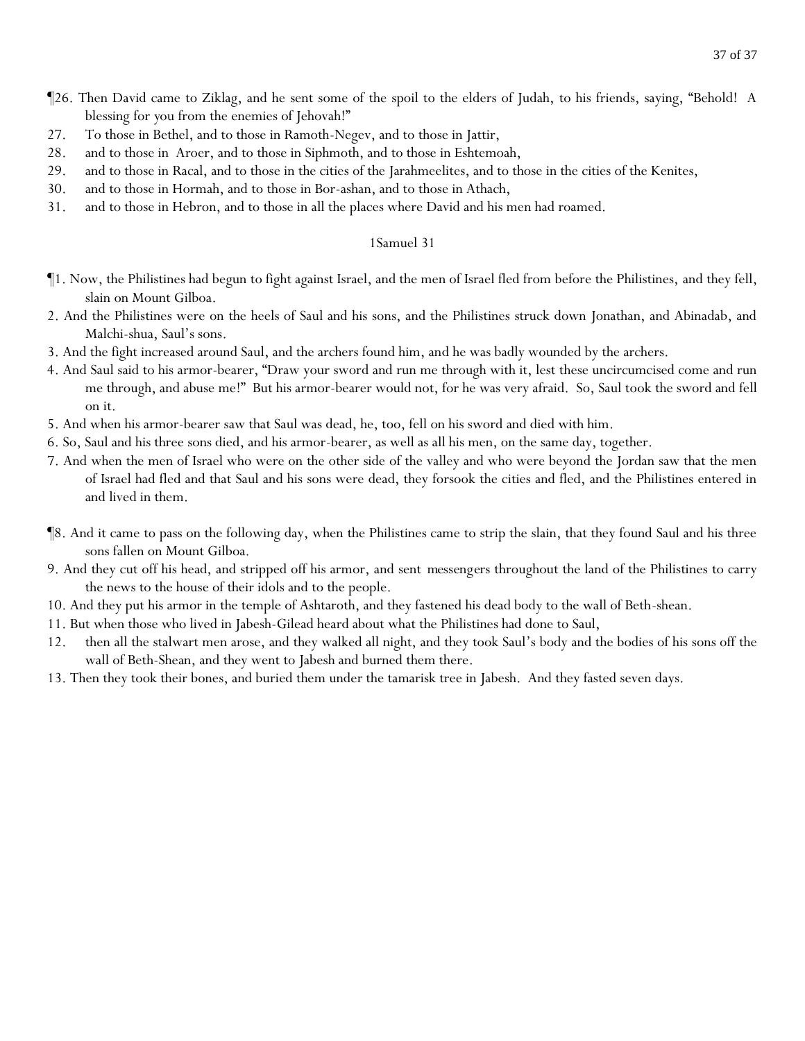¶26. Then David came to Ziklag, and he sent some of the spoil to the elders of Judah, to his friends, saying, "Behold! A blessing for you from the enemies of Jehovah!"

27. To those in Bethel, and to those in Ramoth-Negev, and to those in Jattir,

28. and to those in Aroer, and to those in Siphmoth, and to those in Eshtemoah,

29. and to those in Racal, and to those in the cities of the Jarahmeelites, and to those in the cities of the Kenites,

30. and to those in Hormah, and to those in Bor-ashan, and to those in Athach,

31. and to those in Hebron, and to those in all the places where David and his men had roamed.

## 1Samuel 31

¶1. Now, the Philistines had begun to fight against Israel, and the men of Israel fled from before the Philistines, and they fell, slain on Mount Gilboa.

2. And the Philistines were on the heels of Saul and his sons, and the Philistines struck down Jonathan, and Abinadab, and Malchi-shua, Saul's sons.

3. And the fight increased around Saul, and the archers found him, and he was badly wounded by the archers.

4. And Saul said to his armor-bearer, "Draw your sword and run me through with it, lest these uncircumcised come and run me through, and abuse me!" But his armor-bearer would not, for he was very afraid. So, Saul took the sword and fell on it.

5. And when his armor-bearer saw that Saul was dead, he, too, fell on his sword and died with him.

6. So, Saul and his three sons died, and his armor-bearer, as well as all his men, on the same day, together.

7. And when the men of Israel who were on the other side of the valley and who were beyond the Jordan saw that the men of Israel had fled and that Saul and his sons were dead, they forsook the cities and fled, and the Philistines entered in and lived in them.

¶8. And it came to pass on the following day, when the Philistines came to strip the slain, that they found Saul and his three sons fallen on Mount Gilboa.

9. And they cut off his head, and stripped off his armor, and sent messengers throughout the land of the Philistines to carry the news to the house of their idols and to the people.

10. And they put his armor in the temple of Ashtaroth, and they fastened his dead body to the wall of Beth-shean.

11. But when those who lived in Jabesh-Gilead heard about what the Philistines had done to Saul,

12. then all the stalwart men arose, and they walked all night, and they took Saul's body and the bodies of his sons off the wall of Beth-Shean, and they went to Jabesh and burned them there.

13. Then they took their bones, and buried them under the tamarisk tree in Jabesh. And they fasted seven days.